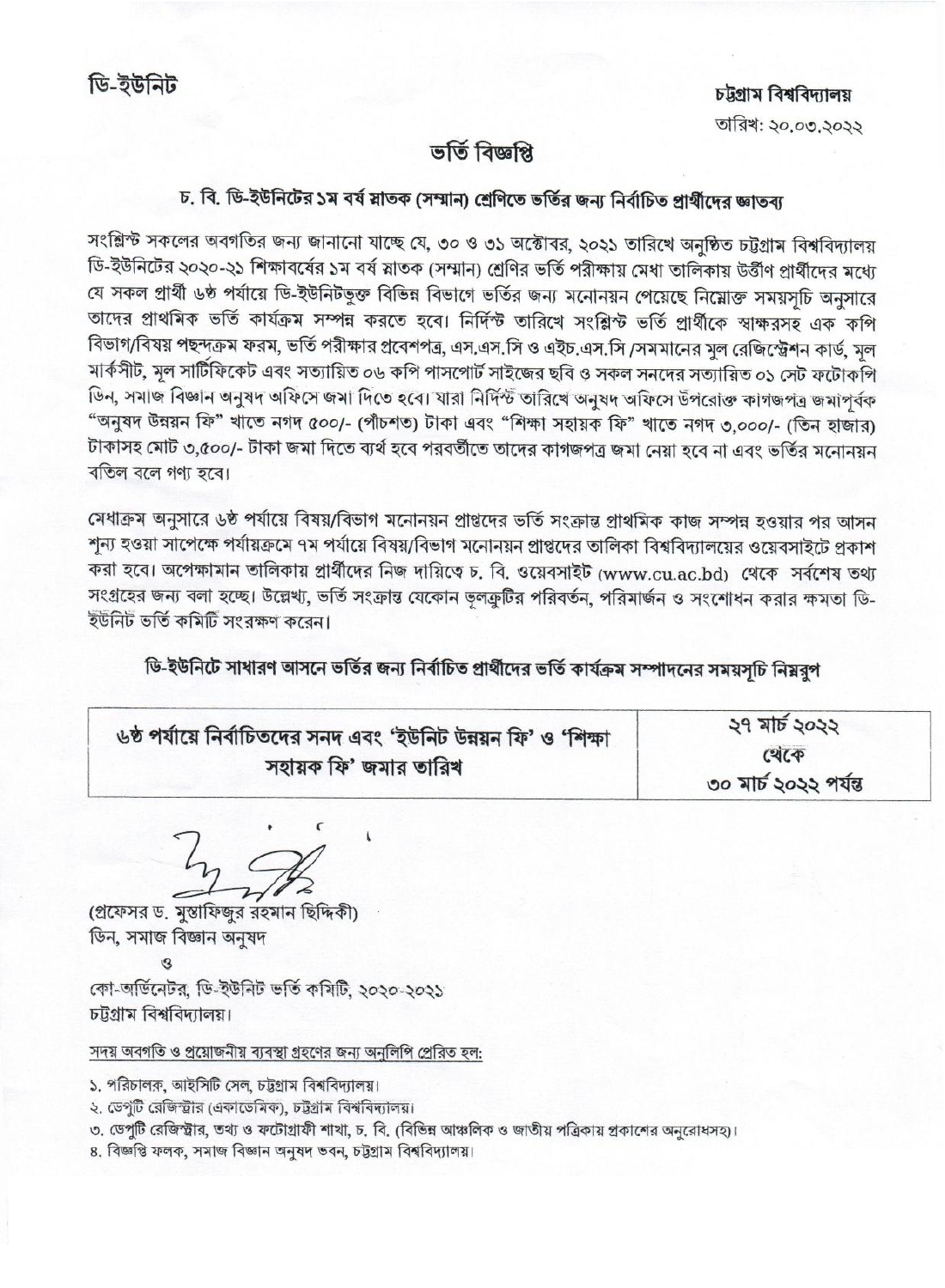ডি-ইউনিট

চট্টগ্রাম বিশ্ববিদ্যালয়

তারিখ: ২০.০৩.২০২২

# ভর্তি বিজ্ঞপ্তি

## চ. বি. ডি-ইউনিটের ১ম বর্ষ স্নাতক (সম্মান) শ্রেণিতে ভর্তির জন্য নির্বাচিত প্রার্থীদের জ্ঞাতব্য

সংশ্লিষ্ট সকলের অবগতির জন্য জানানো যাচ্ছে যে, ৩০ ও ৩১ অক্টোবর, ২০২১ তারিখে অনুষ্ঠিত চট্টগ্রাম বিশ্ববিদ্যালয় ডি-ইউনিটের ২০২০-২১ শিক্ষাবর্ষের ১ম বর্ষ স্নাতক (সম্মান) শ্রেণির ভর্তি পরীক্ষায় মেধা তালিকায় উত্তীর্ণ প্রার্থীদের মধ্যে যে সকল প্রার্থী ৬ষ্ঠ পর্যায়ে ডি-ইউনিটভুক্ত বিভিন্ন বিভাগে ভর্তির জন্য মনোনয়ন পেয়েছে নিম্নোক্ত সময়সূচি অনুসারে তাদের প্রাথমিক ভর্তি কার্যক্রম সম্পন্ন করতে হবে। নির্দিষ্ট তারিখে সংশ্লিষ্ট ভর্তি প্রার্থীকে স্বাক্ষরসহ এক কপি বিভাগ/বিষয় পছন্দক্রম ফরম, ভর্তি পরীক্ষার প্রবেশপত্র, এস.এস.সি ও এইচ.এস.সি /সমমানের মূল রেজিস্ট্রেশন কার্ড, মূল মার্কসীট, মূল সার্টিফিকেট এবং সত্যায়িত ০৬ কপি পাসপোর্ট সাইজের ছবি ও সকল সনদের সত্যায়িত ০১ সেট ফটোকপি ডিন, সমাজ বিজ্ঞান অনুষদ অফিসে জমা দিতে হবে। যারা নির্দিষ্ট তারিখে অনুষদ অফিসে উপরোক্ত কাগজপত্র জমাপূর্বক "অনুষদ উন্নয়ন ফি" খাতে নগদ ৫০০/- (পাঁচশত) টাকা এবং "শিক্ষা সহায়ক ফি" খাতে নগদ ৩,০০০/- (তিন হাজার) টাকাসহ মোট ৩,৫০০/- টাকা জমা দিতে ব্যর্থ হবে পরবর্তীতে তাদের কাগজপত্র জমা নেয়া হবে না এবং ভর্তির মনোনয়ন বতিল বলে গণ্য হবে।

মেধাক্রম অনুসারে ৬ষ্ঠ পর্যায়ে বিষয়/বিভাগ মনোনয়ন প্রাপ্তদের ভর্তি সংক্রান্ত প্রাথমিক কাজ সম্পন্ন হওয়ার পর আসন শূন্য হওয়া সাপেক্ষে পর্যায়ক্রমে ৭ম পর্যায়ে বিষয়/বিভাগ মনোনয়ন প্রাপ্তদের তালিকা বিশ্ববিদ্যালয়ের ওয়েবসাইটে প্রকাশ করা হবে। অপেক্ষামান তালিকায় প্রার্থীদের নিজ দায়িত্বে চ. বি. ওয়েবসাইট (www.cu.ac.bd) থেকে সর্বশেষ তথ্য সংগ্রহের জন্য বলা হচ্ছে। উল্লেখ্য, ভর্তি সংক্রান্ত যেকোন ভূলত্রুটির পরিবর্তন, পরিমার্জন ও সংশোধন করার ক্ষমতা ডি-ইউনিট ভর্তি কমিটি সংরক্ষণ করেন।

### ডি-ইউনিটে সাধারণ আসনে ভর্তির জন্য নির্বাচিত প্রার্থীদের ভর্তি কার্যক্রম সম্পাদনের সময়সূচি নিম্নরূপ

| ৬ষ্ঠ পর্যায়ে নির্বাচিতদের সনদ এবং 'ইউনিট উন্নয়ন ফি' ও 'শিক্ষা সহায়ক ফি' জমার তারিখ | ২৭ মার্চ ২০২২ থেকে ৩০ মার্চ ২০২২ পর্যন্ত |
|---|---|

(প্রফেসর ড. মুস্তাফিজুর রহমান ছিদ্দিকী)
ডিন, সমাজ বিজ্ঞান অনুষদ
ও
কো-অর্ডিনেটর, ডি-ইউনিট ভর্তি কমিটি, ২০২০-২০২১
চট্টগ্রাম বিশ্ববিদ্যালয়।

সদয় অবগতি ও প্রয়োজনীয় ব্যবস্থা গ্রহণের জন্য অনুলিপি প্রেরিত হল:

১. পরিচালক, আইসিটি সেল, চট্টগ্রাম বিশ্ববিদ্যালয়।
২. ডেপুটি রেজিস্ট্রার (একাডেমিক), চট্টগ্রাম বিশ্ববিদ্যালয়।
৩. ডেপুটি রেজিস্ট্রার, তথ্য ও ফটোগ্রাফী শাখা, চ. বি. (বিভিন্ন আঞ্চলিক ও জাতীয় পত্রিকায় প্রকাশের অনুরোধসহ)।
৪. বিজ্ঞপ্তি ফলক, সমাজ বিজ্ঞান অনুষদ ভবন, চট্টগ্রাম বিশ্ববিদ্যালয়।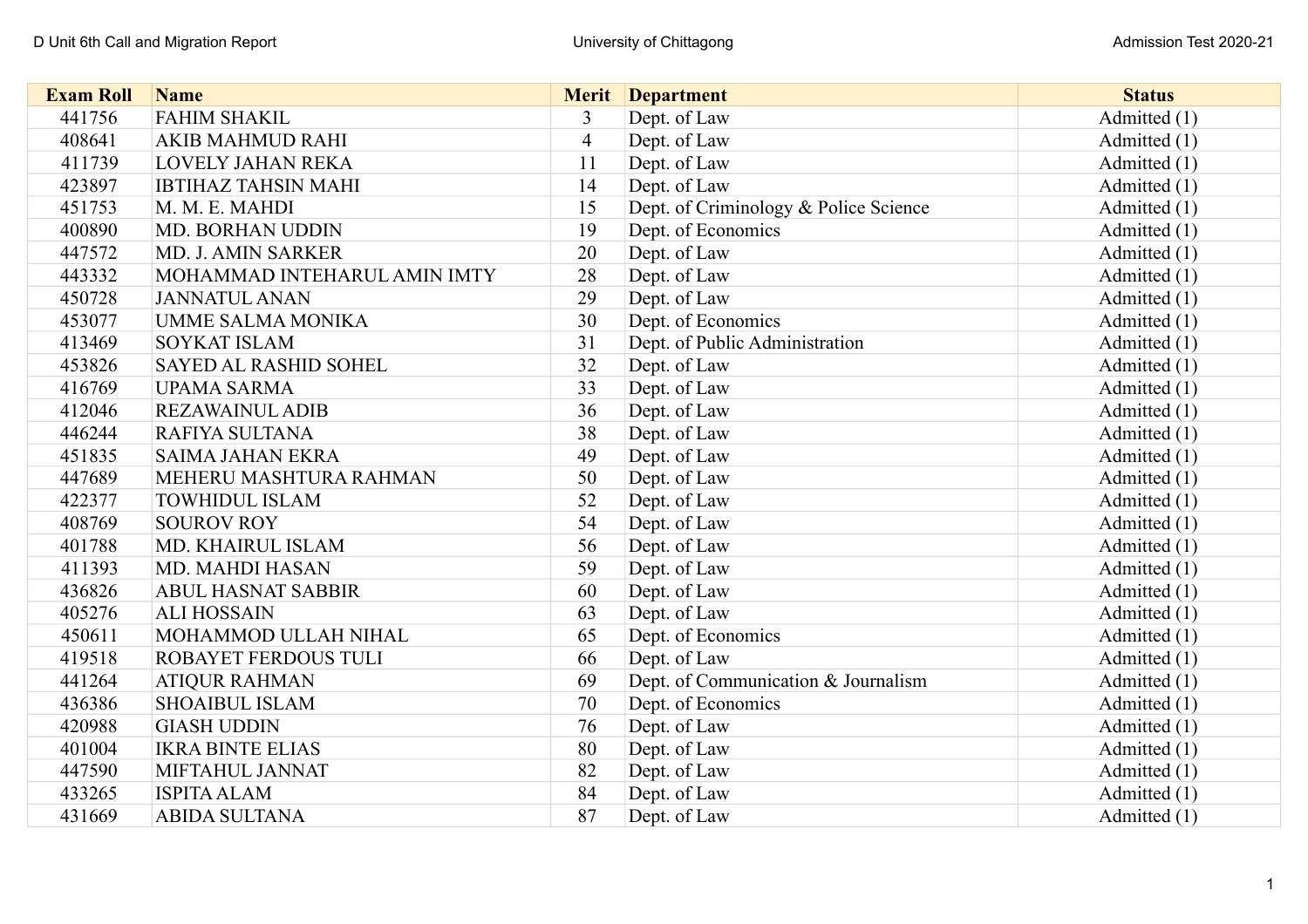| Exam Roll | Name | Merit | Department | Status |
|---|---|---|---|---|
| 441756 | FAHIM SHAKIL | 3 | Dept. of Law | Admitted (1) |
| 408641 | AKIB MAHMUD RAHI | 4 | Dept. of Law | Admitted (1) |
| 411739 | LOVELY JAHAN REKA | 11 | Dept. of Law | Admitted (1) |
| 423897 | IBTIHAZ TAHSIN MAHI | 14 | Dept. of Law | Admitted (1) |
| 451753 | M. M. E. MAHDI | 15 | Dept. of Criminology & Police Science | Admitted (1) |
| 400890 | MD. BORHAN UDDIN | 19 | Dept. of Economics | Admitted (1) |
| 447572 | MD. J. AMIN SARKER | 20 | Dept. of Law | Admitted (1) |
| 443332 | MOHAMMAD INTEHARUL AMIN IMTY | 28 | Dept. of Law | Admitted (1) |
| 450728 | JANNATUL ANAN | 29 | Dept. of Law | Admitted (1) |
| 453077 | UMME SALMA MONIKA | 30 | Dept. of Economics | Admitted (1) |
| 413469 | SOYKAT ISLAM | 31 | Dept. of Public Administration | Admitted (1) |
| 453826 | SAYED AL RASHID SOHEL | 32 | Dept. of Law | Admitted (1) |
| 416769 | UPAMA SARMA | 33 | Dept. of Law | Admitted (1) |
| 412046 | REZAWAINUL ADIB | 36 | Dept. of Law | Admitted (1) |
| 446244 | RAFIYA SULTANA | 38 | Dept. of Law | Admitted (1) |
| 451835 | SAIMA JAHAN EKRA | 49 | Dept. of Law | Admitted (1) |
| 447689 | MEHERU MASHTURA RAHMAN | 50 | Dept. of Law | Admitted (1) |
| 422377 | TOWHIDUL ISLAM | 52 | Dept. of Law | Admitted (1) |
| 408769 | SOUROV ROY | 54 | Dept. of Law | Admitted (1) |
| 401788 | MD. KHAIRUL ISLAM | 56 | Dept. of Law | Admitted (1) |
| 411393 | MD. MAHDI HASAN | 59 | Dept. of Law | Admitted (1) |
| 436826 | ABUL HASNAT SABBIR | 60 | Dept. of Law | Admitted (1) |
| 405276 | ALI HOSSAIN | 63 | Dept. of Law | Admitted (1) |
| 450611 | MOHAMMOD ULLAH NIHAL | 65 | Dept. of Economics | Admitted (1) |
| 419518 | ROBAYET FERDOUS TULI | 66 | Dept. of Law | Admitted (1) |
| 441264 | ATIQUR RAHMAN | 69 | Dept. of Communication & Journalism | Admitted (1) |
| 436386 | SHOAIBUL ISLAM | 70 | Dept. of Economics | Admitted (1) |
| 420988 | GIASH UDDIN | 76 | Dept. of Law | Admitted (1) |
| 401004 | IKRA BINTE ELIAS | 80 | Dept. of Law | Admitted (1) |
| 447590 | MIFTAHUL JANNAT | 82 | Dept. of Law | Admitted (1) |
| 433265 | ISPITA ALAM | 84 | Dept. of Law | Admitted (1) |
| 431669 | ABIDA SULTANA | 87 | Dept. of Law | Admitted (1) |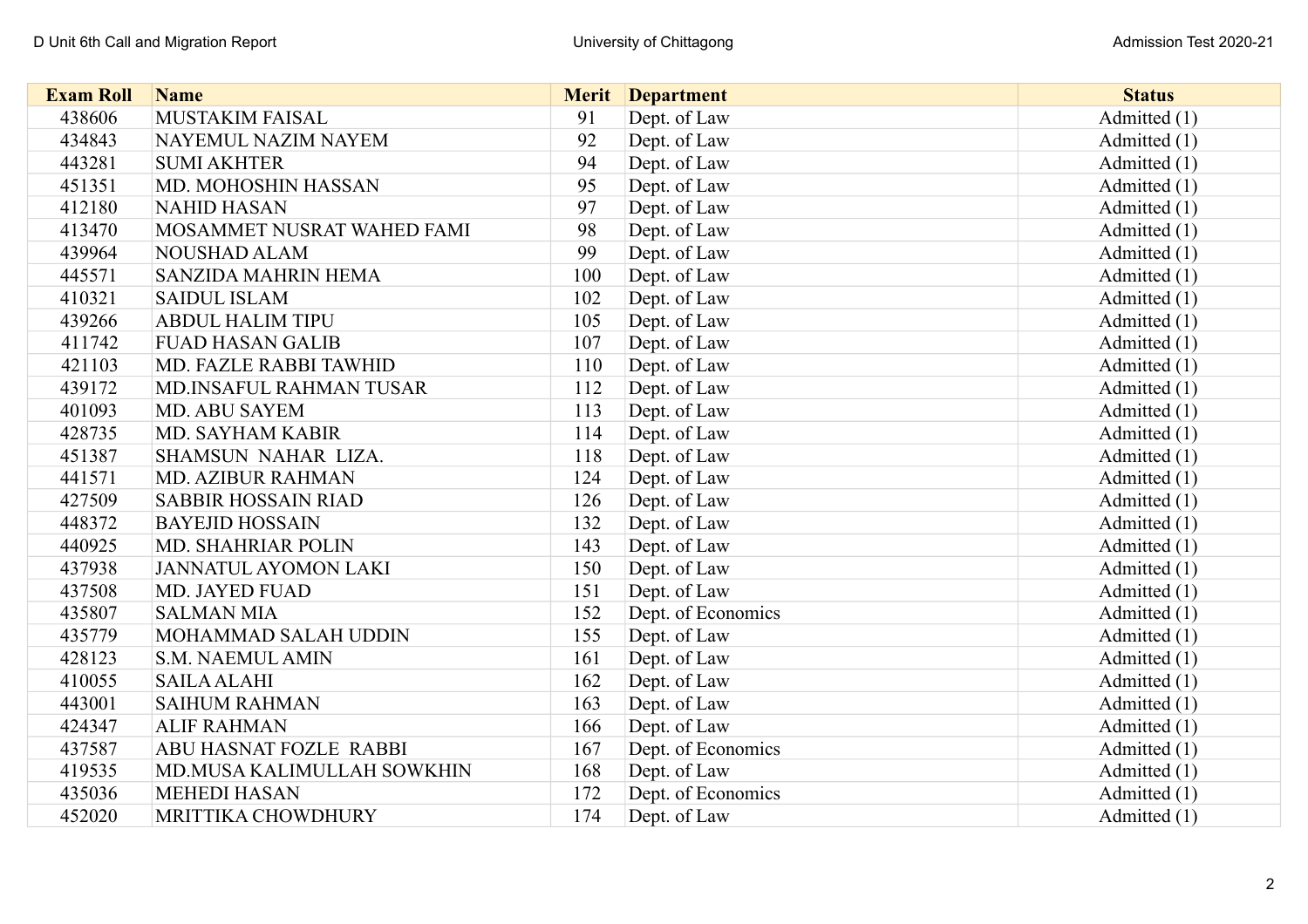| Exam Roll | Name | Merit | Department | Status |
|---|---|---|---|---|
| 438606 | MUSTAKIM FAISAL | 91 | Dept. of Law | Admitted (1) |
| 434843 | NAYEMUL NAZIM NAYEM | 92 | Dept. of Law | Admitted (1) |
| 443281 | SUMI AKHTER | 94 | Dept. of Law | Admitted (1) |
| 451351 | MD. MOHOSHIN HASSAN | 95 | Dept. of Law | Admitted (1) |
| 412180 | NAHID HASAN | 97 | Dept. of Law | Admitted (1) |
| 413470 | MOSAMMET NUSRAT WAHED FAMI | 98 | Dept. of Law | Admitted (1) |
| 439964 | NOUSHAD ALAM | 99 | Dept. of Law | Admitted (1) |
| 445571 | SANZIDA MAHRIN HEMA | 100 | Dept. of Law | Admitted (1) |
| 410321 | SAIDUL ISLAM | 102 | Dept. of Law | Admitted (1) |
| 439266 | ABDUL HALIM TIPU | 105 | Dept. of Law | Admitted (1) |
| 411742 | FUAD HASAN GALIB | 107 | Dept. of Law | Admitted (1) |
| 421103 | MD. FAZLE RABBI TAWHID | 110 | Dept. of Law | Admitted (1) |
| 439172 | MD.INSAFUL RAHMAN TUSAR | 112 | Dept. of Law | Admitted (1) |
| 401093 | MD. ABU SAYEM | 113 | Dept. of Law | Admitted (1) |
| 428735 | MD. SAYHAM KABIR | 114 | Dept. of Law | Admitted (1) |
| 451387 | SHAMSUN NAHAR LIZA. | 118 | Dept. of Law | Admitted (1) |
| 441571 | MD. AZIBUR RAHMAN | 124 | Dept. of Law | Admitted (1) |
| 427509 | SABBIR HOSSAIN RIAD | 126 | Dept. of Law | Admitted (1) |
| 448372 | BAYEJID HOSSAIN | 132 | Dept. of Law | Admitted (1) |
| 440925 | MD. SHAHRIAR POLIN | 143 | Dept. of Law | Admitted (1) |
| 437938 | JANNATUL AYOMON LAKI | 150 | Dept. of Law | Admitted (1) |
| 437508 | MD. JAYED FUAD | 151 | Dept. of Law | Admitted (1) |
| 435807 | SALMAN MIA | 152 | Dept. of Economics | Admitted (1) |
| 435779 | MOHAMMAD SALAH UDDIN | 155 | Dept. of Law | Admitted (1) |
| 428123 | S.M. NAEMUL AMIN | 161 | Dept. of Law | Admitted (1) |
| 410055 | SAILA ALAHI | 162 | Dept. of Law | Admitted (1) |
| 443001 | SAIHUM RAHMAN | 163 | Dept. of Law | Admitted (1) |
| 424347 | ALIF RAHMAN | 166 | Dept. of Law | Admitted (1) |
| 437587 | ABU HASNAT FOZLE RABBI | 167 | Dept. of Economics | Admitted (1) |
| 419535 | MD.MUSA KALIMULLAH SOWKHIN | 168 | Dept. of Law | Admitted (1) |
| 435036 | MEHEDI HASAN | 172 | Dept. of Economics | Admitted (1) |
| 452020 | MRITTIKA CHOWDHURY | 174 | Dept. of Law | Admitted (1) |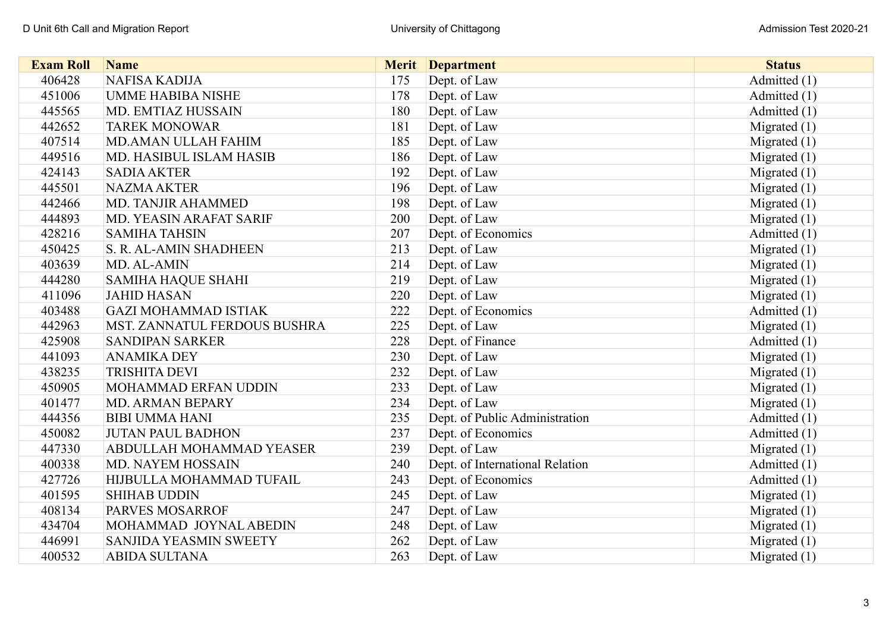| Exam Roll | Name | Merit | Department | Status |
|---|---|---|---|---|
| 406428 | NAFISA KADIJA | 175 | Dept. of Law | Admitted (1) |
| 451006 | UMME HABIBA NISHE | 178 | Dept. of Law | Admitted (1) |
| 445565 | MD. EMTIAZ HUSSAIN | 180 | Dept. of Law | Admitted (1) |
| 442652 | TAREK MONOWAR | 181 | Dept. of Law | Migrated (1) |
| 407514 | MD.AMAN ULLAH FAHIM | 185 | Dept. of Law | Migrated (1) |
| 449516 | MD. HASIBUL ISLAM HASIB | 186 | Dept. of Law | Migrated (1) |
| 424143 | SADIA AKTER | 192 | Dept. of Law | Migrated (1) |
| 445501 | NAZMA AKTER | 196 | Dept. of Law | Migrated (1) |
| 442466 | MD. TANJIR AHAMMED | 198 | Dept. of Law | Migrated (1) |
| 444893 | MD. YEASIN ARAFAT SARIF | 200 | Dept. of Law | Migrated (1) |
| 428216 | SAMIHA TAHSIN | 207 | Dept. of Economics | Admitted (1) |
| 450425 | S. R. AL-AMIN SHADHEEN | 213 | Dept. of Law | Migrated (1) |
| 403639 | MD. AL-AMIN | 214 | Dept. of Law | Migrated (1) |
| 444280 | SAMIHA HAQUE SHAHI | 219 | Dept. of Law | Migrated (1) |
| 411096 | JAHID HASAN | 220 | Dept. of Law | Migrated (1) |
| 403488 | GAZI MOHAMMAD ISTIAK | 222 | Dept. of Economics | Admitted (1) |
| 442963 | MST. ZANNATUL FERDOUS BUSHRA | 225 | Dept. of Law | Migrated (1) |
| 425908 | SANDIPAN SARKER | 228 | Dept. of Finance | Admitted (1) |
| 441093 | ANAMIKA DEY | 230 | Dept. of Law | Migrated (1) |
| 438235 | TRISHITA DEVI | 232 | Dept. of Law | Migrated (1) |
| 450905 | MOHAMMAD ERFAN UDDIN | 233 | Dept. of Law | Migrated (1) |
| 401477 | MD. ARMAN BEPARY | 234 | Dept. of Law | Migrated (1) |
| 444356 | BIBI UMMA HANI | 235 | Dept. of Public Administration | Admitted (1) |
| 450082 | JUTAN PAUL BADHON | 237 | Dept. of Economics | Admitted (1) |
| 447330 | ABDULLAH MOHAMMAD YEASER | 239 | Dept. of Law | Migrated (1) |
| 400338 | MD. NAYEM HOSSAIN | 240 | Dept. of International Relation | Admitted (1) |
| 427726 | HIJBULLA MOHAMMAD TUFAIL | 243 | Dept. of Economics | Admitted (1) |
| 401595 | SHIHAB UDDIN | 245 | Dept. of Law | Migrated (1) |
| 408134 | PARVES MOSARROF | 247 | Dept. of Law | Migrated (1) |
| 434704 | MOHAMMAD JOYNAL ABEDIN | 248 | Dept. of Law | Migrated (1) |
| 446991 | SANJIDA YEASMIN SWEETY | 262 | Dept. of Law | Migrated (1) |
| 400532 | ABIDA SULTANA | 263 | Dept. of Law | Migrated (1) |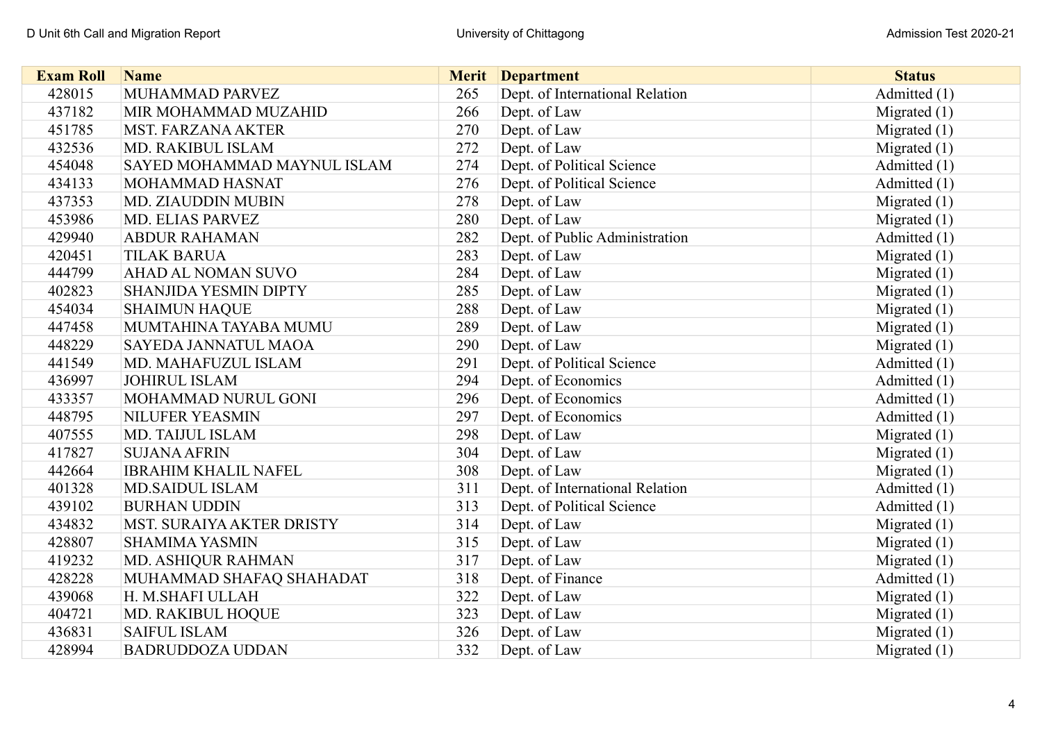| Exam Roll | Name | Merit | Department | Status |
|---|---|---|---|---|
| 428015 | MUHAMMAD PARVEZ | 265 | Dept. of International Relation | Admitted (1) |
| 437182 | MIR MOHAMMAD MUZAHID | 266 | Dept. of Law | Migrated (1) |
| 451785 | MST. FARZANA AKTER | 270 | Dept. of Law | Migrated (1) |
| 432536 | MD. RAKIBUL ISLAM | 272 | Dept. of Law | Migrated (1) |
| 454048 | SAYED MOHAMMAD MAYNUL ISLAM | 274 | Dept. of Political Science | Admitted (1) |
| 434133 | MOHAMMAD HASNAT | 276 | Dept. of Political Science | Admitted (1) |
| 437353 | MD. ZIAUDDIN MUBIN | 278 | Dept. of Law | Migrated (1) |
| 453986 | MD. ELIAS PARVEZ | 280 | Dept. of Law | Migrated (1) |
| 429940 | ABDUR RAHAMAN | 282 | Dept. of Public Administration | Admitted (1) |
| 420451 | TILAK BARUA | 283 | Dept. of Law | Migrated (1) |
| 444799 | AHAD AL NOMAN SUVO | 284 | Dept. of Law | Migrated (1) |
| 402823 | SHANJIDA YESMIN DIPTY | 285 | Dept. of Law | Migrated (1) |
| 454034 | SHAIMUN HAQUE | 288 | Dept. of Law | Migrated (1) |
| 447458 | MUMTAHINA TAYABA MUMU | 289 | Dept. of Law | Migrated (1) |
| 448229 | SAYEDA JANNATUL MAOA | 290 | Dept. of Law | Migrated (1) |
| 441549 | MD. MAHAFUZUL ISLAM | 291 | Dept. of Political Science | Admitted (1) |
| 436997 | JOHIRUL ISLAM | 294 | Dept. of Economics | Admitted (1) |
| 433357 | MOHAMMAD NURUL GONI | 296 | Dept. of Economics | Admitted (1) |
| 448795 | NILUFER YEASMIN | 297 | Dept. of Economics | Admitted (1) |
| 407555 | MD. TAIJUL ISLAM | 298 | Dept. of Law | Migrated (1) |
| 417827 | SUJANA AFRIN | 304 | Dept. of Law | Migrated (1) |
| 442664 | IBRAHIM KHALIL NAFEL | 308 | Dept. of Law | Migrated (1) |
| 401328 | MD.SAIDUL ISLAM | 311 | Dept. of International Relation | Admitted (1) |
| 439102 | BURHAN UDDIN | 313 | Dept. of Political Science | Admitted (1) |
| 434832 | MST. SURAIYA AKTER DRISTY | 314 | Dept. of Law | Migrated (1) |
| 428807 | SHAMIMA YASMIN | 315 | Dept. of Law | Migrated (1) |
| 419232 | MD. ASHIQUR RAHMAN | 317 | Dept. of Law | Migrated (1) |
| 428228 | MUHAMMAD SHAFAQ SHAHADAT | 318 | Dept. of Finance | Admitted (1) |
| 439068 | H. M.SHAFI ULLAH | 322 | Dept. of Law | Migrated (1) |
| 404721 | MD. RAKIBUL HOQUE | 323 | Dept. of Law | Migrated (1) |
| 436831 | SAIFUL ISLAM | 326 | Dept. of Law | Migrated (1) |
| 428994 | BADRUDDOZA UDDAN | 332 | Dept. of Law | Migrated (1) |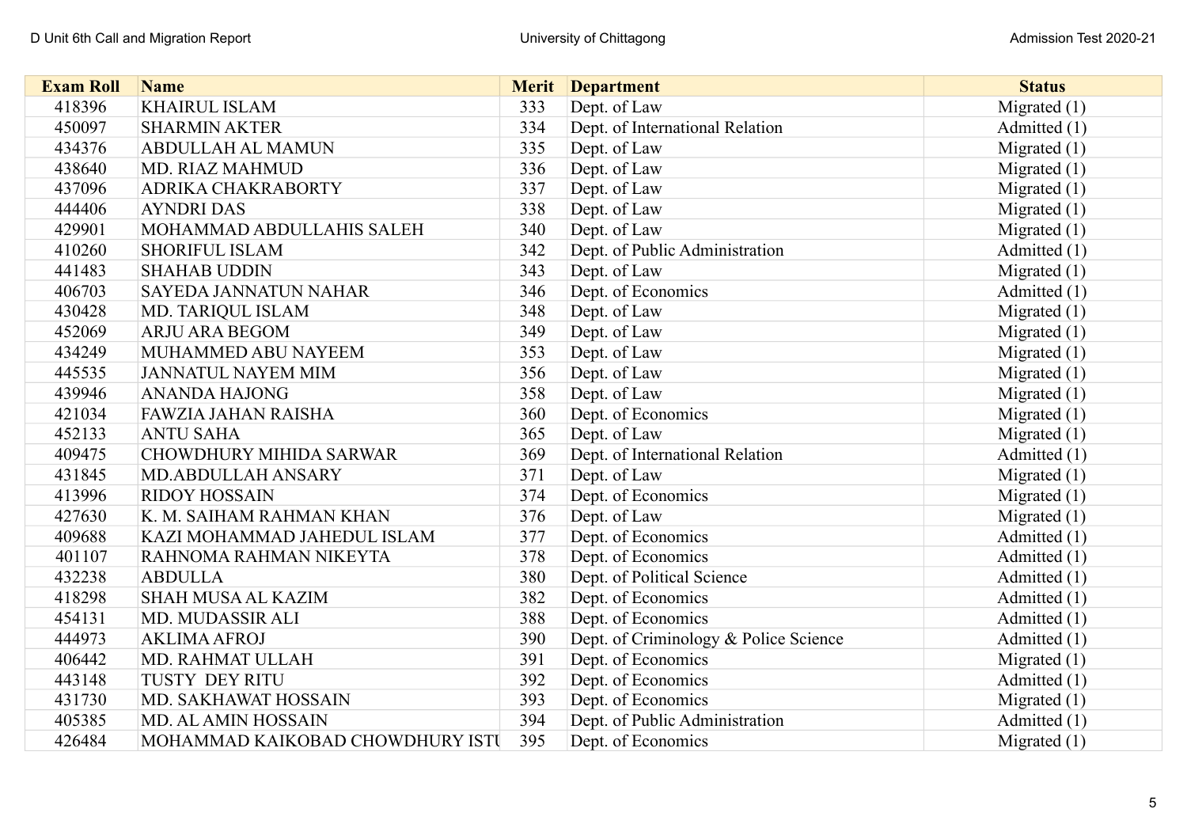| Exam Roll | Name | Merit | Department | Status |
|---|---|---|---|---|
| 418396 | KHAIRUL ISLAM | 333 | Dept. of Law | Migrated (1) |
| 450097 | SHARMIN AKTER | 334 | Dept. of International Relation | Admitted (1) |
| 434376 | ABDULLAH AL MAMUN | 335 | Dept. of Law | Migrated (1) |
| 438640 | MD. RIAZ MAHMUD | 336 | Dept. of Law | Migrated (1) |
| 437096 | ADRIKA CHAKRABORTY | 337 | Dept. of Law | Migrated (1) |
| 444406 | AYNDRI DAS | 338 | Dept. of Law | Migrated (1) |
| 429901 | MOHAMMAD ABDULLAHIS SALEH | 340 | Dept. of Law | Migrated (1) |
| 410260 | SHORIFUL ISLAM | 342 | Dept. of Public Administration | Admitted (1) |
| 441483 | SHAHAB UDDIN | 343 | Dept. of Law | Migrated (1) |
| 406703 | SAYEDA JANNATUN NAHAR | 346 | Dept. of Economics | Admitted (1) |
| 430428 | MD. TARIQUL ISLAM | 348 | Dept. of Law | Migrated (1) |
| 452069 | ARJU ARA BEGOM | 349 | Dept. of Law | Migrated (1) |
| 434249 | MUHAMMED ABU NAYEEM | 353 | Dept. of Law | Migrated (1) |
| 445535 | JANNATUL NAYEM MIM | 356 | Dept. of Law | Migrated (1) |
| 439946 | ANANDA HAJONG | 358 | Dept. of Law | Migrated (1) |
| 421034 | FAWZIA JAHAN RAISHA | 360 | Dept. of Economics | Migrated (1) |
| 452133 | ANTU SAHA | 365 | Dept. of Law | Migrated (1) |
| 409475 | CHOWDHURY MIHIDA SARWAR | 369 | Dept. of International Relation | Admitted (1) |
| 431845 | MD.ABDULLAH ANSARY | 371 | Dept. of Law | Migrated (1) |
| 413996 | RIDOY HOSSAIN | 374 | Dept. of Economics | Migrated (1) |
| 427630 | K. M. SAIHAM RAHMAN KHAN | 376 | Dept. of Law | Migrated (1) |
| 409688 | KAZI MOHAMMAD JAHEDUL ISLAM | 377 | Dept. of Economics | Admitted (1) |
| 401107 | RAHNOMA RAHMAN NIKEYTA | 378 | Dept. of Economics | Admitted (1) |
| 432238 | ABDULLA | 380 | Dept. of Political Science | Admitted (1) |
| 418298 | SHAH MUSA AL KAZIM | 382 | Dept. of Economics | Admitted (1) |
| 454131 | MD. MUDASSIR ALI | 388 | Dept. of Economics | Admitted (1) |
| 444973 | AKLIMA AFROJ | 390 | Dept. of Criminology & Police Science | Admitted (1) |
| 406442 | MD. RAHMAT ULLAH | 391 | Dept. of Economics | Migrated (1) |
| 443148 | TUSTY DEY RITU | 392 | Dept. of Economics | Admitted (1) |
| 431730 | MD. SAKHAWAT HOSSAIN | 393 | Dept. of Economics | Migrated (1) |
| 405385 | MD. AL AMIN HOSSAIN | 394 | Dept. of Public Administration | Admitted (1) |
| 426484 | MOHAMMAD KAIKOBAD CHOWDHURY ISTU | 395 | Dept. of Economics | Migrated (1) |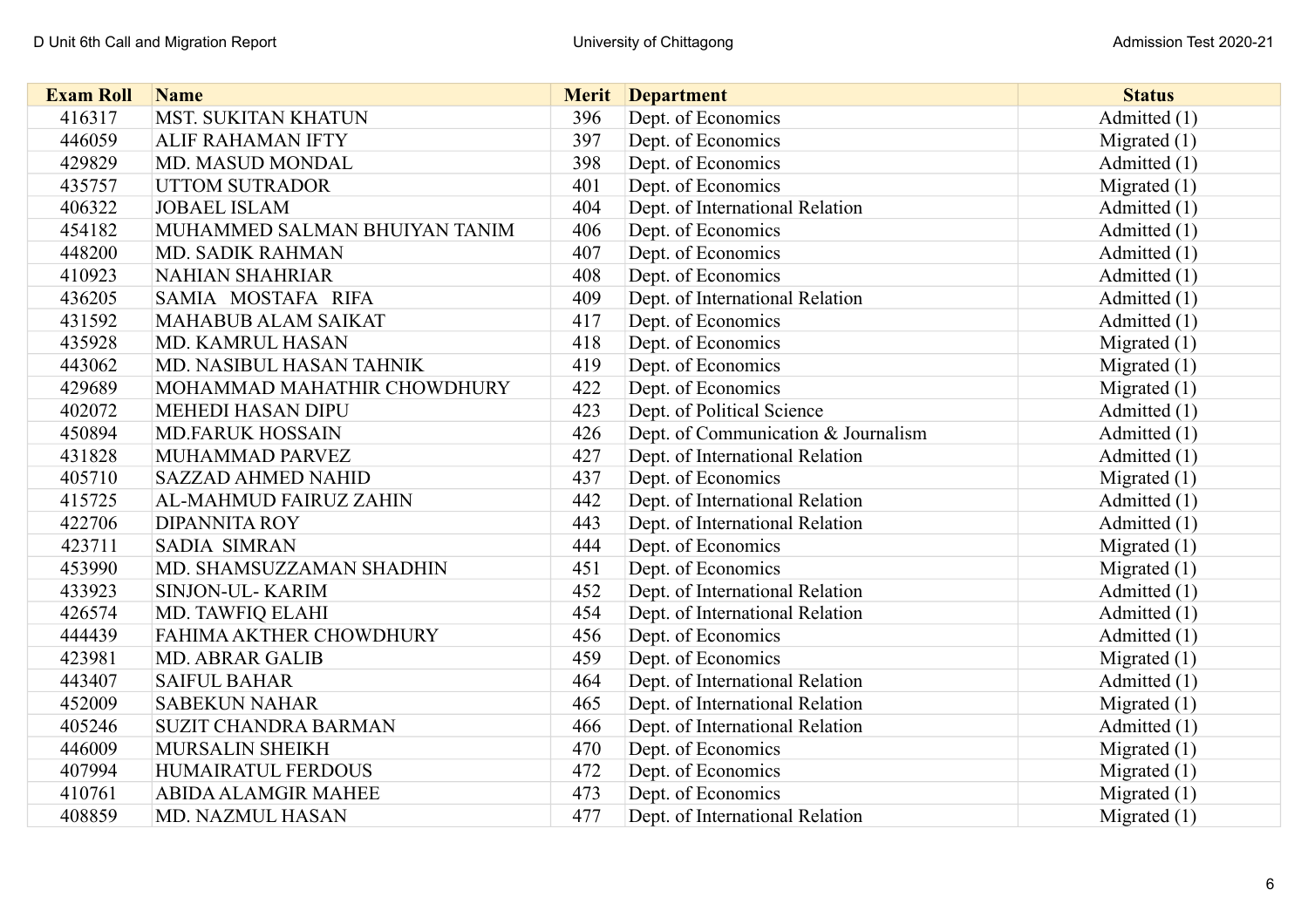| Exam Roll | Name | Merit | Department | Status |
|---|---|---|---|---|
| 416317 | MST. SUKITAN KHATUN | 396 | Dept. of Economics | Admitted (1) |
| 446059 | ALIF RAHAMAN IFTY | 397 | Dept. of Economics | Migrated (1) |
| 429829 | MD. MASUD MONDAL | 398 | Dept. of Economics | Admitted (1) |
| 435757 | UTTOM SUTRADOR | 401 | Dept. of Economics | Migrated (1) |
| 406322 | JOBAEL ISLAM | 404 | Dept. of International Relation | Admitted (1) |
| 454182 | MUHAMMED SALMAN BHUIYAN TANIM | 406 | Dept. of Economics | Admitted (1) |
| 448200 | MD. SADIK RAHMAN | 407 | Dept. of Economics | Admitted (1) |
| 410923 | NAHIAN SHAHRIAR | 408 | Dept. of Economics | Admitted (1) |
| 436205 | SAMIA MOSTAFA RIFA | 409 | Dept. of International Relation | Admitted (1) |
| 431592 | MAHABUB ALAM SAIKAT | 417 | Dept. of Economics | Admitted (1) |
| 435928 | MD. KAMRUL HASAN | 418 | Dept. of Economics | Migrated (1) |
| 443062 | MD. NASIBUL HASAN TAHNIK | 419 | Dept. of Economics | Migrated (1) |
| 429689 | MOHAMMAD MAHATHIR CHOWDHURY | 422 | Dept. of Economics | Migrated (1) |
| 402072 | MEHEDI HASAN DIPU | 423 | Dept. of Political Science | Admitted (1) |
| 450894 | MD.FARUK HOSSAIN | 426 | Dept. of Communication & Journalism | Admitted (1) |
| 431828 | MUHAMMAD PARVEZ | 427 | Dept. of International Relation | Admitted (1) |
| 405710 | SAZZAD AHMED NAHID | 437 | Dept. of Economics | Migrated (1) |
| 415725 | AL-MAHMUD FAIRUZ ZAHIN | 442 | Dept. of International Relation | Admitted (1) |
| 422706 | DIPANNITA ROY | 443 | Dept. of International Relation | Admitted (1) |
| 423711 | SADIA SIMRAN | 444 | Dept. of Economics | Migrated (1) |
| 453990 | MD. SHAMSUZZAMAN SHADHIN | 451 | Dept. of Economics | Migrated (1) |
| 433923 | SINJON-UL- KARIM | 452 | Dept. of International Relation | Admitted (1) |
| 426574 | MD. TAWFIQ ELAHI | 454 | Dept. of International Relation | Admitted (1) |
| 444439 | FAHIMA AKTHER CHOWDHURY | 456 | Dept. of Economics | Admitted (1) |
| 423981 | MD. ABRAR GALIB | 459 | Dept. of Economics | Migrated (1) |
| 443407 | SAIFUL BAHAR | 464 | Dept. of International Relation | Admitted (1) |
| 452009 | SABEKUN NAHAR | 465 | Dept. of International Relation | Migrated (1) |
| 405246 | SUZIT CHANDRA BARMAN | 466 | Dept. of International Relation | Admitted (1) |
| 446009 | MURSALIN SHEIKH | 470 | Dept. of Economics | Migrated (1) |
| 407994 | HUMAIRATUL FERDOUS | 472 | Dept. of Economics | Migrated (1) |
| 410761 | ABIDA ALAMGIR MAHEE | 473 | Dept. of Economics | Migrated (1) |
| 408859 | MD. NAZMUL HASAN | 477 | Dept. of International Relation | Migrated (1) |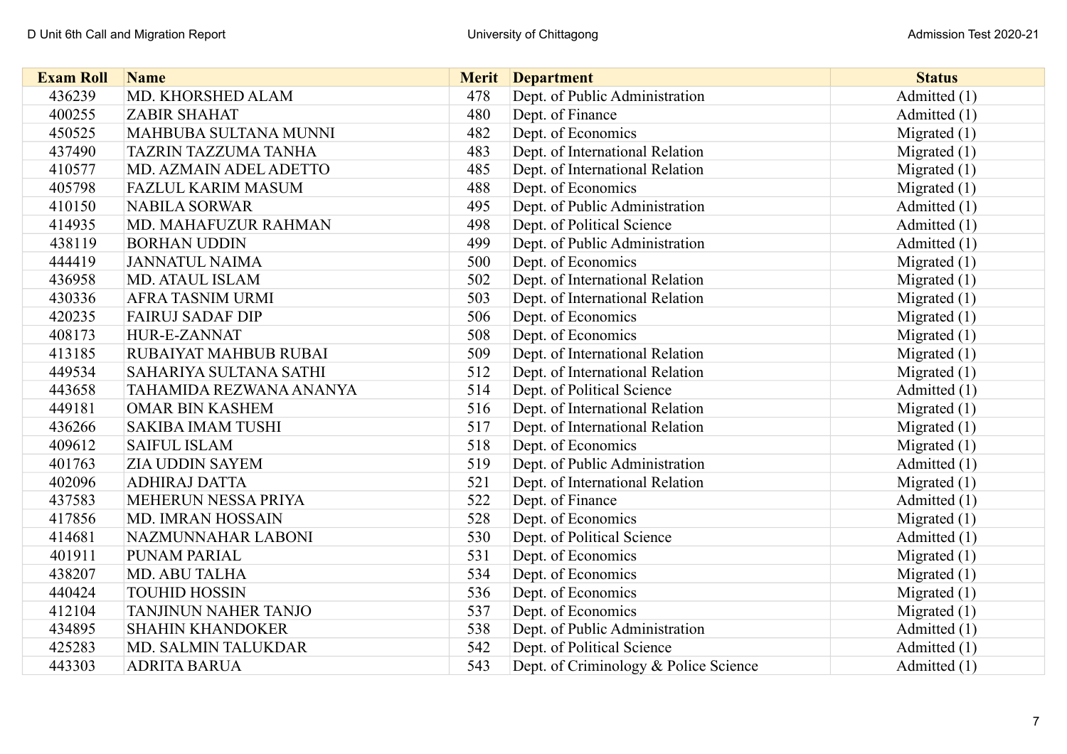| Exam Roll | Name | Merit | Department | Status |
|---|---|---|---|---|
| 436239 | MD. KHORSHED ALAM | 478 | Dept. of Public Administration | Admitted (1) |
| 400255 | ZABIR SHAHAT | 480 | Dept. of Finance | Admitted (1) |
| 450525 | MAHBUBA SULTANA MUNNI | 482 | Dept. of Economics | Migrated (1) |
| 437490 | TAZRIN TAZZUMA TANHA | 483 | Dept. of International Relation | Migrated (1) |
| 410577 | MD. AZMAIN ADEL ADETTO | 485 | Dept. of International Relation | Migrated (1) |
| 405798 | FAZLUL KARIM MASUM | 488 | Dept. of Economics | Migrated (1) |
| 410150 | NABILA SORWAR | 495 | Dept. of Public Administration | Admitted (1) |
| 414935 | MD. MAHAFUZUR RAHMAN | 498 | Dept. of Political Science | Admitted (1) |
| 438119 | BORHAN UDDIN | 499 | Dept. of Public Administration | Admitted (1) |
| 444419 | JANNATUL NAIMA | 500 | Dept. of Economics | Migrated (1) |
| 436958 | MD. ATAUL ISLAM | 502 | Dept. of International Relation | Migrated (1) |
| 430336 | AFRA TASNIM URMI | 503 | Dept. of International Relation | Migrated (1) |
| 420235 | FAIRUJ SADAF DIP | 506 | Dept. of Economics | Migrated (1) |
| 408173 | HUR-E-ZANNAT | 508 | Dept. of Economics | Migrated (1) |
| 413185 | RUBAIYAT MAHBUB RUBAI | 509 | Dept. of International Relation | Migrated (1) |
| 449534 | SAHARIYA SULTANA SATHI | 512 | Dept. of International Relation | Migrated (1) |
| 443658 | TAHAMIDA REZWANA ANANYA | 514 | Dept. of Political Science | Admitted (1) |
| 449181 | OMAR BIN KASHEM | 516 | Dept. of International Relation | Migrated (1) |
| 436266 | SAKIBA IMAM TUSHI | 517 | Dept. of International Relation | Migrated (1) |
| 409612 | SAIFUL ISLAM | 518 | Dept. of Economics | Migrated (1) |
| 401763 | ZIA UDDIN SAYEM | 519 | Dept. of Public Administration | Admitted (1) |
| 402096 | ADHIRAJ DATTA | 521 | Dept. of International Relation | Migrated (1) |
| 437583 | MEHERUN NESSA PRIYA | 522 | Dept. of Finance | Admitted (1) |
| 417856 | MD. IMRAN HOSSAIN | 528 | Dept. of Economics | Migrated (1) |
| 414681 | NAZMUNNAHAR LABONI | 530 | Dept. of Political Science | Admitted (1) |
| 401911 | PUNAM PARIAL | 531 | Dept. of Economics | Migrated (1) |
| 438207 | MD. ABU TALHA | 534 | Dept. of Economics | Migrated (1) |
| 440424 | TOUHID HOSSIN | 536 | Dept. of Economics | Migrated (1) |
| 412104 | TANJINUN NAHER TANJO | 537 | Dept. of Economics | Migrated (1) |
| 434895 | SHAHIN KHANDOKER | 538 | Dept. of Public Administration | Admitted (1) |
| 425283 | MD. SALMIN TALUKDAR | 542 | Dept. of Political Science | Admitted (1) |
| 443303 | ADRITA BARUA | 543 | Dept. of Criminology & Police Science | Admitted (1) |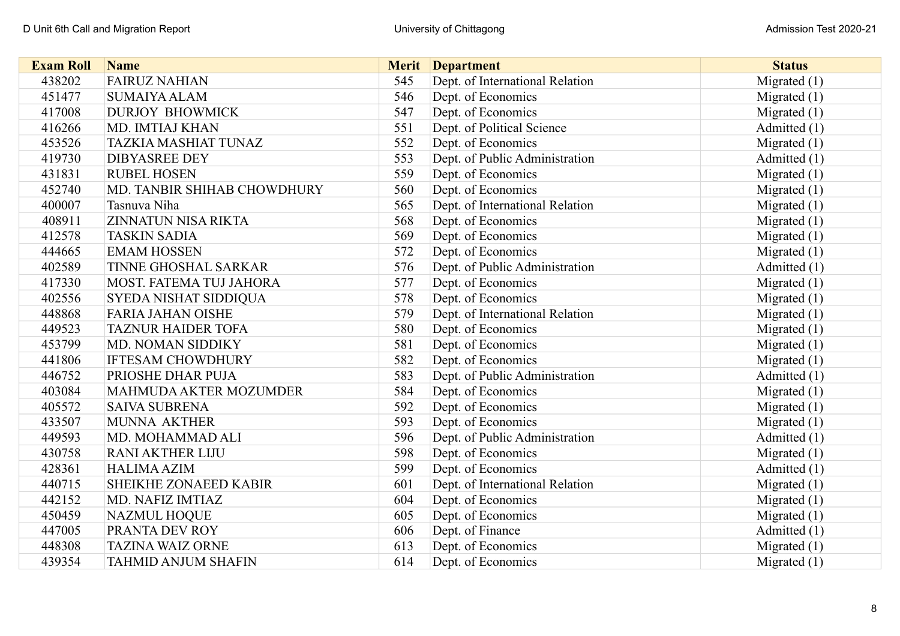| Exam Roll | Name | Merit | Department | Status |
|---|---|---|---|---|
| 438202 | FAIRUZ NAHIAN | 545 | Dept. of International Relation | Migrated (1) |
| 451477 | SUMAIYA ALAM | 546 | Dept. of Economics | Migrated (1) |
| 417008 | DURJOY BHOWMICK | 547 | Dept. of Economics | Migrated (1) |
| 416266 | MD. IMTIAJ KHAN | 551 | Dept. of Political Science | Admitted (1) |
| 453526 | TAZKIA MASHIAT TUNAZ | 552 | Dept. of Economics | Migrated (1) |
| 419730 | DIBYASREE DEY | 553 | Dept. of Public Administration | Admitted (1) |
| 431831 | RUBEL HOSEN | 559 | Dept. of Economics | Migrated (1) |
| 452740 | MD. TANBIR SHIHAB CHOWDHURY | 560 | Dept. of Economics | Migrated (1) |
| 400007 | Tasnuva Niha | 565 | Dept. of International Relation | Migrated (1) |
| 408911 | ZINNATUN NISA RIKTA | 568 | Dept. of Economics | Migrated (1) |
| 412578 | TASKIN SADIA | 569 | Dept. of Economics | Migrated (1) |
| 444665 | EMAM HOSSEN | 572 | Dept. of Economics | Migrated (1) |
| 402589 | TINNE GHOSHAL SARKAR | 576 | Dept. of Public Administration | Admitted (1) |
| 417330 | MOST. FATEMA TUJ JAHORA | 577 | Dept. of Economics | Migrated (1) |
| 402556 | SYEDA NISHAT SIDDIQUA | 578 | Dept. of Economics | Migrated (1) |
| 448868 | FARIA JAHAN OISHE | 579 | Dept. of International Relation | Migrated (1) |
| 449523 | TAZNUR HAIDER TOFA | 580 | Dept. of Economics | Migrated (1) |
| 453799 | MD. NOMAN SIDDIKY | 581 | Dept. of Economics | Migrated (1) |
| 441806 | IFTESAM CHOWDHURY | 582 | Dept. of Economics | Migrated (1) |
| 446752 | PRIOSHE DHAR PUJA | 583 | Dept. of Public Administration | Admitted (1) |
| 403084 | MAHMUDA AKTER MOZUMDER | 584 | Dept. of Economics | Migrated (1) |
| 405572 | SAIVA SUBRENA | 592 | Dept. of Economics | Migrated (1) |
| 433507 | MUNNA AKTHER | 593 | Dept. of Economics | Migrated (1) |
| 449593 | MD. MOHAMMAD ALI | 596 | Dept. of Public Administration | Admitted (1) |
| 430758 | RANI AKTHER LIJU | 598 | Dept. of Economics | Migrated (1) |
| 428361 | HALIMA AZIM | 599 | Dept. of Economics | Admitted (1) |
| 440715 | SHEIKHE ZONAEED KABIR | 601 | Dept. of International Relation | Migrated (1) |
| 442152 | MD. NAFIZ IMTIAZ | 604 | Dept. of Economics | Migrated (1) |
| 450459 | NAZMUL HOQUE | 605 | Dept. of Economics | Migrated (1) |
| 447005 | PRANTA DEV ROY | 606 | Dept. of Finance | Admitted (1) |
| 448308 | TAZINA WAIZ ORNE | 613 | Dept. of Economics | Migrated (1) |
| 439354 | TAHMID ANJUM SHAFIN | 614 | Dept. of Economics | Migrated (1) |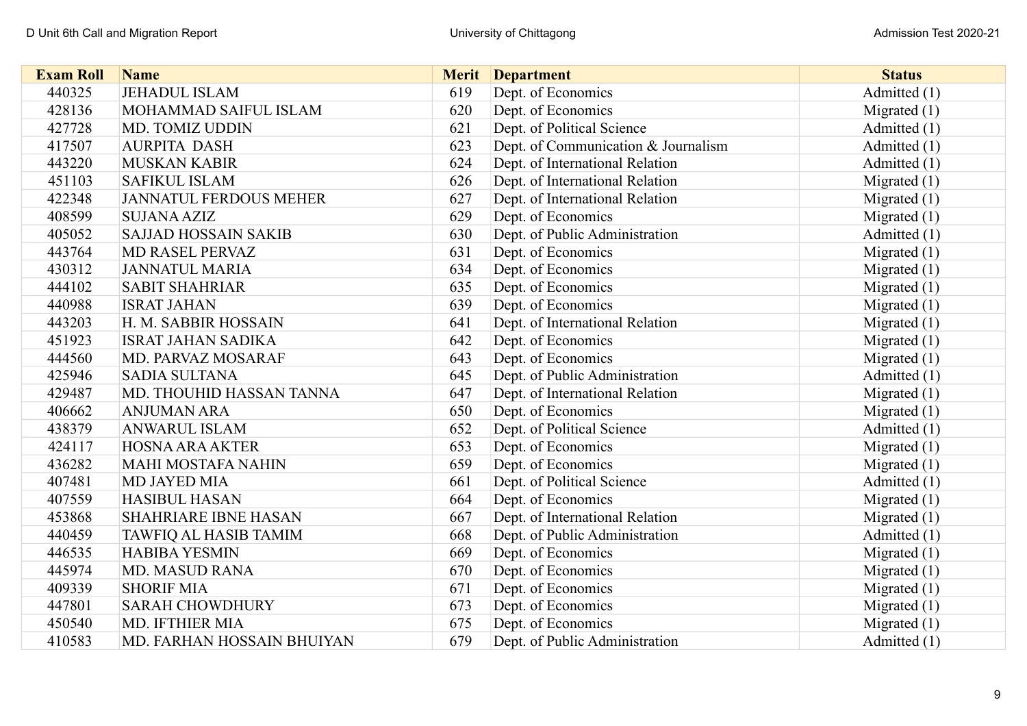| Exam Roll | Name | Merit | Department | Status |
|---|---|---|---|---|
| 440325 | JEHADUL ISLAM | 619 | Dept. of Economics | Admitted (1) |
| 428136 | MOHAMMAD SAIFUL ISLAM | 620 | Dept. of Economics | Migrated (1) |
| 427728 | MD. TOMIZ UDDIN | 621 | Dept. of Political Science | Admitted (1) |
| 417507 | AURPITA DASH | 623 | Dept. of Communication & Journalism | Admitted (1) |
| 443220 | MUSKAN KABIR | 624 | Dept. of International Relation | Admitted (1) |
| 451103 | SAFIKUL ISLAM | 626 | Dept. of International Relation | Migrated (1) |
| 422348 | JANNATUL FERDOUS MEHER | 627 | Dept. of International Relation | Migrated (1) |
| 408599 | SUJANA AZIZ | 629 | Dept. of Economics | Migrated (1) |
| 405052 | SAJJAD HOSSAIN SAKIB | 630 | Dept. of Public Administration | Admitted (1) |
| 443764 | MD RASEL PERVAZ | 631 | Dept. of Economics | Migrated (1) |
| 430312 | JANNATUL MARIA | 634 | Dept. of Economics | Migrated (1) |
| 444102 | SABIT SHAHRIAR | 635 | Dept. of Economics | Migrated (1) |
| 440988 | ISRAT JAHAN | 639 | Dept. of Economics | Migrated (1) |
| 443203 | H. M. SABBIR HOSSAIN | 641 | Dept. of International Relation | Migrated (1) |
| 451923 | ISRAT JAHAN SADIKA | 642 | Dept. of Economics | Migrated (1) |
| 444560 | MD. PARVAZ MOSARAF | 643 | Dept. of Economics | Migrated (1) |
| 425946 | SADIA SULTANA | 645 | Dept. of Public Administration | Admitted (1) |
| 429487 | MD. THOUHID HASSAN TANNA | 647 | Dept. of International Relation | Migrated (1) |
| 406662 | ANJUMAN ARA | 650 | Dept. of Economics | Migrated (1) |
| 438379 | ANWARUL ISLAM | 652 | Dept. of Political Science | Admitted (1) |
| 424117 | HOSNA ARA AKTER | 653 | Dept. of Economics | Migrated (1) |
| 436282 | MAHI MOSTAFA NAHIN | 659 | Dept. of Economics | Migrated (1) |
| 407481 | MD JAYED MIA | 661 | Dept. of Political Science | Admitted (1) |
| 407559 | HASIBUL HASAN | 664 | Dept. of Economics | Migrated (1) |
| 453868 | SHAHRIARE IBNE HASAN | 667 | Dept. of International Relation | Migrated (1) |
| 440459 | TAWFIQ AL HASIB TAMIM | 668 | Dept. of Public Administration | Admitted (1) |
| 446535 | HABIBA YESMIN | 669 | Dept. of Economics | Migrated (1) |
| 445974 | MD. MASUD RANA | 670 | Dept. of Economics | Migrated (1) |
| 409339 | SHORIF MIA | 671 | Dept. of Economics | Migrated (1) |
| 447801 | SARAH CHOWDHURY | 673 | Dept. of Economics | Migrated (1) |
| 450540 | MD. IFTHIER MIA | 675 | Dept. of Economics | Migrated (1) |
| 410583 | MD. FARHAN HOSSAIN BHUIYAN | 679 | Dept. of Public Administration | Admitted (1) |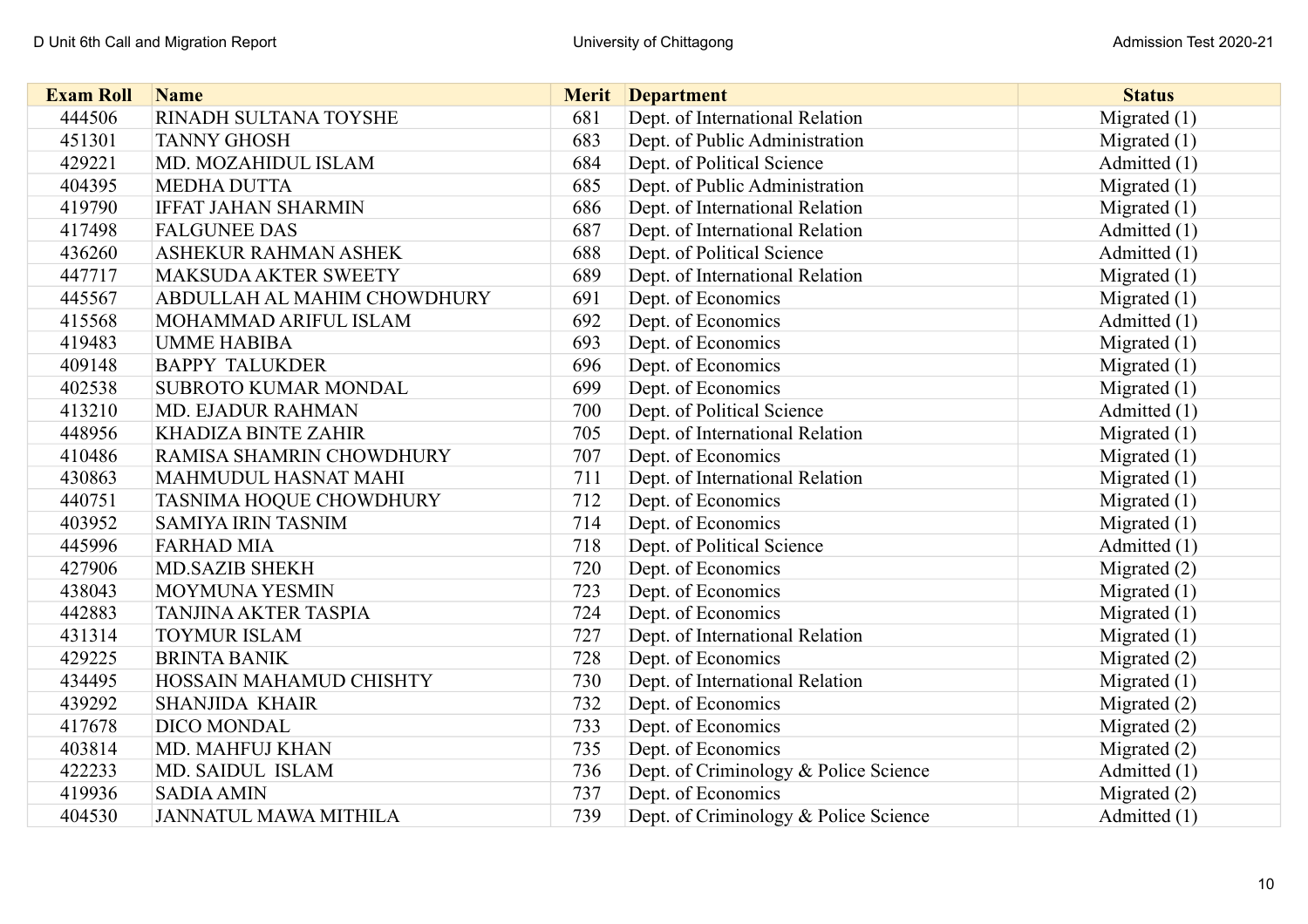| Exam Roll | Name | Merit | Department | Status |
|---|---|---|---|---|
| 444506 | RINADH SULTANA TOYSHE | 681 | Dept. of International Relation | Migrated (1) |
| 451301 | TANNY GHOSH | 683 | Dept. of Public Administration | Migrated (1) |
| 429221 | MD. MOZAHIDUL ISLAM | 684 | Dept. of Political Science | Admitted (1) |
| 404395 | MEDHA DUTTA | 685 | Dept. of Public Administration | Migrated (1) |
| 419790 | IFFAT JAHAN SHARMIN | 686 | Dept. of International Relation | Migrated (1) |
| 417498 | FALGUNEE DAS | 687 | Dept. of International Relation | Admitted (1) |
| 436260 | ASHEKUR RAHMAN ASHEK | 688 | Dept. of Political Science | Admitted (1) |
| 447717 | MAKSUDA AKTER SWEETY | 689 | Dept. of International Relation | Migrated (1) |
| 445567 | ABDULLAH AL MAHIM CHOWDHURY | 691 | Dept. of Economics | Migrated (1) |
| 415568 | MOHAMMAD ARIFUL ISLAM | 692 | Dept. of Economics | Admitted (1) |
| 419483 | UMME HABIBA | 693 | Dept. of Economics | Migrated (1) |
| 409148 | BAPPY TALUKDER | 696 | Dept. of Economics | Migrated (1) |
| 402538 | SUBROTO KUMAR MONDAL | 699 | Dept. of Economics | Migrated (1) |
| 413210 | MD. EJADUR RAHMAN | 700 | Dept. of Political Science | Admitted (1) |
| 448956 | KHADIZA BINTE ZAHIR | 705 | Dept. of International Relation | Migrated (1) |
| 410486 | RAMISA SHAMRIN CHOWDHURY | 707 | Dept. of Economics | Migrated (1) |
| 430863 | MAHMUDUL HASNAT MAHI | 711 | Dept. of International Relation | Migrated (1) |
| 440751 | TASNIMA HOQUE CHOWDHURY | 712 | Dept. of Economics | Migrated (1) |
| 403952 | SAMIYA IRIN TASNIM | 714 | Dept. of Economics | Migrated (1) |
| 445996 | FARHAD MIA | 718 | Dept. of Political Science | Admitted (1) |
| 427906 | MD.SAZIB SHEKH | 720 | Dept. of Economics | Migrated (2) |
| 438043 | MOYMUNA YESMIN | 723 | Dept. of Economics | Migrated (1) |
| 442883 | TANJINA AKTER TASPIA | 724 | Dept. of Economics | Migrated (1) |
| 431314 | TOYMUR ISLAM | 727 | Dept. of International Relation | Migrated (1) |
| 429225 | BRINTA BANIK | 728 | Dept. of Economics | Migrated (2) |
| 434495 | HOSSAIN MAHAMUD CHISHTY | 730 | Dept. of International Relation | Migrated (1) |
| 439292 | SHANJIDA KHAIR | 732 | Dept. of Economics | Migrated (2) |
| 417678 | DICO MONDAL | 733 | Dept. of Economics | Migrated (2) |
| 403814 | MD. MAHFUJ KHAN | 735 | Dept. of Economics | Migrated (2) |
| 422233 | MD. SAIDUL ISLAM | 736 | Dept. of Criminology & Police Science | Admitted (1) |
| 419936 | SADIA AMIN | 737 | Dept. of Economics | Migrated (2) |
| 404530 | JANNATUL MAWA MITHILA | 739 | Dept. of Criminology & Police Science | Admitted (1) |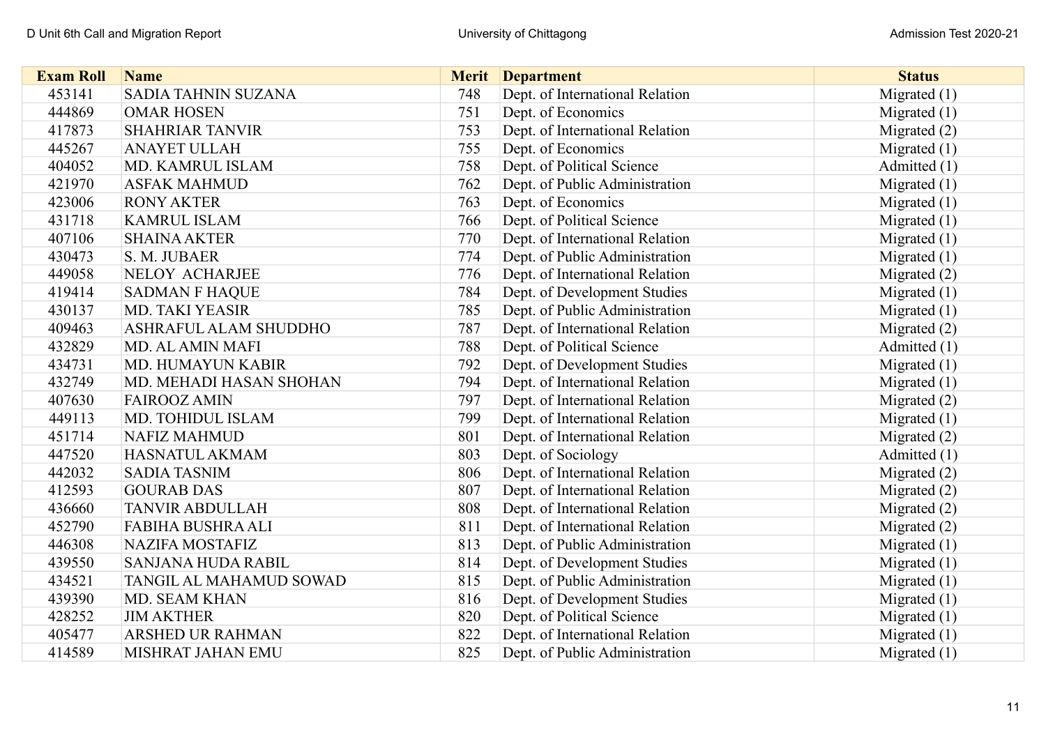| Exam Roll | Name | Merit | Department | Status |
|---|---|---|---|---|
| 453141 | SADIA TAHNIN SUZANA | 748 | Dept. of International Relation | Migrated (1) |
| 444869 | OMAR HOSEN | 751 | Dept. of Economics | Migrated (1) |
| 417873 | SHAHRIAR TANVIR | 753 | Dept. of International Relation | Migrated (2) |
| 445267 | ANAYET ULLAH | 755 | Dept. of Economics | Migrated (1) |
| 404052 | MD. KAMRUL ISLAM | 758 | Dept. of Political Science | Admitted (1) |
| 421970 | ASFAK MAHMUD | 762 | Dept. of Public Administration | Migrated (1) |
| 423006 | RONY AKTER | 763 | Dept. of Economics | Migrated (1) |
| 431718 | KAMRUL ISLAM | 766 | Dept. of Political Science | Migrated (1) |
| 407106 | SHAINA AKTER | 770 | Dept. of International Relation | Migrated (1) |
| 430473 | S. M. JUBAER | 774 | Dept. of Public Administration | Migrated (1) |
| 449058 | NELOY ACHARJEE | 776 | Dept. of International Relation | Migrated (2) |
| 419414 | SADMAN F HAQUE | 784 | Dept. of Development Studies | Migrated (1) |
| 430137 | MD. TAKI YEASIR | 785 | Dept. of Public Administration | Migrated (1) |
| 409463 | ASHRAFUL ALAM SHUDDHO | 787 | Dept. of International Relation | Migrated (2) |
| 432829 | MD. AL AMIN MAFI | 788 | Dept. of Political Science | Admitted (1) |
| 434731 | MD. HUMAYUN KABIR | 792 | Dept. of Development Studies | Migrated (1) |
| 432749 | MD. MEHADI HASAN SHOHAN | 794 | Dept. of International Relation | Migrated (1) |
| 407630 | FAIROOZ AMIN | 797 | Dept. of International Relation | Migrated (2) |
| 449113 | MD. TOHIDUL ISLAM | 799 | Dept. of International Relation | Migrated (1) |
| 451714 | NAFIZ MAHMUD | 801 | Dept. of International Relation | Migrated (2) |
| 447520 | HASNATUL AKMAM | 803 | Dept. of Sociology | Admitted (1) |
| 442032 | SADIA TASNIM | 806 | Dept. of International Relation | Migrated (2) |
| 412593 | GOURAB DAS | 807 | Dept. of International Relation | Migrated (2) |
| 436660 | TANVIR ABDULLAH | 808 | Dept. of International Relation | Migrated (2) |
| 452790 | FABIHA BUSHRA ALI | 811 | Dept. of International Relation | Migrated (2) |
| 446308 | NAZIFA MOSTAFIZ | 813 | Dept. of Public Administration | Migrated (1) |
| 439550 | SANJANA HUDA RABIL | 814 | Dept. of Development Studies | Migrated (1) |
| 434521 | TANGIL AL MAHAMUD SOWAD | 815 | Dept. of Public Administration | Migrated (1) |
| 439390 | MD. SEAM KHAN | 816 | Dept. of Development Studies | Migrated (1) |
| 428252 | JIM AKTHER | 820 | Dept. of Political Science | Migrated (1) |
| 405477 | ARSHED UR RAHMAN | 822 | Dept. of International Relation | Migrated (1) |
| 414589 | MISHRAT JAHAN EMU | 825 | Dept. of Public Administration | Migrated (1) |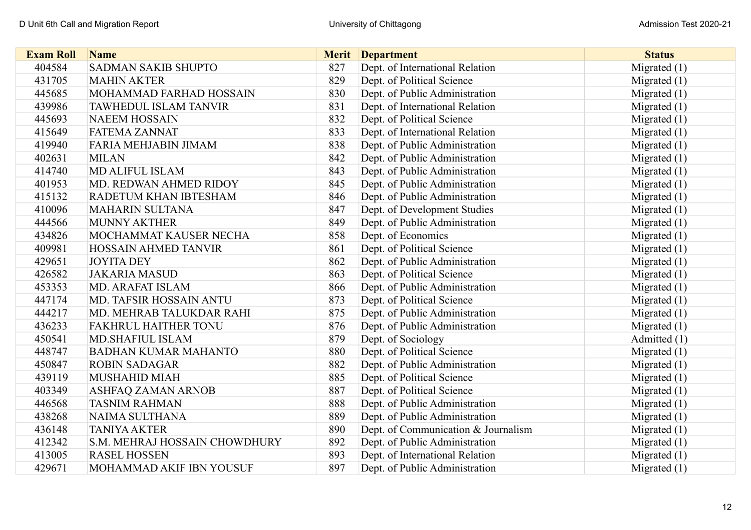| Exam Roll | Name | Merit | Department | Status |
|---|---|---|---|---|
| 404584 | SADMAN SAKIB SHUPTO | 827 | Dept. of International Relation | Migrated (1) |
| 431705 | MAHIN AKTER | 829 | Dept. of Political Science | Migrated (1) |
| 445685 | MOHAMMAD FARHAD HOSSAIN | 830 | Dept. of Public Administration | Migrated (1) |
| 439986 | TAWHEDUL ISLAM TANVIR | 831 | Dept. of International Relation | Migrated (1) |
| 445693 | NAEEM HOSSAIN | 832 | Dept. of Political Science | Migrated (1) |
| 415649 | FATEMA ZANNAT | 833 | Dept. of International Relation | Migrated (1) |
| 419940 | FARIA MEHJABIN JIMAM | 838 | Dept. of Public Administration | Migrated (1) |
| 402631 | MILAN | 842 | Dept. of Public Administration | Migrated (1) |
| 414740 | MD ALIFUL ISLAM | 843 | Dept. of Public Administration | Migrated (1) |
| 401953 | MD. REDWAN AHMED RIDOY | 845 | Dept. of Public Administration | Migrated (1) |
| 415132 | RADETUM KHAN IBTESHAM | 846 | Dept. of Public Administration | Migrated (1) |
| 410096 | MAHARIN SULTANA | 847 | Dept. of Development Studies | Migrated (1) |
| 444566 | MUNNY AKTHER | 849 | Dept. of Public Administration | Migrated (1) |
| 434826 | MOCHAMMAT KAUSER NECHA | 858 | Dept. of Economics | Migrated (1) |
| 409981 | HOSSAIN AHMED TANVIR | 861 | Dept. of Political Science | Migrated (1) |
| 429651 | JOYITA DEY | 862 | Dept. of Public Administration | Migrated (1) |
| 426582 | JAKARIA MASUD | 863 | Dept. of Political Science | Migrated (1) |
| 453353 | MD. ARAFAT ISLAM | 866 | Dept. of Public Administration | Migrated (1) |
| 447174 | MD. TAFSIR HOSSAIN ANTU | 873 | Dept. of Political Science | Migrated (1) |
| 444217 | MD. MEHRAB TALUKDAR RAHI | 875 | Dept. of Public Administration | Migrated (1) |
| 436233 | FAKHRUL HAITHER TONU | 876 | Dept. of Public Administration | Migrated (1) |
| 450541 | MD.SHAFIUL ISLAM | 879 | Dept. of Sociology | Admitted (1) |
| 448747 | BADHAN KUMAR MAHANTO | 880 | Dept. of Political Science | Migrated (1) |
| 450847 | ROBIN SADAGAR | 882 | Dept. of Public Administration | Migrated (1) |
| 439119 | MUSHAHID MIAH | 885 | Dept. of Political Science | Migrated (1) |
| 403349 | ASHFAQ ZAMAN ARNOB | 887 | Dept. of Political Science | Migrated (1) |
| 446568 | TASNIM RAHMAN | 888 | Dept. of Public Administration | Migrated (1) |
| 438268 | NAIMA SULTHANA | 889 | Dept. of Public Administration | Migrated (1) |
| 436148 | TANIYA AKTER | 890 | Dept. of Communication & Journalism | Migrated (1) |
| 412342 | S.M. MEHRAJ HOSSAIN CHOWDHURY | 892 | Dept. of Public Administration | Migrated (1) |
| 413005 | RASEL HOSSEN | 893 | Dept. of International Relation | Migrated (1) |
| 429671 | MOHAMMAD AKIF IBN YOUSUF | 897 | Dept. of Public Administration | Migrated (1) |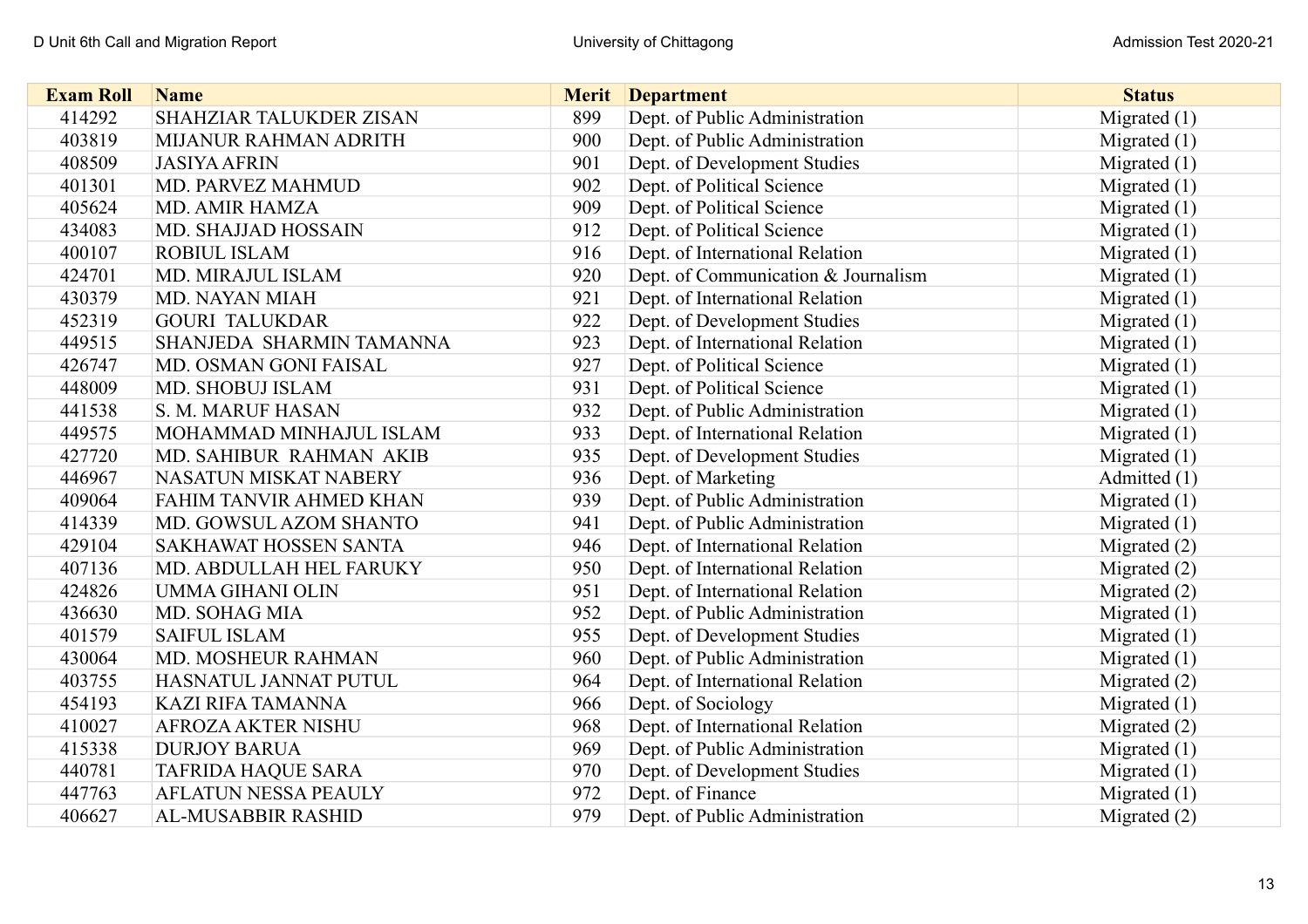| Exam Roll | Name | Merit | Department | Status |
|---|---|---|---|---|
| 414292 | SHAHZIAR TALUKDER ZISAN | 899 | Dept. of Public Administration | Migrated (1) |
| 403819 | MIJANUR RAHMAN ADRITH | 900 | Dept. of Public Administration | Migrated (1) |
| 408509 | JASIYA AFRIN | 901 | Dept. of Development Studies | Migrated (1) |
| 401301 | MD. PARVEZ MAHMUD | 902 | Dept. of Political Science | Migrated (1) |
| 405624 | MD. AMIR HAMZA | 909 | Dept. of Political Science | Migrated (1) |
| 434083 | MD. SHAJJAD HOSSAIN | 912 | Dept. of Political Science | Migrated (1) |
| 400107 | ROBIUL ISLAM | 916 | Dept. of International Relation | Migrated (1) |
| 424701 | MD. MIRAJUL ISLAM | 920 | Dept. of Communication & Journalism | Migrated (1) |
| 430379 | MD. NAYAN MIAH | 921 | Dept. of International Relation | Migrated (1) |
| 452319 | GOURI TALUKDAR | 922 | Dept. of Development Studies | Migrated (1) |
| 449515 | SHANJEDA SHARMIN TAMANNA | 923 | Dept. of International Relation | Migrated (1) |
| 426747 | MD. OSMAN GONI FAISAL | 927 | Dept. of Political Science | Migrated (1) |
| 448009 | MD. SHOBUJ ISLAM | 931 | Dept. of Political Science | Migrated (1) |
| 441538 | S. M. MARUF HASAN | 932 | Dept. of Public Administration | Migrated (1) |
| 449575 | MOHAMMAD MINHAJUL ISLAM | 933 | Dept. of International Relation | Migrated (1) |
| 427720 | MD. SAHIBUR RAHMAN AKIB | 935 | Dept. of Development Studies | Migrated (1) |
| 446967 | NASATUN MISKAT NABERY | 936 | Dept. of Marketing | Admitted (1) |
| 409064 | FAHIM TANVIR AHMED KHAN | 939 | Dept. of Public Administration | Migrated (1) |
| 414339 | MD. GOWSUL AZOM SHANTO | 941 | Dept. of Public Administration | Migrated (1) |
| 429104 | SAKHAWAT HOSSEN SANTA | 946 | Dept. of International Relation | Migrated (2) |
| 407136 | MD. ABDULLAH HEL FARUKY | 950 | Dept. of International Relation | Migrated (2) |
| 424826 | UMMA GIHANI OLIN | 951 | Dept. of International Relation | Migrated (2) |
| 436630 | MD. SOHAG MIA | 952 | Dept. of Public Administration | Migrated (1) |
| 401579 | SAIFUL ISLAM | 955 | Dept. of Development Studies | Migrated (1) |
| 430064 | MD. MOSHEUR RAHMAN | 960 | Dept. of Public Administration | Migrated (1) |
| 403755 | HASNATUL JANNAT PUTUL | 964 | Dept. of International Relation | Migrated (2) |
| 454193 | KAZI RIFA TAMANNA | 966 | Dept. of Sociology | Migrated (1) |
| 410027 | AFROZA AKTER NISHU | 968 | Dept. of International Relation | Migrated (2) |
| 415338 | DURJOY BARUA | 969 | Dept. of Public Administration | Migrated (1) |
| 440781 | TAFRIDA HAQUE SARA | 970 | Dept. of Development Studies | Migrated (1) |
| 447763 | AFLATUN NESSA PEAULY | 972 | Dept. of Finance | Migrated (1) |
| 406627 | AL-MUSABBIR RASHID | 979 | Dept. of Public Administration | Migrated (2) |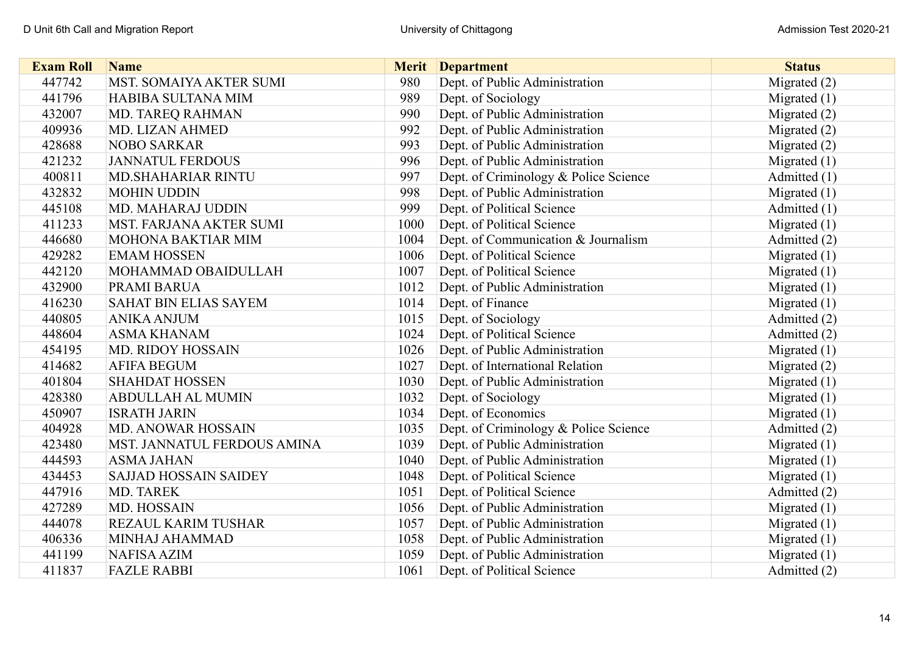| Exam Roll | Name | Merit | Department | Status |
|---|---|---|---|---|
| 447742 | MST. SOMAIYA AKTER SUMI | 980 | Dept. of Public Administration | Migrated (2) |
| 441796 | HABIBA SULTANA MIM | 989 | Dept. of Sociology | Migrated (1) |
| 432007 | MD. TAREQ RAHMAN | 990 | Dept. of Public Administration | Migrated (2) |
| 409936 | MD. LIZAN AHMED | 992 | Dept. of Public Administration | Migrated (2) |
| 428688 | NOBO SARKAR | 993 | Dept. of Public Administration | Migrated (2) |
| 421232 | JANNATUL FERDOUS | 996 | Dept. of Public Administration | Migrated (1) |
| 400811 | MD.SHAHARIAR RINTU | 997 | Dept. of Criminology & Police Science | Admitted (1) |
| 432832 | MOHIN UDDIN | 998 | Dept. of Public Administration | Migrated (1) |
| 445108 | MD. MAHARAJ UDDIN | 999 | Dept. of Political Science | Admitted (1) |
| 411233 | MST. FARJANA AKTER SUMI | 1000 | Dept. of Political Science | Migrated (1) |
| 446680 | MOHONA BAKTIAR MIM | 1004 | Dept. of Communication & Journalism | Admitted (2) |
| 429282 | EMAM HOSSEN | 1006 | Dept. of Political Science | Migrated (1) |
| 442120 | MOHAMMAD OBAIDULLAH | 1007 | Dept. of Political Science | Migrated (1) |
| 432900 | PRAMI BARUA | 1012 | Dept. of Public Administration | Migrated (1) |
| 416230 | SAHAT BIN ELIAS SAYEM | 1014 | Dept. of Finance | Migrated (1) |
| 440805 | ANIKA ANJUM | 1015 | Dept. of Sociology | Admitted (2) |
| 448604 | ASMA KHANAM | 1024 | Dept. of Political Science | Admitted (2) |
| 454195 | MD. RIDOY HOSSAIN | 1026 | Dept. of Public Administration | Migrated (1) |
| 414682 | AFIFA BEGUM | 1027 | Dept. of International Relation | Migrated (2) |
| 401804 | SHAHDAT HOSSEN | 1030 | Dept. of Public Administration | Migrated (1) |
| 428380 | ABDULLAH AL MUMIN | 1032 | Dept. of Sociology | Migrated (1) |
| 450907 | ISRATH JARIN | 1034 | Dept. of Economics | Migrated (1) |
| 404928 | MD. ANOWAR HOSSAIN | 1035 | Dept. of Criminology & Police Science | Admitted (2) |
| 423480 | MST. JANNATUL FERDOUS AMINA | 1039 | Dept. of Public Administration | Migrated (1) |
| 444593 | ASMA JAHAN | 1040 | Dept. of Public Administration | Migrated (1) |
| 434453 | SAJJAD HOSSAIN SAIDEY | 1048 | Dept. of Political Science | Migrated (1) |
| 447916 | MD. TAREK | 1051 | Dept. of Political Science | Admitted (2) |
| 427289 | MD. HOSSAIN | 1056 | Dept. of Public Administration | Migrated (1) |
| 444078 | REZAUL KARIM TUSHAR | 1057 | Dept. of Public Administration | Migrated (1) |
| 406336 | MINHAJ AHAMMAD | 1058 | Dept. of Public Administration | Migrated (1) |
| 441199 | NAFISA AZIM | 1059 | Dept. of Public Administration | Migrated (1) |
| 411837 | FAZLE RABBI | 1061 | Dept. of Political Science | Admitted (2) |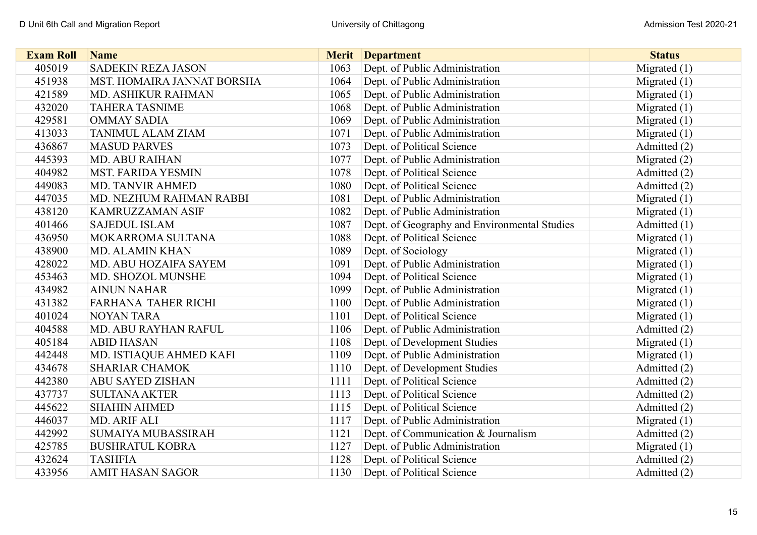| Exam Roll | Name | Merit | Department | Status |
|---|---|---|---|---|
| 405019 | SADEKIN REZA JASON | 1063 | Dept. of Public Administration | Migrated (1) |
| 451938 | MST. HOMAIRA JANNAT BORSHA | 1064 | Dept. of Public Administration | Migrated (1) |
| 421589 | MD. ASHIKUR RAHMAN | 1065 | Dept. of Public Administration | Migrated (1) |
| 432020 | TAHERA TASNIME | 1068 | Dept. of Public Administration | Migrated (1) |
| 429581 | OMMAY SADIA | 1069 | Dept. of Public Administration | Migrated (1) |
| 413033 | TANIMUL ALAM ZIAM | 1071 | Dept. of Public Administration | Migrated (1) |
| 436867 | MASUD PARVES | 1073 | Dept. of Political Science | Admitted (2) |
| 445393 | MD. ABU RAIHAN | 1077 | Dept. of Public Administration | Migrated (2) |
| 404982 | MST. FARIDA YESMIN | 1078 | Dept. of Political Science | Admitted (2) |
| 449083 | MD. TANVIR AHMED | 1080 | Dept. of Political Science | Admitted (2) |
| 447035 | MD. NEZHUM RAHMAN RABBI | 1081 | Dept. of Public Administration | Migrated (1) |
| 438120 | KAMRUZZAMAN ASIF | 1082 | Dept. of Public Administration | Migrated (1) |
| 401466 | SAJEDUL ISLAM | 1087 | Dept. of Geography and Environmental Studies | Admitted (1) |
| 436950 | MOKARROMA SULTANA | 1088 | Dept. of Political Science | Migrated (1) |
| 438900 | MD. ALAMIN KHAN | 1089 | Dept. of Sociology | Migrated (1) |
| 428022 | MD. ABU HOZAIFA SAYEM | 1091 | Dept. of Public Administration | Migrated (1) |
| 453463 | MD. SHOZOL MUNSHE | 1094 | Dept. of Political Science | Migrated (1) |
| 434982 | AINUN NAHAR | 1099 | Dept. of Public Administration | Migrated (1) |
| 431382 | FARHANA TAHER RICHI | 1100 | Dept. of Public Administration | Migrated (1) |
| 401024 | NOYAN TARA | 1101 | Dept. of Political Science | Migrated (1) |
| 404588 | MD. ABU RAYHAN RAFUL | 1106 | Dept. of Public Administration | Admitted (2) |
| 405184 | ABID HASAN | 1108 | Dept. of Development Studies | Migrated (1) |
| 442448 | MD. ISTIAQUE AHMED KAFI | 1109 | Dept. of Public Administration | Migrated (1) |
| 434678 | SHARIAR CHAMOK | 1110 | Dept. of Development Studies | Admitted (2) |
| 442380 | ABU SAYED ZISHAN | 1111 | Dept. of Political Science | Admitted (2) |
| 437737 | SULTANA AKTER | 1113 | Dept. of Political Science | Admitted (2) |
| 445622 | SHAHIN AHMED | 1115 | Dept. of Political Science | Admitted (2) |
| 446037 | MD. ARIF ALI | 1117 | Dept. of Public Administration | Migrated (1) |
| 442992 | SUMAIYA MUBASSIRAH | 1121 | Dept. of Communication & Journalism | Admitted (2) |
| 425785 | BUSHRATUL KOBRA | 1127 | Dept. of Public Administration | Migrated (1) |
| 432624 | TASHFIA | 1128 | Dept. of Political Science | Admitted (2) |
| 433956 | AMIT HASAN SAGOR | 1130 | Dept. of Political Science | Admitted (2) |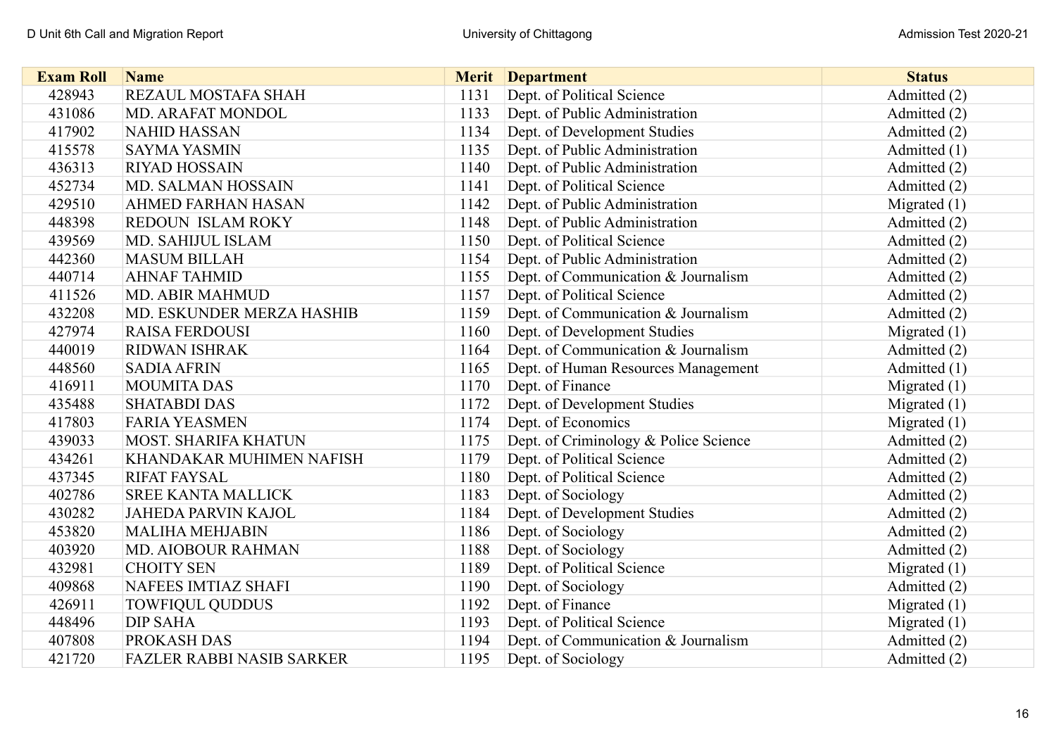| Exam Roll | Name | Merit | Department | Status |
|---|---|---|---|---|
| 428943 | REZAUL MOSTAFA SHAH | 1131 | Dept. of Political Science | Admitted (2) |
| 431086 | MD. ARAFAT MONDOL | 1133 | Dept. of Public Administration | Admitted (2) |
| 417902 | NAHID HASSAN | 1134 | Dept. of Development Studies | Admitted (2) |
| 415578 | SAYMA YASMIN | 1135 | Dept. of Public Administration | Admitted (1) |
| 436313 | RIYAD HOSSAIN | 1140 | Dept. of Public Administration | Admitted (2) |
| 452734 | MD. SALMAN HOSSAIN | 1141 | Dept. of Political Science | Admitted (2) |
| 429510 | AHMED FARHAN HASAN | 1142 | Dept. of Public Administration | Migrated (1) |
| 448398 | REDOUN ISLAM ROKY | 1148 | Dept. of Public Administration | Admitted (2) |
| 439569 | MD. SAHIJUL ISLAM | 1150 | Dept. of Political Science | Admitted (2) |
| 442360 | MASUM BILLAH | 1154 | Dept. of Public Administration | Admitted (2) |
| 440714 | AHNAF TAHMID | 1155 | Dept. of Communication & Journalism | Admitted (2) |
| 411526 | MD. ABIR MAHMUD | 1157 | Dept. of Political Science | Admitted (2) |
| 432208 | MD. ESKUNDER MERZA HASHIB | 1159 | Dept. of Communication & Journalism | Admitted (2) |
| 427974 | RAISA FERDOUSI | 1160 | Dept. of Development Studies | Migrated (1) |
| 440019 | RIDWAN ISHRAK | 1164 | Dept. of Communication & Journalism | Admitted (2) |
| 448560 | SADIA AFRIN | 1165 | Dept. of Human Resources Management | Admitted (1) |
| 416911 | MOUMITA DAS | 1170 | Dept. of Finance | Migrated (1) |
| 435488 | SHATABDI DAS | 1172 | Dept. of Development Studies | Migrated (1) |
| 417803 | FARIA YEASMEN | 1174 | Dept. of Economics | Migrated (1) |
| 439033 | MOST. SHARIFA KHATUN | 1175 | Dept. of Criminology & Police Science | Admitted (2) |
| 434261 | KHANDAKAR MUHIMEN NAFISH | 1179 | Dept. of Political Science | Admitted (2) |
| 437345 | RIFAT FAYSAL | 1180 | Dept. of Political Science | Admitted (2) |
| 402786 | SREE KANTA MALLICK | 1183 | Dept. of Sociology | Admitted (2) |
| 430282 | JAHEDA PARVIN KAJOL | 1184 | Dept. of Development Studies | Admitted (2) |
| 453820 | MALIHA MEHJABIN | 1186 | Dept. of Sociology | Admitted (2) |
| 403920 | MD. AIOBOUR RAHMAN | 1188 | Dept. of Sociology | Admitted (2) |
| 432981 | CHOITY SEN | 1189 | Dept. of Political Science | Migrated (1) |
| 409868 | NAFEES IMTIAZ SHAFI | 1190 | Dept. of Sociology | Admitted (2) |
| 426911 | TOWFIQUL QUDDUS | 1192 | Dept. of Finance | Migrated (1) |
| 448496 | DIP SAHA | 1193 | Dept. of Political Science | Migrated (1) |
| 407808 | PROKASH DAS | 1194 | Dept. of Communication & Journalism | Admitted (2) |
| 421720 | FAZLER RABBI NASIB SARKER | 1195 | Dept. of Sociology | Admitted (2) |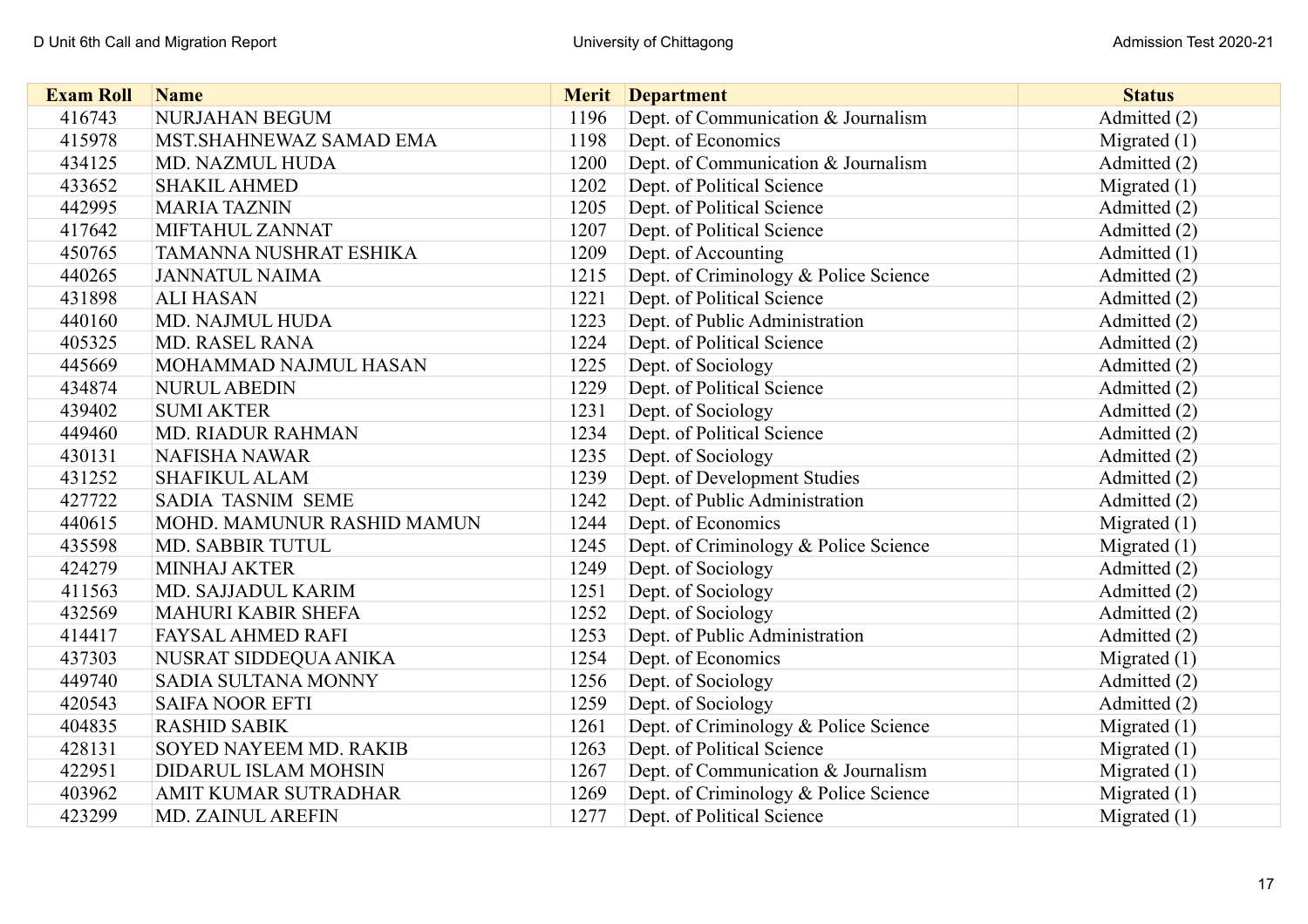| Exam Roll | Name | Merit | Department | Status |
|---|---|---|---|---|
| 416743 | NURJAHAN BEGUM | 1196 | Dept. of Communication & Journalism | Admitted (2) |
| 415978 | MST.SHAHNEWAZ SAMAD EMA | 1198 | Dept. of Economics | Migrated (1) |
| 434125 | MD. NAZMUL HUDA | 1200 | Dept. of Communication & Journalism | Admitted (2) |
| 433652 | SHAKIL AHMED | 1202 | Dept. of Political Science | Migrated (1) |
| 442995 | MARIA TAZNIN | 1205 | Dept. of Political Science | Admitted (2) |
| 417642 | MIFTAHUL ZANNAT | 1207 | Dept. of Political Science | Admitted (2) |
| 450765 | TAMANNA NUSHRAT ESHIKA | 1209 | Dept. of Accounting | Admitted (1) |
| 440265 | JANNATUL NAIMA | 1215 | Dept. of Criminology & Police Science | Admitted (2) |
| 431898 | ALI HASAN | 1221 | Dept. of Political Science | Admitted (2) |
| 440160 | MD. NAJMUL HUDA | 1223 | Dept. of Public Administration | Admitted (2) |
| 405325 | MD. RASEL RANA | 1224 | Dept. of Political Science | Admitted (2) |
| 445669 | MOHAMMAD NAJMUL HASAN | 1225 | Dept. of Sociology | Admitted (2) |
| 434874 | NURUL ABEDIN | 1229 | Dept. of Political Science | Admitted (2) |
| 439402 | SUMI AKTER | 1231 | Dept. of Sociology | Admitted (2) |
| 449460 | MD. RIADUR RAHMAN | 1234 | Dept. of Political Science | Admitted (2) |
| 430131 | NAFISHA NAWAR | 1235 | Dept. of Sociology | Admitted (2) |
| 431252 | SHAFIKUL ALAM | 1239 | Dept. of Development Studies | Admitted (2) |
| 427722 | SADIA TASNIM SEME | 1242 | Dept. of Public Administration | Admitted (2) |
| 440615 | MOHD. MAMUNUR RASHID MAMUN | 1244 | Dept. of Economics | Migrated (1) |
| 435598 | MD. SABBIR TUTUL | 1245 | Dept. of Criminology & Police Science | Migrated (1) |
| 424279 | MINHAJ AKTER | 1249 | Dept. of Sociology | Admitted (2) |
| 411563 | MD. SAJJADUL KARIM | 1251 | Dept. of Sociology | Admitted (2) |
| 432569 | MAHURI KABIR SHEFA | 1252 | Dept. of Sociology | Admitted (2) |
| 414417 | FAYSAL AHMED RAFI | 1253 | Dept. of Public Administration | Admitted (2) |
| 437303 | NUSRAT SIDDEQUA ANIKA | 1254 | Dept. of Economics | Migrated (1) |
| 449740 | SADIA SULTANA MONNY | 1256 | Dept. of Sociology | Admitted (2) |
| 420543 | SAIFA NOOR EFTI | 1259 | Dept. of Sociology | Admitted (2) |
| 404835 | RASHID SABIK | 1261 | Dept. of Criminology & Police Science | Migrated (1) |
| 428131 | SOYED NAYEEM MD. RAKIB | 1263 | Dept. of Political Science | Migrated (1) |
| 422951 | DIDARUL ISLAM MOHSIN | 1267 | Dept. of Communication & Journalism | Migrated (1) |
| 403962 | AMIT KUMAR SUTRADHAR | 1269 | Dept. of Criminology & Police Science | Migrated (1) |
| 423299 | MD. ZAINUL AREFIN | 1277 | Dept. of Political Science | Migrated (1) |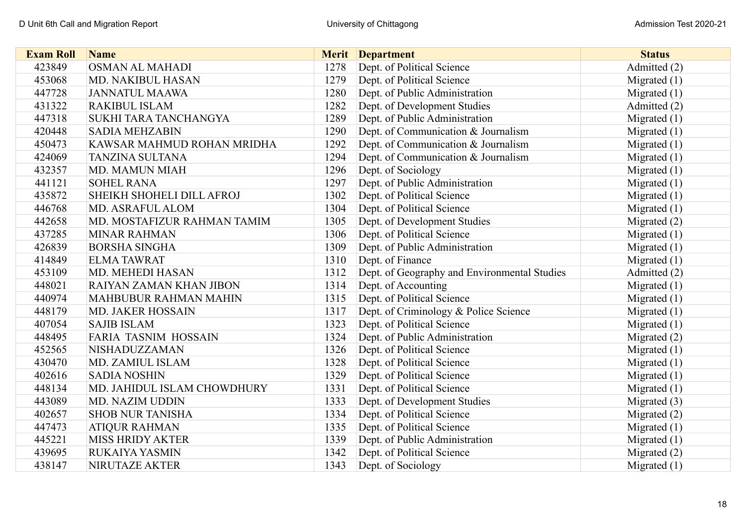| Exam Roll | Name | Merit | Department | Status |
|---|---|---|---|---|
| 423849 | OSMAN AL MAHADI | 1278 | Dept. of Political Science | Admitted (2) |
| 453068 | MD. NAKIBUL HASAN | 1279 | Dept. of Political Science | Migrated (1) |
| 447728 | JANNATUL MAAWA | 1280 | Dept. of Public Administration | Migrated (1) |
| 431322 | RAKIBUL ISLAM | 1282 | Dept. of Development Studies | Admitted (2) |
| 447318 | SUKHI TARA TANCHANGYA | 1289 | Dept. of Public Administration | Migrated (1) |
| 420448 | SADIA MEHZABIN | 1290 | Dept. of Communication & Journalism | Migrated (1) |
| 450473 | KAWSAR MAHMUD ROHAN MRIDHA | 1292 | Dept. of Communication & Journalism | Migrated (1) |
| 424069 | TANZINA SULTANA | 1294 | Dept. of Communication & Journalism | Migrated (1) |
| 432357 | MD. MAMUN MIAH | 1296 | Dept. of Sociology | Migrated (1) |
| 441121 | SOHEL RANA | 1297 | Dept. of Public Administration | Migrated (1) |
| 435872 | SHEIKH SHOHELI DILL AFROJ | 1302 | Dept. of Political Science | Migrated (1) |
| 446768 | MD. ASRAFUL ALOM | 1304 | Dept. of Political Science | Migrated (1) |
| 442658 | MD. MOSTAFIZUR RAHMAN TAMIM | 1305 | Dept. of Development Studies | Migrated (2) |
| 437285 | MINAR RAHMAN | 1306 | Dept. of Political Science | Migrated (1) |
| 426839 | BORSHA SINGHA | 1309 | Dept. of Public Administration | Migrated (1) |
| 414849 | ELMA TAWRAT | 1310 | Dept. of Finance | Migrated (1) |
| 453109 | MD. MEHEDI HASAN | 1312 | Dept. of Geography and Environmental Studies | Admitted (2) |
| 448021 | RAIYAN ZAMAN KHAN JIBON | 1314 | Dept. of Accounting | Migrated (1) |
| 440974 | MAHBUBUR RAHMAN MAHIN | 1315 | Dept. of Political Science | Migrated (1) |
| 448179 | MD. JAKER HOSSAIN | 1317 | Dept. of Criminology & Police Science | Migrated (1) |
| 407054 | SAJIB ISLAM | 1323 | Dept. of Political Science | Migrated (1) |
| 448495 | FARIA TASNIM HOSSAIN | 1324 | Dept. of Public Administration | Migrated (2) |
| 452565 | NISHADUZZAMAN | 1326 | Dept. of Political Science | Migrated (1) |
| 430470 | MD. ZAMIUL ISLAM | 1328 | Dept. of Political Science | Migrated (1) |
| 402616 | SADIA NOSHIN | 1329 | Dept. of Political Science | Migrated (1) |
| 448134 | MD. JAHIDUL ISLAM CHOWDHURY | 1331 | Dept. of Political Science | Migrated (1) |
| 443089 | MD. NAZIM UDDIN | 1333 | Dept. of Development Studies | Migrated (3) |
| 402657 | SHOB NUR TANISHA | 1334 | Dept. of Political Science | Migrated (2) |
| 447473 | ATIQUR RAHMAN | 1335 | Dept. of Political Science | Migrated (1) |
| 445221 | MISS HRIDY AKTER | 1339 | Dept. of Public Administration | Migrated (1) |
| 439695 | RUKAIYA YASMIN | 1342 | Dept. of Political Science | Migrated (2) |
| 438147 | NIRUTAZE AKTER | 1343 | Dept. of Sociology | Migrated (1) |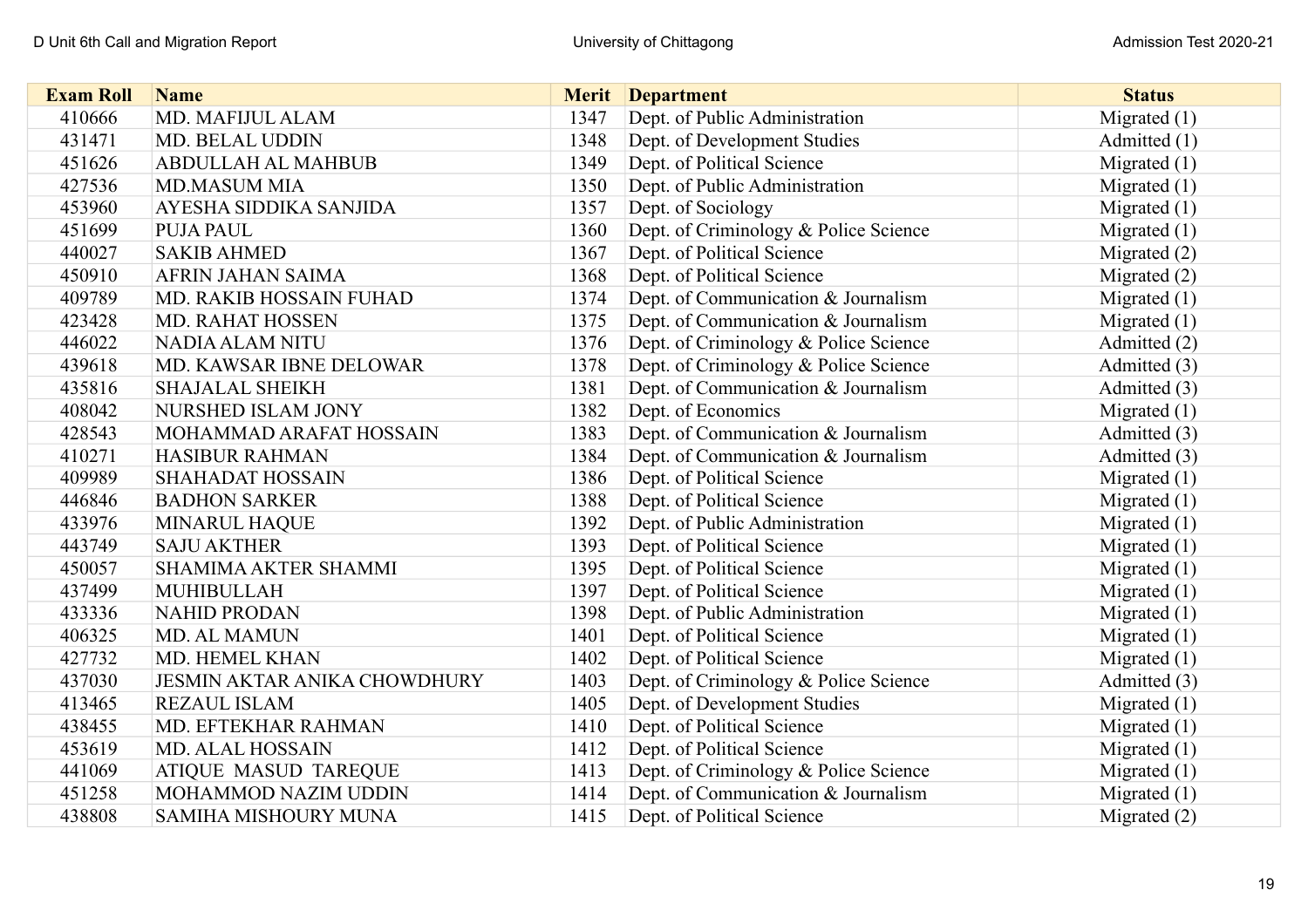| Exam Roll | Name | Merit | Department | Status |
|---|---|---|---|---|
| 410666 | MD. MAFIJUL ALAM | 1347 | Dept. of Public Administration | Migrated (1) |
| 431471 | MD. BELAL UDDIN | 1348 | Dept. of Development Studies | Admitted (1) |
| 451626 | ABDULLAH AL MAHBUB | 1349 | Dept. of Political Science | Migrated (1) |
| 427536 | MD.MASUM MIA | 1350 | Dept. of Public Administration | Migrated (1) |
| 453960 | AYESHA SIDDIKA SANJIDA | 1357 | Dept. of Sociology | Migrated (1) |
| 451699 | PUJA PAUL | 1360 | Dept. of Criminology & Police Science | Migrated (1) |
| 440027 | SAKIB AHMED | 1367 | Dept. of Political Science | Migrated (2) |
| 450910 | AFRIN JAHAN SAIMA | 1368 | Dept. of Political Science | Migrated (2) |
| 409789 | MD. RAKIB HOSSAIN FUHAD | 1374 | Dept. of Communication & Journalism | Migrated (1) |
| 423428 | MD. RAHAT HOSSEN | 1375 | Dept. of Communication & Journalism | Migrated (1) |
| 446022 | NADIA ALAM NITU | 1376 | Dept. of Criminology & Police Science | Admitted (2) |
| 439618 | MD. KAWSAR IBNE DELOWAR | 1378 | Dept. of Criminology & Police Science | Admitted (3) |
| 435816 | SHAJALAL SHEIKH | 1381 | Dept. of Communication & Journalism | Admitted (3) |
| 408042 | NURSHED ISLAM JONY | 1382 | Dept. of Economics | Migrated (1) |
| 428543 | MOHAMMAD ARAFAT HOSSAIN | 1383 | Dept. of Communication & Journalism | Admitted (3) |
| 410271 | HASIBUR RAHMAN | 1384 | Dept. of Communication & Journalism | Admitted (3) |
| 409989 | SHAHADAT HOSSAIN | 1386 | Dept. of Political Science | Migrated (1) |
| 446846 | BADHON SARKER | 1388 | Dept. of Political Science | Migrated (1) |
| 433976 | MINARUL HAQUE | 1392 | Dept. of Public Administration | Migrated (1) |
| 443749 | SAJU AKTHER | 1393 | Dept. of Political Science | Migrated (1) |
| 450057 | SHAMIMA AKTER SHAMMI | 1395 | Dept. of Political Science | Migrated (1) |
| 437499 | MUHIBULLAH | 1397 | Dept. of Political Science | Migrated (1) |
| 433336 | NAHID PRODAN | 1398 | Dept. of Public Administration | Migrated (1) |
| 406325 | MD. AL MAMUN | 1401 | Dept. of Political Science | Migrated (1) |
| 427732 | MD. HEMEL KHAN | 1402 | Dept. of Political Science | Migrated (1) |
| 437030 | JESMIN AKTAR ANIKA CHOWDHURY | 1403 | Dept. of Criminology & Police Science | Admitted (3) |
| 413465 | REZAUL ISLAM | 1405 | Dept. of Development Studies | Migrated (1) |
| 438455 | MD. EFTEKHAR RAHMAN | 1410 | Dept. of Political Science | Migrated (1) |
| 453619 | MD. ALAL HOSSAIN | 1412 | Dept. of Political Science | Migrated (1) |
| 441069 | ATIQUE MASUD TAREQUE | 1413 | Dept. of Criminology & Police Science | Migrated (1) |
| 451258 | MOHAMMOD NAZIM UDDIN | 1414 | Dept. of Communication & Journalism | Migrated (1) |
| 438808 | SAMIHA MISHOURY MUNA | 1415 | Dept. of Political Science | Migrated (2) |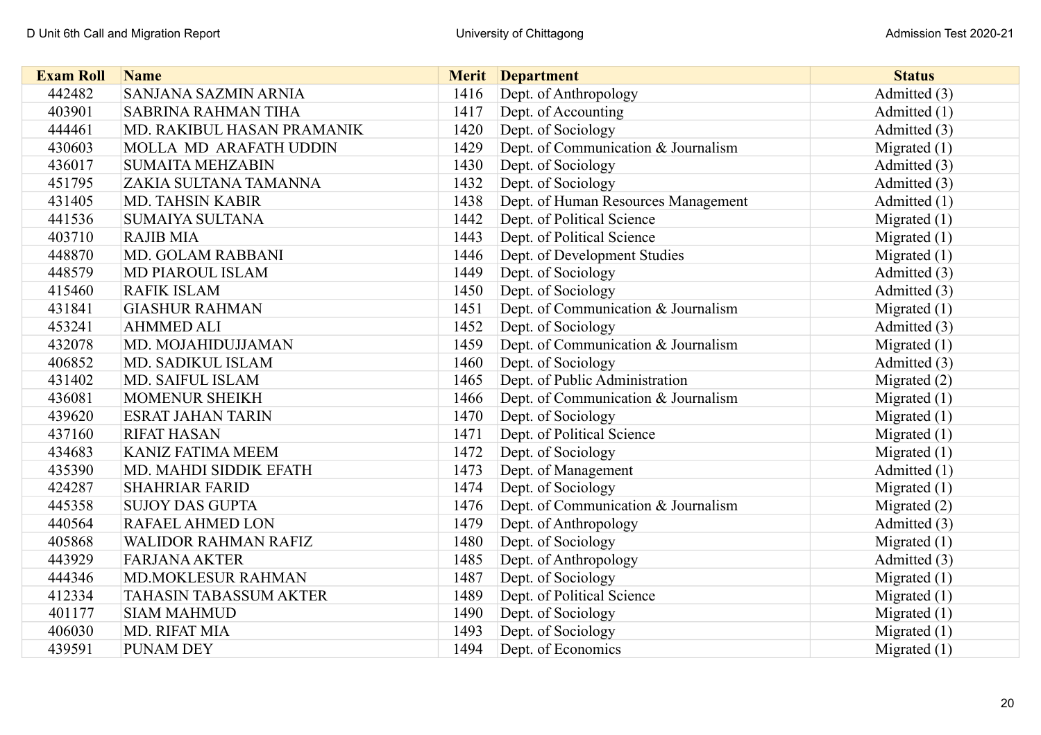| Exam Roll | Name | Merit | Department | Status |
|---|---|---|---|---|
| 442482 | SANJANA SAZMIN ARNIA | 1416 | Dept. of Anthropology | Admitted (3) |
| 403901 | SABRINA RAHMAN TIHA | 1417 | Dept. of Accounting | Admitted (1) |
| 444461 | MD. RAKIBUL HASAN PRAMANIK | 1420 | Dept. of Sociology | Admitted (3) |
| 430603 | MOLLA MD ARAFATH UDDIN | 1429 | Dept. of Communication & Journalism | Migrated (1) |
| 436017 | SUMAITA MEHZABIN | 1430 | Dept. of Sociology | Admitted (3) |
| 451795 | ZAKIA SULTANA TAMANNA | 1432 | Dept. of Sociology | Admitted (3) |
| 431405 | MD. TAHSIN KABIR | 1438 | Dept. of Human Resources Management | Admitted (1) |
| 441536 | SUMAIYA SULTANA | 1442 | Dept. of Political Science | Migrated (1) |
| 403710 | RAJIB MIA | 1443 | Dept. of Political Science | Migrated (1) |
| 448870 | MD. GOLAM RABBANI | 1446 | Dept. of Development Studies | Migrated (1) |
| 448579 | MD PIAROUL ISLAM | 1449 | Dept. of Sociology | Admitted (3) |
| 415460 | RAFIK ISLAM | 1450 | Dept. of Sociology | Admitted (3) |
| 431841 | GIASHUR RAHMAN | 1451 | Dept. of Communication & Journalism | Migrated (1) |
| 453241 | AHMMED ALI | 1452 | Dept. of Sociology | Admitted (3) |
| 432078 | MD. MOJAHIDUJJAMAN | 1459 | Dept. of Communication & Journalism | Migrated (1) |
| 406852 | MD. SADIKUL ISLAM | 1460 | Dept. of Sociology | Admitted (3) |
| 431402 | MD. SAIFUL ISLAM | 1465 | Dept. of Public Administration | Migrated (2) |
| 436081 | MOMENUR SHEIKH | 1466 | Dept. of Communication & Journalism | Migrated (1) |
| 439620 | ESRAT JAHAN TARIN | 1470 | Dept. of Sociology | Migrated (1) |
| 437160 | RIFAT HASAN | 1471 | Dept. of Political Science | Migrated (1) |
| 434683 | KANIZ FATIMA MEEM | 1472 | Dept. of Sociology | Migrated (1) |
| 435390 | MD. MAHDI SIDDIK EFATH | 1473 | Dept. of Management | Admitted (1) |
| 424287 | SHAHRIAR FARID | 1474 | Dept. of Sociology | Migrated (1) |
| 445358 | SUJOY DAS GUPTA | 1476 | Dept. of Communication & Journalism | Migrated (2) |
| 440564 | RAFAEL AHMED LON | 1479 | Dept. of Anthropology | Admitted (3) |
| 405868 | WALIDOR RAHMAN RAFIZ | 1480 | Dept. of Sociology | Migrated (1) |
| 443929 | FARJANA AKTER | 1485 | Dept. of Anthropology | Admitted (3) |
| 444346 | MD.MOKLESUR RAHMAN | 1487 | Dept. of Sociology | Migrated (1) |
| 412334 | TAHASIN TABASSUM AKTER | 1489 | Dept. of Political Science | Migrated (1) |
| 401177 | SIAM MAHMUD | 1490 | Dept. of Sociology | Migrated (1) |
| 406030 | MD. RIFAT MIA | 1493 | Dept. of Sociology | Migrated (1) |
| 439591 | PUNAM DEY | 1494 | Dept. of Economics | Migrated (1) |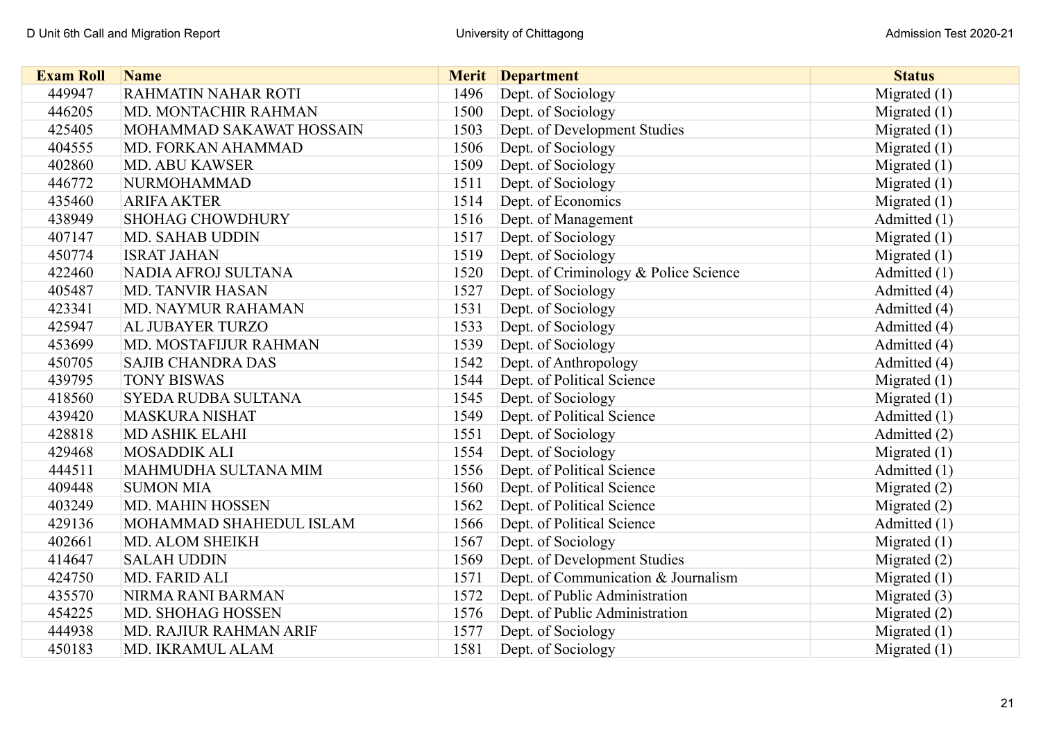| Exam Roll | Name | Merit | Department | Status |
|---|---|---|---|---|
| 449947 | RAHMATIN NAHAR ROTI | 1496 | Dept. of Sociology | Migrated (1) |
| 446205 | MD. MONTACHIR RAHMAN | 1500 | Dept. of Sociology | Migrated (1) |
| 425405 | MOHAMMAD SAKAWAT HOSSAIN | 1503 | Dept. of Development Studies | Migrated (1) |
| 404555 | MD. FORKAN AHAMMAD | 1506 | Dept. of Sociology | Migrated (1) |
| 402860 | MD. ABU KAWSER | 1509 | Dept. of Sociology | Migrated (1) |
| 446772 | NURMOHAMMAD | 1511 | Dept. of Sociology | Migrated (1) |
| 435460 | ARIFA AKTER | 1514 | Dept. of Economics | Migrated (1) |
| 438949 | SHOHAG CHOWDHURY | 1516 | Dept. of Management | Admitted (1) |
| 407147 | MD. SAHAB UDDIN | 1517 | Dept. of Sociology | Migrated (1) |
| 450774 | ISRAT JAHAN | 1519 | Dept. of Sociology | Migrated (1) |
| 422460 | NADIA AFROJ SULTANA | 1520 | Dept. of Criminology & Police Science | Admitted (1) |
| 405487 | MD. TANVIR HASAN | 1527 | Dept. of Sociology | Admitted (4) |
| 423341 | MD. NAYMUR RAHAMAN | 1531 | Dept. of Sociology | Admitted (4) |
| 425947 | AL JUBAYER TURZO | 1533 | Dept. of Sociology | Admitted (4) |
| 453699 | MD. MOSTAFIJUR RAHMAN | 1539 | Dept. of Sociology | Admitted (4) |
| 450705 | SAJIB CHANDRA DAS | 1542 | Dept. of Anthropology | Admitted (4) |
| 439795 | TONY BISWAS | 1544 | Dept. of Political Science | Migrated (1) |
| 418560 | SYEDA RUDBA SULTANA | 1545 | Dept. of Sociology | Migrated (1) |
| 439420 | MASKURA NISHAT | 1549 | Dept. of Political Science | Admitted (1) |
| 428818 | MD ASHIK ELAHI | 1551 | Dept. of Sociology | Admitted (2) |
| 429468 | MOSADDIK ALI | 1554 | Dept. of Sociology | Migrated (1) |
| 444511 | MAHMUDHA SULTANA MIM | 1556 | Dept. of Political Science | Admitted (1) |
| 409448 | SUMON MIA | 1560 | Dept. of Political Science | Migrated (2) |
| 403249 | MD. MAHIN HOSSEN | 1562 | Dept. of Political Science | Migrated (2) |
| 429136 | MOHAMMAD SHAHEDUL ISLAM | 1566 | Dept. of Political Science | Admitted (1) |
| 402661 | MD. ALOM SHEIKH | 1567 | Dept. of Sociology | Migrated (1) |
| 414647 | SALAH UDDIN | 1569 | Dept. of Development Studies | Migrated (2) |
| 424750 | MD. FARID ALI | 1571 | Dept. of Communication & Journalism | Migrated (1) |
| 435570 | NIRMA RANI BARMAN | 1572 | Dept. of Public Administration | Migrated (3) |
| 454225 | MD. SHOHAG HOSSEN | 1576 | Dept. of Public Administration | Migrated (2) |
| 444938 | MD. RAJIUR RAHMAN ARIF | 1577 | Dept. of Sociology | Migrated (1) |
| 450183 | MD. IKRAMUL ALAM | 1581 | Dept. of Sociology | Migrated (1) |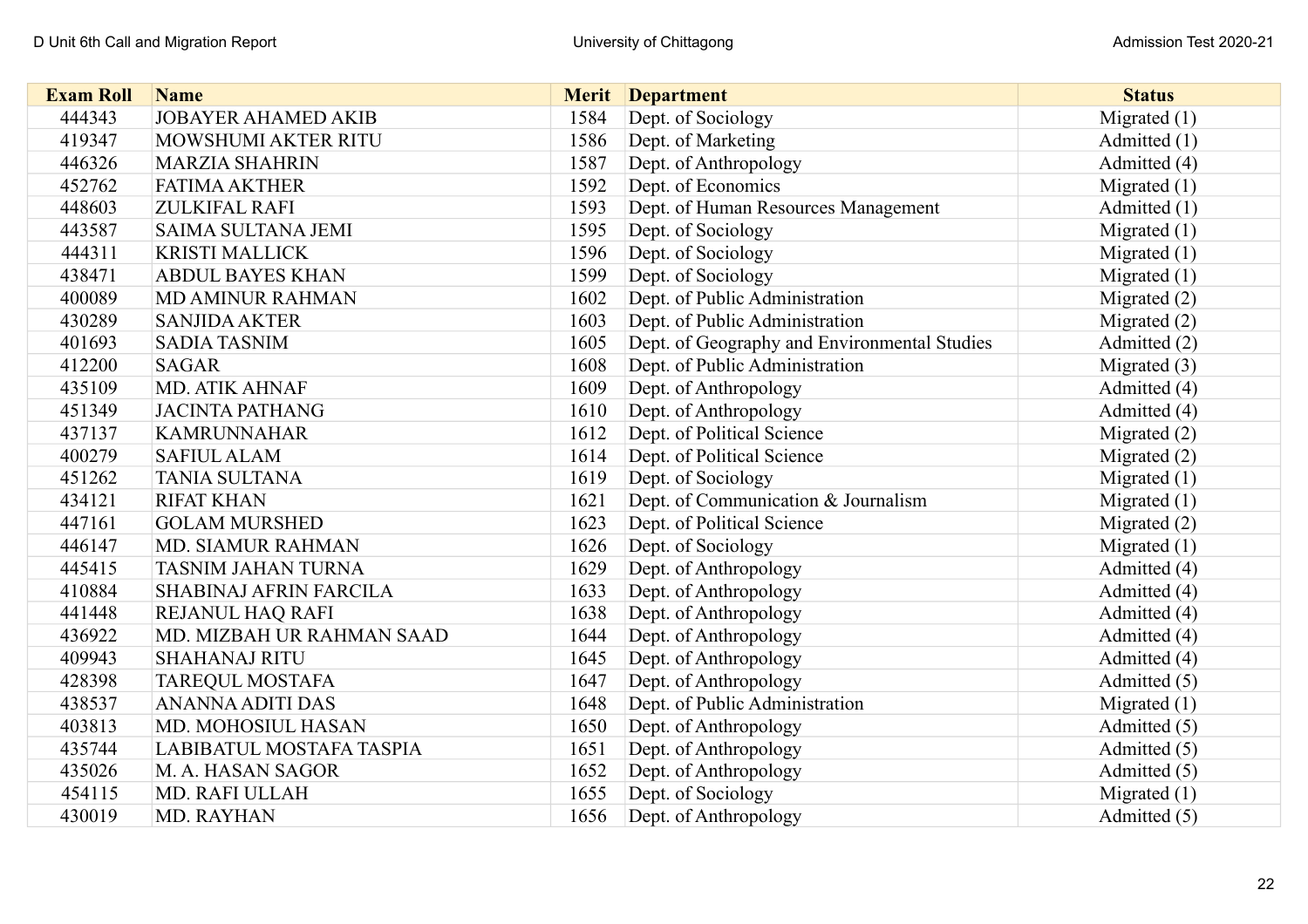| Exam Roll | Name | Merit | Department | Status |
|---|---|---|---|---|
| 444343 | JOBAYER AHAMED AKIB | 1584 | Dept. of Sociology | Migrated (1) |
| 419347 | MOWSHUMI AKTER RITU | 1586 | Dept. of Marketing | Admitted (1) |
| 446326 | MARZIA SHAHRIN | 1587 | Dept. of Anthropology | Admitted (4) |
| 452762 | FATIMA AKTHER | 1592 | Dept. of Economics | Migrated (1) |
| 448603 | ZULKIFAL RAFI | 1593 | Dept. of Human Resources Management | Admitted (1) |
| 443587 | SAIMA SULTANA JEMI | 1595 | Dept. of Sociology | Migrated (1) |
| 444311 | KRISTI MALLICK | 1596 | Dept. of Sociology | Migrated (1) |
| 438471 | ABDUL BAYES KHAN | 1599 | Dept. of Sociology | Migrated (1) |
| 400089 | MD AMINUR RAHMAN | 1602 | Dept. of Public Administration | Migrated (2) |
| 430289 | SANJIDA AKTER | 1603 | Dept. of Public Administration | Migrated (2) |
| 401693 | SADIA TASNIM | 1605 | Dept. of Geography and Environmental Studies | Admitted (2) |
| 412200 | SAGAR | 1608 | Dept. of Public Administration | Migrated (3) |
| 435109 | MD. ATIK AHNAF | 1609 | Dept. of Anthropology | Admitted (4) |
| 451349 | JACINTA PATHANG | 1610 | Dept. of Anthropology | Admitted (4) |
| 437137 | KAMRUNNAHAR | 1612 | Dept. of Political Science | Migrated (2) |
| 400279 | SAFIUL ALAM | 1614 | Dept. of Political Science | Migrated (2) |
| 451262 | TANIA SULTANA | 1619 | Dept. of Sociology | Migrated (1) |
| 434121 | RIFAT KHAN | 1621 | Dept. of Communication & Journalism | Migrated (1) |
| 447161 | GOLAM MURSHED | 1623 | Dept. of Political Science | Migrated (2) |
| 446147 | MD. SIAMUR RAHMAN | 1626 | Dept. of Sociology | Migrated (1) |
| 445415 | TASNIM JAHAN TURNA | 1629 | Dept. of Anthropology | Admitted (4) |
| 410884 | SHABINAJ AFRIN FARCILA | 1633 | Dept. of Anthropology | Admitted (4) |
| 441448 | REJANUL HAQ RAFI | 1638 | Dept. of Anthropology | Admitted (4) |
| 436922 | MD. MIZBAH UR RAHMAN SAAD | 1644 | Dept. of Anthropology | Admitted (4) |
| 409943 | SHAHANAJ RITU | 1645 | Dept. of Anthropology | Admitted (4) |
| 428398 | TAREQUL MOSTAFA | 1647 | Dept. of Anthropology | Admitted (5) |
| 438537 | ANANNA ADITI DAS | 1648 | Dept. of Public Administration | Migrated (1) |
| 403813 | MD. MOHOSIUL HASAN | 1650 | Dept. of Anthropology | Admitted (5) |
| 435744 | LABIBATUL MOSTAFA TASPIA | 1651 | Dept. of Anthropology | Admitted (5) |
| 435026 | M. A. HASAN SAGOR | 1652 | Dept. of Anthropology | Admitted (5) |
| 454115 | MD. RAFI ULLAH | 1655 | Dept. of Sociology | Migrated (1) |
| 430019 | MD. RAYHAN | 1656 | Dept. of Anthropology | Admitted (5) |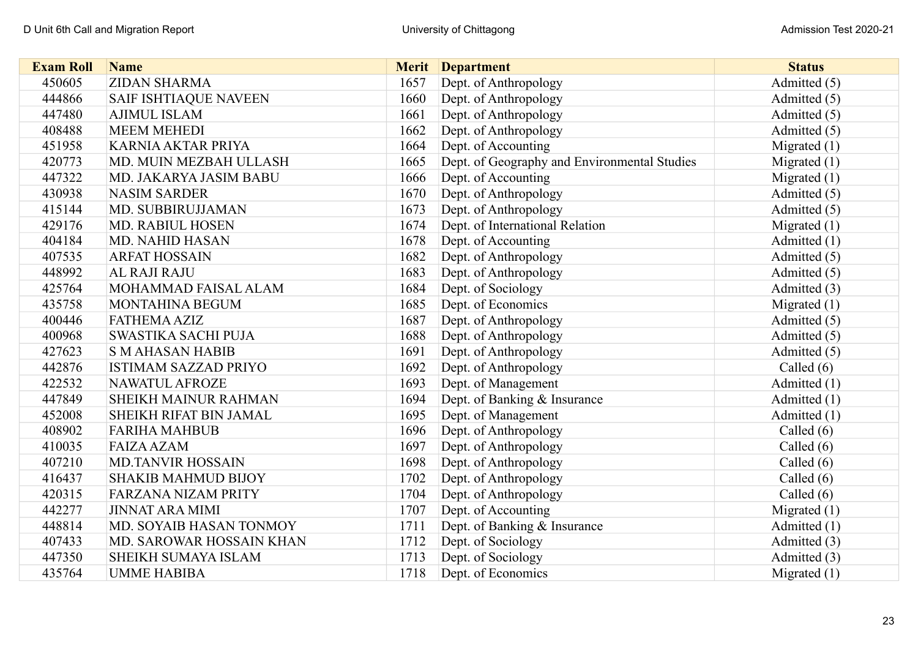| Exam Roll | Name | Merit | Department | Status |
|---|---|---|---|---|
| 450605 | ZIDAN SHARMA | 1657 | Dept. of Anthropology | Admitted (5) |
| 444866 | SAIF ISHTIAQUE NAVEEN | 1660 | Dept. of Anthropology | Admitted (5) |
| 447480 | AJIMUL ISLAM | 1661 | Dept. of Anthropology | Admitted (5) |
| 408488 | MEEM MEHEDI | 1662 | Dept. of Anthropology | Admitted (5) |
| 451958 | KARNIA AKTAR PRIYA | 1664 | Dept. of Accounting | Migrated (1) |
| 420773 | MD. MUIN MEZBAH ULLASH | 1665 | Dept. of Geography and Environmental Studies | Migrated (1) |
| 447322 | MD. JAKARYA JASIM BABU | 1666 | Dept. of Accounting | Migrated (1) |
| 430938 | NASIM SARDER | 1670 | Dept. of Anthropology | Admitted (5) |
| 415144 | MD. SUBBIRUJJAMAN | 1673 | Dept. of Anthropology | Admitted (5) |
| 429176 | MD. RABIUL HOSEN | 1674 | Dept. of International Relation | Migrated (1) |
| 404184 | MD. NAHID HASAN | 1678 | Dept. of Accounting | Admitted (1) |
| 407535 | ARFAT HOSSAIN | 1682 | Dept. of Anthropology | Admitted (5) |
| 448992 | AL RAJI RAJU | 1683 | Dept. of Anthropology | Admitted (5) |
| 425764 | MOHAMMAD FAISAL ALAM | 1684 | Dept. of Sociology | Admitted (3) |
| 435758 | MONTAHINA BEGUM | 1685 | Dept. of Economics | Migrated (1) |
| 400446 | FATHEMA AZIZ | 1687 | Dept. of Anthropology | Admitted (5) |
| 400968 | SWASTIKA SACHI PUJA | 1688 | Dept. of Anthropology | Admitted (5) |
| 427623 | S M AHASAN HABIB | 1691 | Dept. of Anthropology | Admitted (5) |
| 442876 | ISTIMAM SAZZAD PRIYO | 1692 | Dept. of Anthropology | Called (6) |
| 422532 | NAWATUL AFROZE | 1693 | Dept. of Management | Admitted (1) |
| 447849 | SHEIKH MAINUR RAHMAN | 1694 | Dept. of Banking & Insurance | Admitted (1) |
| 452008 | SHEIKH RIFAT BIN JAMAL | 1695 | Dept. of Management | Admitted (1) |
| 408902 | FARIHA MAHBUB | 1696 | Dept. of Anthropology | Called (6) |
| 410035 | FAIZA AZAM | 1697 | Dept. of Anthropology | Called (6) |
| 407210 | MD.TANVIR HOSSAIN | 1698 | Dept. of Anthropology | Called (6) |
| 416437 | SHAKIB MAHMUD BIJOY | 1702 | Dept. of Anthropology | Called (6) |
| 420315 | FARZANA NIZAM PRITY | 1704 | Dept. of Anthropology | Called (6) |
| 442277 | JINNAT ARA MIMI | 1707 | Dept. of Accounting | Migrated (1) |
| 448814 | MD. SOYAIB HASAN TONMOY | 1711 | Dept. of Banking & Insurance | Admitted (1) |
| 407433 | MD. SAROWAR HOSSAIN KHAN | 1712 | Dept. of Sociology | Admitted (3) |
| 447350 | SHEIKH SUMAYA ISLAM | 1713 | Dept. of Sociology | Admitted (3) |
| 435764 | UMME HABIBA | 1718 | Dept. of Economics | Migrated (1) |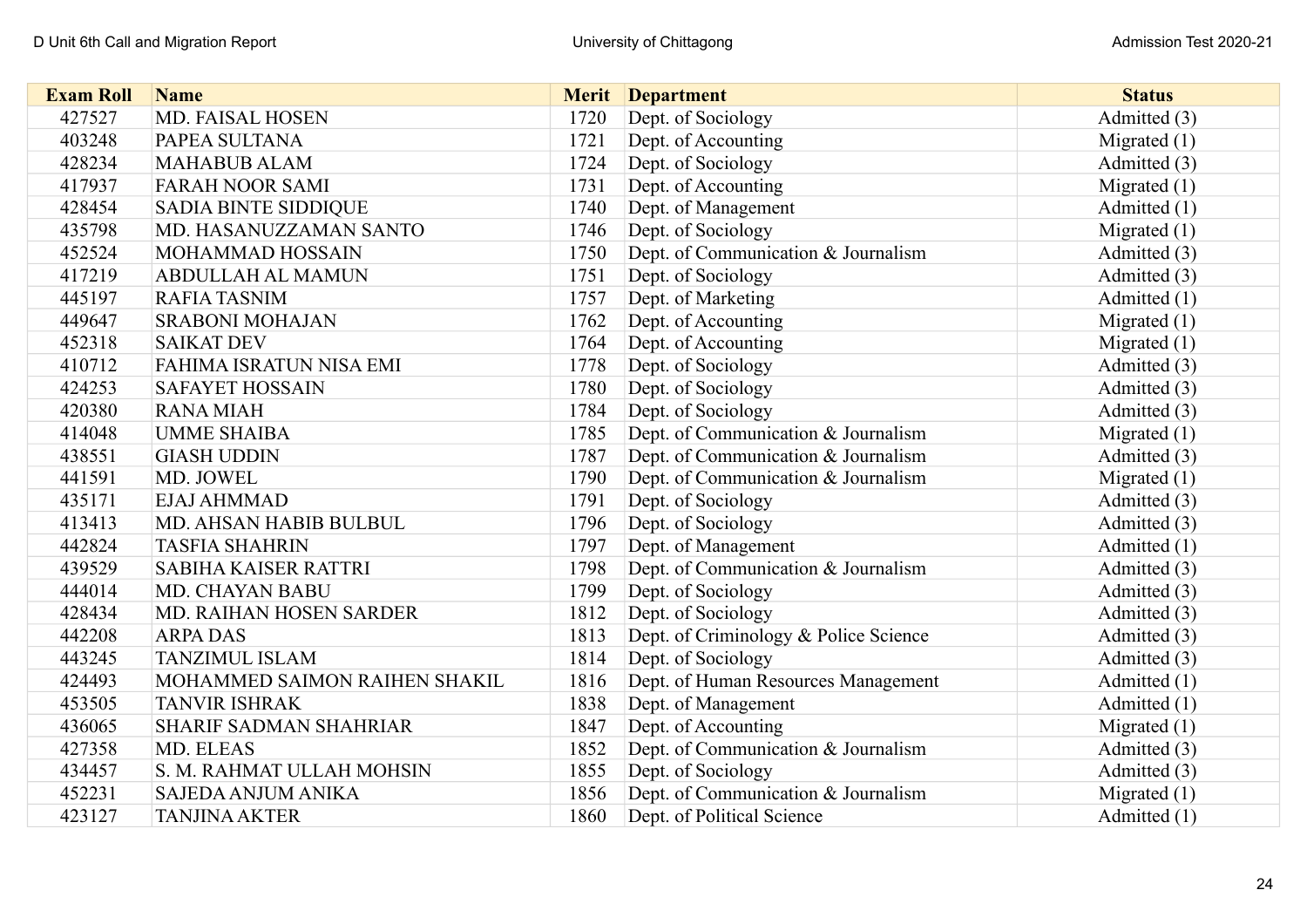| Exam Roll | Name | Merit | Department | Status |
|---|---|---|---|---|
| 427527 | MD. FAISAL HOSEN | 1720 | Dept. of Sociology | Admitted (3) |
| 403248 | PAPEA SULTANA | 1721 | Dept. of Accounting | Migrated (1) |
| 428234 | MAHABUB ALAM | 1724 | Dept. of Sociology | Admitted (3) |
| 417937 | FARAH NOOR SAMI | 1731 | Dept. of Accounting | Migrated (1) |
| 428454 | SADIA BINTE SIDDIQUE | 1740 | Dept. of Management | Admitted (1) |
| 435798 | MD. HASANUZZAMAN SANTO | 1746 | Dept. of Sociology | Migrated (1) |
| 452524 | MOHAMMAD HOSSAIN | 1750 | Dept. of Communication & Journalism | Admitted (3) |
| 417219 | ABDULLAH AL MAMUN | 1751 | Dept. of Sociology | Admitted (3) |
| 445197 | RAFIA TASNIM | 1757 | Dept. of Marketing | Admitted (1) |
| 449647 | SRABONI MOHAJAN | 1762 | Dept. of Accounting | Migrated (1) |
| 452318 | SAIKAT DEV | 1764 | Dept. of Accounting | Migrated (1) |
| 410712 | FAHIMA ISRATUN NISA EMI | 1778 | Dept. of Sociology | Admitted (3) |
| 424253 | SAFAYET HOSSAIN | 1780 | Dept. of Sociology | Admitted (3) |
| 420380 | RANA MIAH | 1784 | Dept. of Sociology | Admitted (3) |
| 414048 | UMME SHAIBA | 1785 | Dept. of Communication & Journalism | Migrated (1) |
| 438551 | GIASH UDDIN | 1787 | Dept. of Communication & Journalism | Admitted (3) |
| 441591 | MD. JOWEL | 1790 | Dept. of Communication & Journalism | Migrated (1) |
| 435171 | EJAJ AHMMAD | 1791 | Dept. of Sociology | Admitted (3) |
| 413413 | MD. AHSAN HABIB BULBUL | 1796 | Dept. of Sociology | Admitted (3) |
| 442824 | TASFIA SHAHRIN | 1797 | Dept. of Management | Admitted (1) |
| 439529 | SABIHA KAISER RATTRI | 1798 | Dept. of Communication & Journalism | Admitted (3) |
| 444014 | MD. CHAYAN BABU | 1799 | Dept. of Sociology | Admitted (3) |
| 428434 | MD. RAIHAN HOSEN SARDER | 1812 | Dept. of Sociology | Admitted (3) |
| 442208 | ARPA DAS | 1813 | Dept. of Criminology & Police Science | Admitted (3) |
| 443245 | TANZIMUL ISLAM | 1814 | Dept. of Sociology | Admitted (3) |
| 424493 | MOHAMMED SAIMON RAIHEN SHAKIL | 1816 | Dept. of Human Resources Management | Admitted (1) |
| 453505 | TANVIR ISHRAK | 1838 | Dept. of Management | Admitted (1) |
| 436065 | SHARIF SADMAN SHAHRIAR | 1847 | Dept. of Accounting | Migrated (1) |
| 427358 | MD. ELEAS | 1852 | Dept. of Communication & Journalism | Admitted (3) |
| 434457 | S. M. RAHMAT ULLAH MOHSIN | 1855 | Dept. of Sociology | Admitted (3) |
| 452231 | SAJEDA ANJUM ANIKA | 1856 | Dept. of Communication & Journalism | Migrated (1) |
| 423127 | TANJINA AKTER | 1860 | Dept. of Political Science | Admitted (1) |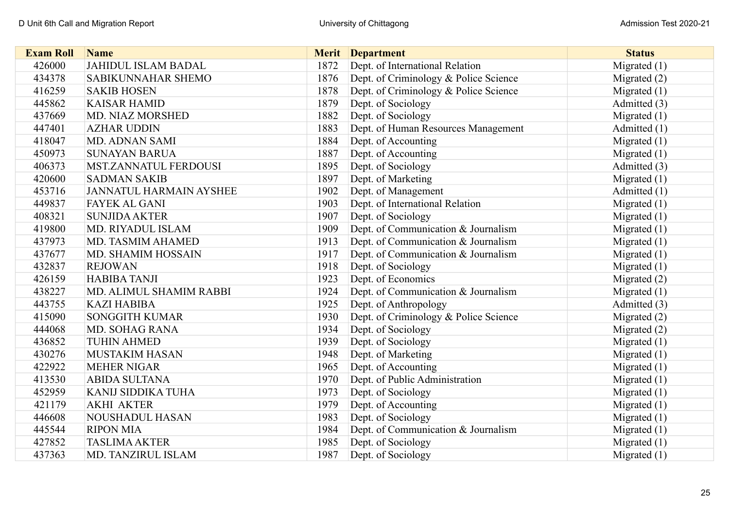| Exam Roll | Name | Merit | Department | Status |
|---|---|---|---|---|
| 426000 | JAHIDUL ISLAM BADAL | 1872 | Dept. of International Relation | Migrated (1) |
| 434378 | SABIKUNNAHAR SHEMO | 1876 | Dept. of Criminology & Police Science | Migrated (2) |
| 416259 | SAKIB HOSEN | 1878 | Dept. of Criminology & Police Science | Migrated (1) |
| 445862 | KAISAR HAMID | 1879 | Dept. of Sociology | Admitted (3) |
| 437669 | MD. NIAZ MORSHED | 1882 | Dept. of Sociology | Migrated (1) |
| 447401 | AZHAR UDDIN | 1883 | Dept. of Human Resources Management | Admitted (1) |
| 418047 | MD. ADNAN SAMI | 1884 | Dept. of Accounting | Migrated (1) |
| 450973 | SUNAYAN BARUA | 1887 | Dept. of Accounting | Migrated (1) |
| 406373 | MST.ZANNATUL FERDOUSI | 1895 | Dept. of Sociology | Admitted (3) |
| 420600 | SADMAN SAKIB | 1897 | Dept. of Marketing | Migrated (1) |
| 453716 | JANNATUL HARMAIN AYSHEE | 1902 | Dept. of Management | Admitted (1) |
| 449837 | FAYEK AL GANI | 1903 | Dept. of International Relation | Migrated (1) |
| 408321 | SUNJIDA AKTER | 1907 | Dept. of Sociology | Migrated (1) |
| 419800 | MD. RIYADUL ISLAM | 1909 | Dept. of Communication & Journalism | Migrated (1) |
| 437973 | MD. TASMIM AHAMED | 1913 | Dept. of Communication & Journalism | Migrated (1) |
| 437677 | MD. SHAMIM HOSSAIN | 1917 | Dept. of Communication & Journalism | Migrated (1) |
| 432837 | REJOWAN | 1918 | Dept. of Sociology | Migrated (1) |
| 426159 | HABIBA TANJI | 1923 | Dept. of Economics | Migrated (2) |
| 438227 | MD. ALIMUL SHAMIM RABBI | 1924 | Dept. of Communication & Journalism | Migrated (1) |
| 443755 | KAZI HABIBA | 1925 | Dept. of Anthropology | Admitted (3) |
| 415090 | SONGGITH KUMAR | 1930 | Dept. of Criminology & Police Science | Migrated (2) |
| 444068 | MD. SOHAG RANA | 1934 | Dept. of Sociology | Migrated (2) |
| 436852 | TUHIN AHMED | 1939 | Dept. of Sociology | Migrated (1) |
| 430276 | MUSTAKIM HASAN | 1948 | Dept. of Marketing | Migrated (1) |
| 422922 | MEHER NIGAR | 1965 | Dept. of Accounting | Migrated (1) |
| 413530 | ABIDA SULTANA | 1970 | Dept. of Public Administration | Migrated (1) |
| 452959 | KANIJ SIDDIKA TUHA | 1973 | Dept. of Sociology | Migrated (1) |
| 421179 | AKHI AKTER | 1979 | Dept. of Accounting | Migrated (1) |
| 446608 | NOUSHADUL HASAN | 1983 | Dept. of Sociology | Migrated (1) |
| 445544 | RIPON MIA | 1984 | Dept. of Communication & Journalism | Migrated (1) |
| 427852 | TASLIMA AKTER | 1985 | Dept. of Sociology | Migrated (1) |
| 437363 | MD. TANZIRUL ISLAM | 1987 | Dept. of Sociology | Migrated (1) |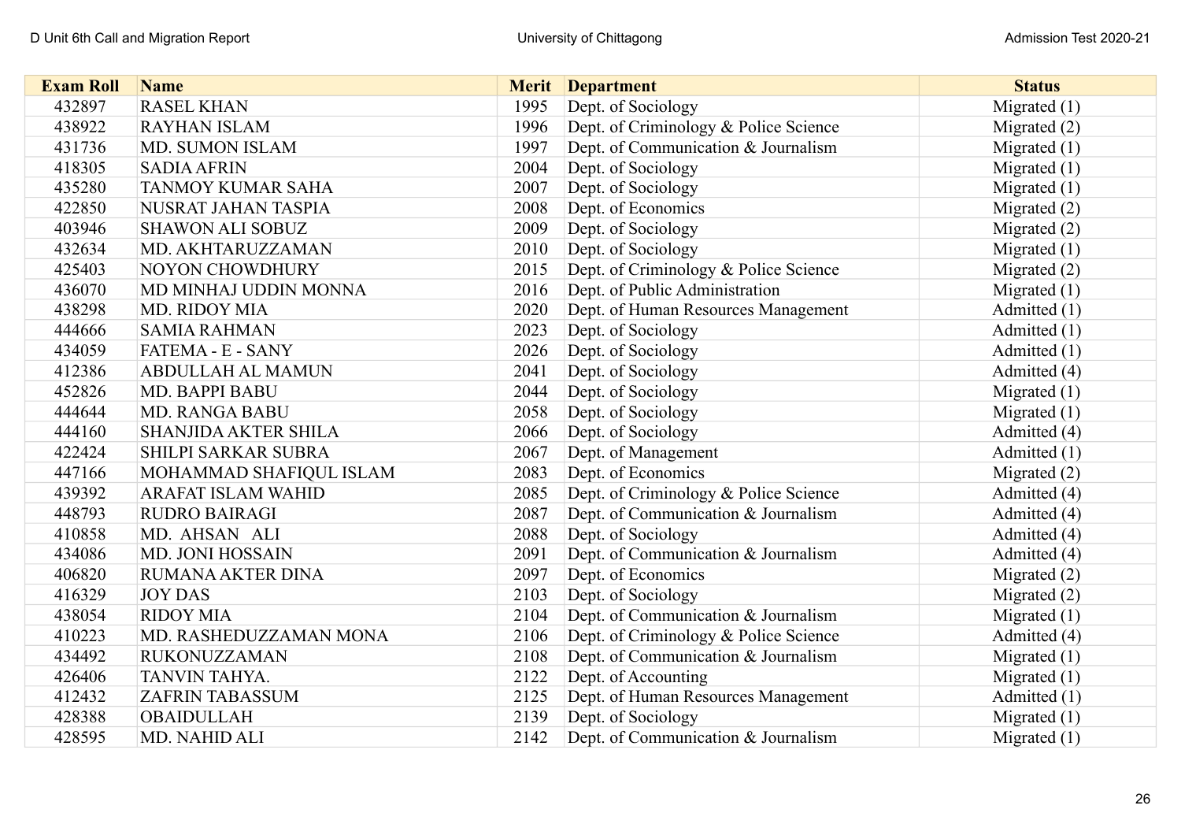| Exam Roll | Name | Merit | Department | Status |
|---|---|---|---|---|
| 432897 | RASEL KHAN | 1995 | Dept. of Sociology | Migrated (1) |
| 438922 | RAYHAN ISLAM | 1996 | Dept. of Criminology & Police Science | Migrated (2) |
| 431736 | MD. SUMON ISLAM | 1997 | Dept. of Communication & Journalism | Migrated (1) |
| 418305 | SADIA AFRIN | 2004 | Dept. of Sociology | Migrated (1) |
| 435280 | TANMOY KUMAR SAHA | 2007 | Dept. of Sociology | Migrated (1) |
| 422850 | NUSRAT JAHAN TASPIA | 2008 | Dept. of Economics | Migrated (2) |
| 403946 | SHAWON ALI SOBUZ | 2009 | Dept. of Sociology | Migrated (2) |
| 432634 | MD. AKHTARUZZAMAN | 2010 | Dept. of Sociology | Migrated (1) |
| 425403 | NOYON CHOWDHURY | 2015 | Dept. of Criminology & Police Science | Migrated (2) |
| 436070 | MD MINHAJ UDDIN MONNA | 2016 | Dept. of Public Administration | Migrated (1) |
| 438298 | MD. RIDOY MIA | 2020 | Dept. of Human Resources Management | Admitted (1) |
| 444666 | SAMIA RAHMAN | 2023 | Dept. of Sociology | Admitted (1) |
| 434059 | FATEMA - E - SANY | 2026 | Dept. of Sociology | Admitted (1) |
| 412386 | ABDULLAH AL MAMUN | 2041 | Dept. of Sociology | Admitted (4) |
| 452826 | MD. BAPPI BABU | 2044 | Dept. of Sociology | Migrated (1) |
| 444644 | MD. RANGA BABU | 2058 | Dept. of Sociology | Migrated (1) |
| 444160 | SHANJIDA AKTER SHILA | 2066 | Dept. of Sociology | Admitted (4) |
| 422424 | SHILPI SARKAR SUBRA | 2067 | Dept. of Management | Admitted (1) |
| 447166 | MOHAMMAD SHAFIQUL ISLAM | 2083 | Dept. of Economics | Migrated (2) |
| 439392 | ARAFAT ISLAM WAHID | 2085 | Dept. of Criminology & Police Science | Admitted (4) |
| 448793 | RUDRO BAIRAGI | 2087 | Dept. of Communication & Journalism | Admitted (4) |
| 410858 | MD. AHSAN ALI | 2088 | Dept. of Sociology | Admitted (4) |
| 434086 | MD. JONI HOSSAIN | 2091 | Dept. of Communication & Journalism | Admitted (4) |
| 406820 | RUMANA AKTER DINA | 2097 | Dept. of Economics | Migrated (2) |
| 416329 | JOY DAS | 2103 | Dept. of Sociology | Migrated (2) |
| 438054 | RIDOY MIA | 2104 | Dept. of Communication & Journalism | Migrated (1) |
| 410223 | MD. RASHEDUZZAMAN MONA | 2106 | Dept. of Criminology & Police Science | Admitted (4) |
| 434492 | RUKONUZZAMAN | 2108 | Dept. of Communication & Journalism | Migrated (1) |
| 426406 | TANVIN TAHYA. | 2122 | Dept. of Accounting | Migrated (1) |
| 412432 | ZAFRIN TABASSUM | 2125 | Dept. of Human Resources Management | Admitted (1) |
| 428388 | OBAIDULLAH | 2139 | Dept. of Sociology | Migrated (1) |
| 428595 | MD. NAHID ALI | 2142 | Dept. of Communication & Journalism | Migrated (1) |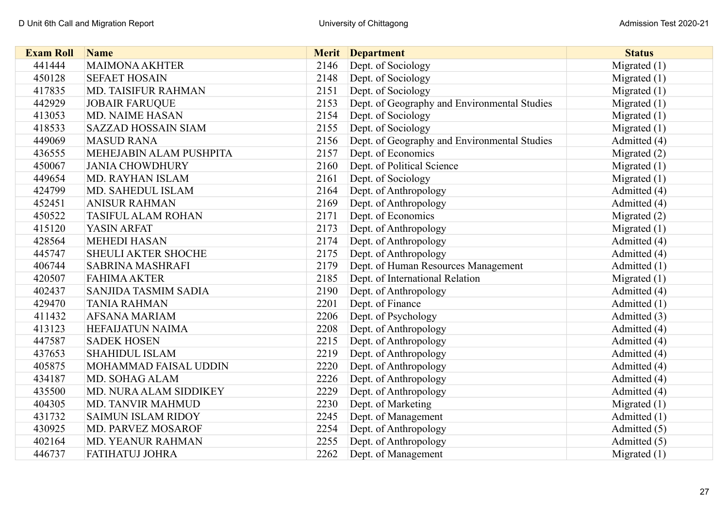| Exam Roll | Name | Merit | Department | Status |
|---|---|---|---|---|
| 441444 | MAIMONA AKHTER | 2146 | Dept. of Sociology | Migrated (1) |
| 450128 | SEFAET HOSAIN | 2148 | Dept. of Sociology | Migrated (1) |
| 417835 | MD. TAISIFUR RAHMAN | 2151 | Dept. of Sociology | Migrated (1) |
| 442929 | JOBAIR FARUQUE | 2153 | Dept. of Geography and Environmental Studies | Migrated (1) |
| 413053 | MD. NAIME HASAN | 2154 | Dept. of Sociology | Migrated (1) |
| 418533 | SAZZAD HOSSAIN SIAM | 2155 | Dept. of Sociology | Migrated (1) |
| 449069 | MASUD RANA | 2156 | Dept. of Geography and Environmental Studies | Admitted (4) |
| 436555 | MEHEJABIN ALAM PUSHPITA | 2157 | Dept. of Economics | Migrated (2) |
| 450067 | JANIA CHOWDHURY | 2160 | Dept. of Political Science | Migrated (1) |
| 449654 | MD. RAYHAN ISLAM | 2161 | Dept. of Sociology | Migrated (1) |
| 424799 | MD. SAHEDUL ISLAM | 2164 | Dept. of Anthropology | Admitted (4) |
| 452451 | ANISUR RAHMAN | 2169 | Dept. of Anthropology | Admitted (4) |
| 450522 | TASIFUL ALAM ROHAN | 2171 | Dept. of Economics | Migrated (2) |
| 415120 | YASIN ARFAT | 2173 | Dept. of Anthropology | Migrated (1) |
| 428564 | MEHEDI HASAN | 2174 | Dept. of Anthropology | Admitted (4) |
| 445747 | SHEULI AKTER SHOCHE | 2175 | Dept. of Anthropology | Admitted (4) |
| 406744 | SABRINA MASHRAFI | 2179 | Dept. of Human Resources Management | Admitted (1) |
| 420507 | FAHIMA AKTER | 2185 | Dept. of International Relation | Migrated (1) |
| 402437 | SANJIDA TASMIM SADIA | 2190 | Dept. of Anthropology | Admitted (4) |
| 429470 | TANIA RAHMAN | 2201 | Dept. of Finance | Admitted (1) |
| 411432 | AFSANA MARIAM | 2206 | Dept. of Psychology | Admitted (3) |
| 413123 | HEFAIJATUN NAIMA | 2208 | Dept. of Anthropology | Admitted (4) |
| 447587 | SADEK HOSEN | 2215 | Dept. of Anthropology | Admitted (4) |
| 437653 | SHAHIDUL ISLAM | 2219 | Dept. of Anthropology | Admitted (4) |
| 405875 | MOHAMMAD FAISAL UDDIN | 2220 | Dept. of Anthropology | Admitted (4) |
| 434187 | MD. SOHAG ALAM | 2226 | Dept. of Anthropology | Admitted (4) |
| 435500 | MD. NURA ALAM SIDDIKEY | 2229 | Dept. of Anthropology | Admitted (4) |
| 404305 | MD. TANVIR MAHMUD | 2230 | Dept. of Marketing | Migrated (1) |
| 431732 | SAIMUN ISLAM RIDOY | 2245 | Dept. of Management | Admitted (1) |
| 430925 | MD. PARVEZ MOSAROF | 2254 | Dept. of Anthropology | Admitted (5) |
| 402164 | MD. YEANUR RAHMAN | 2255 | Dept. of Anthropology | Admitted (5) |
| 446737 | FATIHATUJ JOHRA | 2262 | Dept. of Management | Migrated (1) |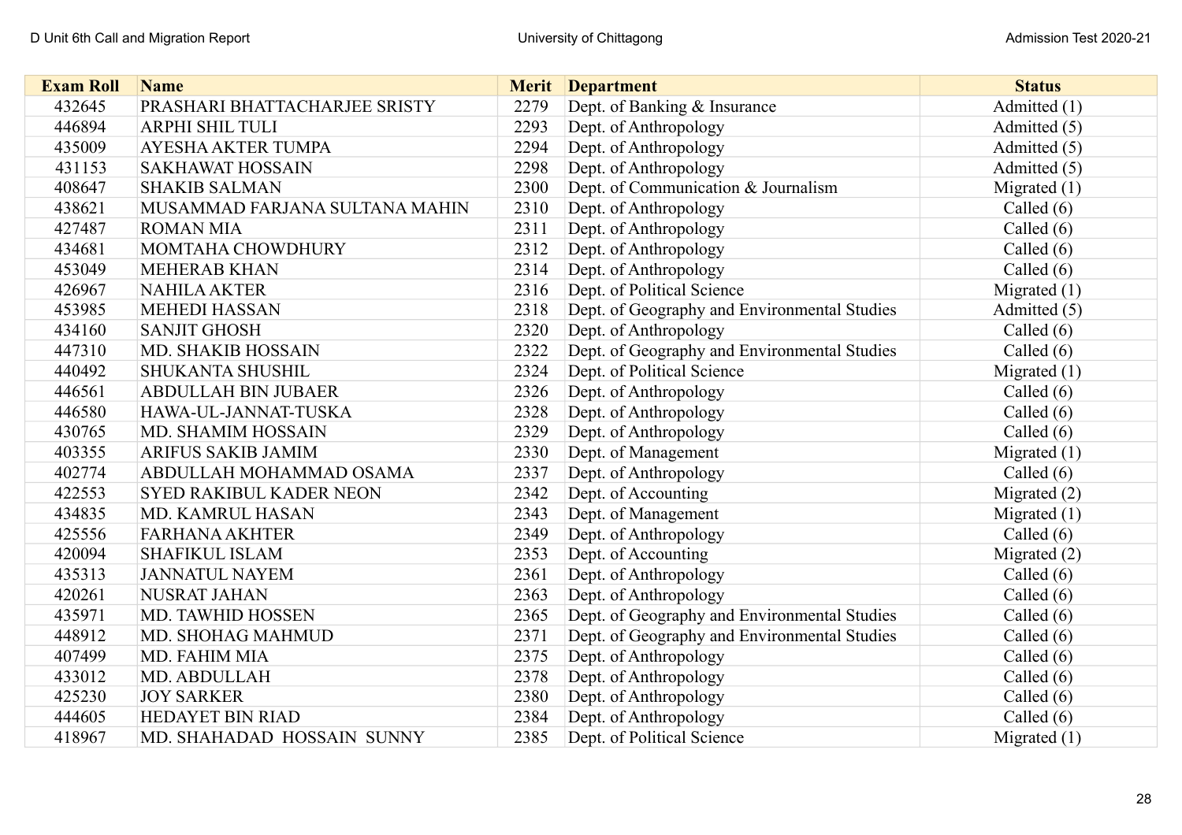| Exam Roll | Name | Merit | Department | Status |
|---|---|---|---|---|
| 432645 | PRASHARI BHATTACHARJEE SRISTY | 2279 | Dept. of Banking & Insurance | Admitted (1) |
| 446894 | ARPHI SHIL TULI | 2293 | Dept. of Anthropology | Admitted (5) |
| 435009 | AYESHA AKTER TUMPA | 2294 | Dept. of Anthropology | Admitted (5) |
| 431153 | SAKHAWAT HOSSAIN | 2298 | Dept. of Anthropology | Admitted (5) |
| 408647 | SHAKIB SALMAN | 2300 | Dept. of Communication & Journalism | Migrated (1) |
| 438621 | MUSAMMAD FARJANA SULTANA MAHIN | 2310 | Dept. of Anthropology | Called (6) |
| 427487 | ROMAN MIA | 2311 | Dept. of Anthropology | Called (6) |
| 434681 | MOMTAHA CHOWDHURY | 2312 | Dept. of Anthropology | Called (6) |
| 453049 | MEHERAB KHAN | 2314 | Dept. of Anthropology | Called (6) |
| 426967 | NAHILA AKTER | 2316 | Dept. of Political Science | Migrated (1) |
| 453985 | MEHEDI HASSAN | 2318 | Dept. of Geography and Environmental Studies | Admitted (5) |
| 434160 | SANJIT GHOSH | 2320 | Dept. of Anthropology | Called (6) |
| 447310 | MD. SHAKIB HOSSAIN | 2322 | Dept. of Geography and Environmental Studies | Called (6) |
| 440492 | SHUKANTA SHUSHIL | 2324 | Dept. of Political Science | Migrated (1) |
| 446561 | ABDULLAH BIN JUBAER | 2326 | Dept. of Anthropology | Called (6) |
| 446580 | HAWA-UL-JANNAT-TUSKA | 2328 | Dept. of Anthropology | Called (6) |
| 430765 | MD. SHAMIM HOSSAIN | 2329 | Dept. of Anthropology | Called (6) |
| 403355 | ARIFUS SAKIB JAMIM | 2330 | Dept. of Management | Migrated (1) |
| 402774 | ABDULLAH MOHAMMAD OSAMA | 2337 | Dept. of Anthropology | Called (6) |
| 422553 | SYED RAKIBUL KADER NEON | 2342 | Dept. of Accounting | Migrated (2) |
| 434835 | MD. KAMRUL HASAN | 2343 | Dept. of Management | Migrated (1) |
| 425556 | FARHANA AKHTER | 2349 | Dept. of Anthropology | Called (6) |
| 420094 | SHAFIKUL ISLAM | 2353 | Dept. of Accounting | Migrated (2) |
| 435313 | JANNATUL NAYEM | 2361 | Dept. of Anthropology | Called (6) |
| 420261 | NUSRAT JAHAN | 2363 | Dept. of Anthropology | Called (6) |
| 435971 | MD. TAWHID HOSSEN | 2365 | Dept. of Geography and Environmental Studies | Called (6) |
| 448912 | MD. SHOHAG MAHMUD | 2371 | Dept. of Geography and Environmental Studies | Called (6) |
| 407499 | MD. FAHIM MIA | 2375 | Dept. of Anthropology | Called (6) |
| 433012 | MD. ABDULLAH | 2378 | Dept. of Anthropology | Called (6) |
| 425230 | JOY SARKER | 2380 | Dept. of Anthropology | Called (6) |
| 444605 | HEDAYET BIN RIAD | 2384 | Dept. of Anthropology | Called (6) |
| 418967 | MD. SHAHADAD HOSSAIN SUNNY | 2385 | Dept. of Political Science | Migrated (1) |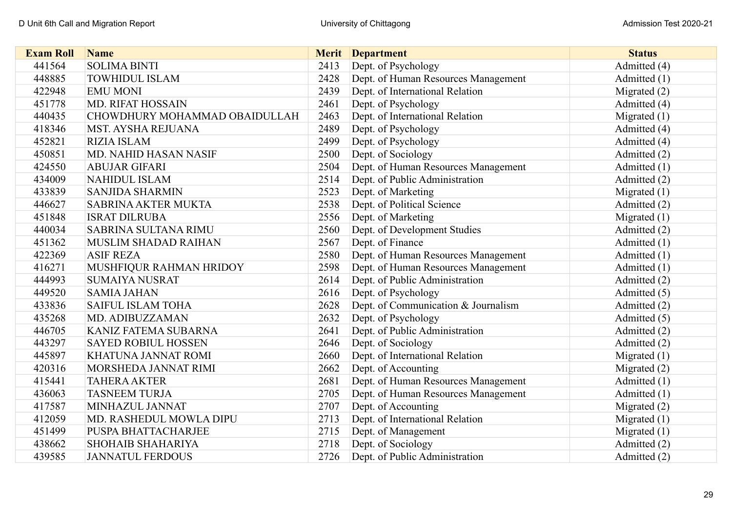| Exam Roll | Name | Merit | Department | Status |
|---|---|---|---|---|
| 441564 | SOLIMA BINTI | 2413 | Dept. of Psychology | Admitted (4) |
| 448885 | TOWHIDUL ISLAM | 2428 | Dept. of Human Resources Management | Admitted (1) |
| 422948 | EMU MONI | 2439 | Dept. of International Relation | Migrated (2) |
| 451778 | MD. RIFAT HOSSAIN | 2461 | Dept. of Psychology | Admitted (4) |
| 440435 | CHOWDHURY MOHAMMAD OBAIDULLAH | 2463 | Dept. of International Relation | Migrated (1) |
| 418346 | MST. AYSHA REJUANA | 2489 | Dept. of Psychology | Admitted (4) |
| 452821 | RIZIA ISLAM | 2499 | Dept. of Psychology | Admitted (4) |
| 450851 | MD. NAHID HASAN NASIF | 2500 | Dept. of Sociology | Admitted (2) |
| 424550 | ABUJAR GIFARI | 2504 | Dept. of Human Resources Management | Admitted (1) |
| 434009 | NAHIDUL ISLAM | 2514 | Dept. of Public Administration | Admitted (2) |
| 433839 | SANJIDA SHARMIN | 2523 | Dept. of Marketing | Migrated (1) |
| 446627 | SABRINA AKTER MUKTA | 2538 | Dept. of Political Science | Admitted (2) |
| 451848 | ISRAT DILRUBA | 2556 | Dept. of Marketing | Migrated (1) |
| 440034 | SABRINA SULTANA RIMU | 2560 | Dept. of Development Studies | Admitted (2) |
| 451362 | MUSLIM SHADAD RAIHAN | 2567 | Dept. of Finance | Admitted (1) |
| 422369 | ASIF REZA | 2580 | Dept. of Human Resources Management | Admitted (1) |
| 416271 | MUSHFIQUR RAHMAN HRIDOY | 2598 | Dept. of Human Resources Management | Admitted (1) |
| 444993 | SUMAIYA NUSRAT | 2614 | Dept. of Public Administration | Admitted (2) |
| 449520 | SAMIA JAHAN | 2616 | Dept. of Psychology | Admitted (5) |
| 433836 | SAIFUL ISLAM TOHA | 2628 | Dept. of Communication & Journalism | Admitted (2) |
| 435268 | MD. ADIBUZZAMAN | 2632 | Dept. of Psychology | Admitted (5) |
| 446705 | KANIZ FATEMA SUBARNA | 2641 | Dept. of Public Administration | Admitted (2) |
| 443297 | SAYED ROBIUL HOSSEN | 2646 | Dept. of Sociology | Admitted (2) |
| 445897 | KHATUNA JANNAT ROMI | 2660 | Dept. of International Relation | Migrated (1) |
| 420316 | MORSHEDA JANNAT RIMI | 2662 | Dept. of Accounting | Migrated (2) |
| 415441 | TAHERA AKTER | 2681 | Dept. of Human Resources Management | Admitted (1) |
| 436063 | TASNEEM TURJA | 2705 | Dept. of Human Resources Management | Admitted (1) |
| 417587 | MINHAZUL JANNAT | 2707 | Dept. of Accounting | Migrated (2) |
| 412059 | MD. RASHEDUL MOWLA DIPU | 2713 | Dept. of International Relation | Migrated (1) |
| 451499 | PUSPA BHATTACHARJEE | 2715 | Dept. of Management | Migrated (1) |
| 438662 | SHOHAIB SHAHARIYA | 2718 | Dept. of Sociology | Admitted (2) |
| 439585 | JANNATUL FERDOUS | 2726 | Dept. of Public Administration | Admitted (2) |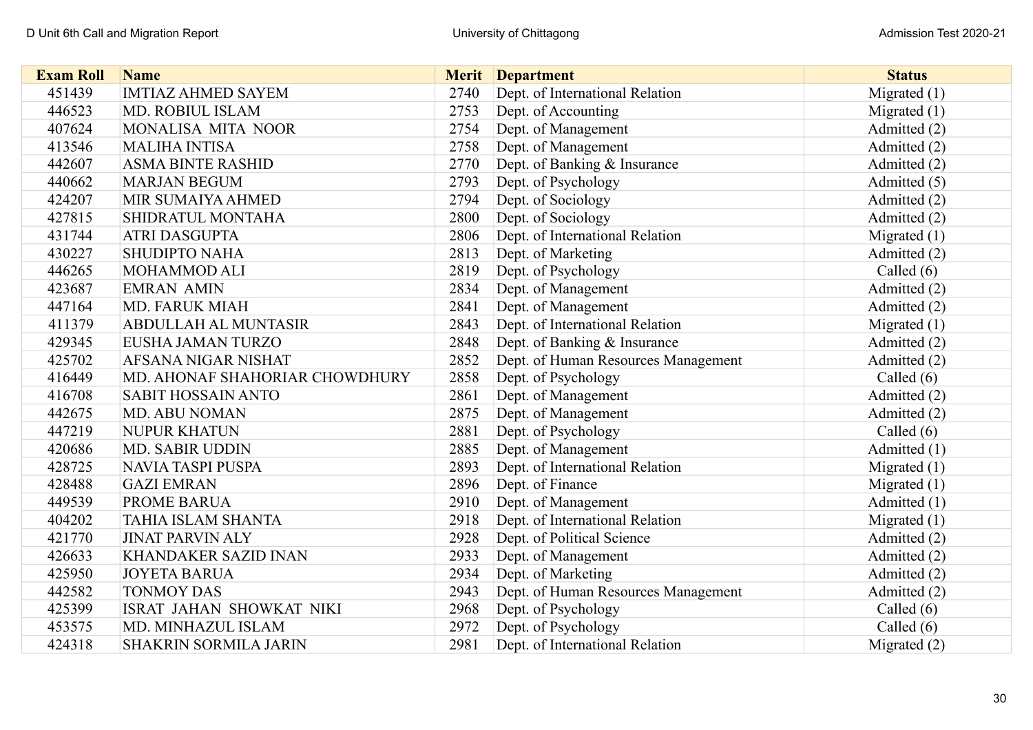| Exam Roll | Name | Merit | Department | Status |
|---|---|---|---|---|
| 451439 | IMTIAZ AHMED SAYEM | 2740 | Dept. of International Relation | Migrated (1) |
| 446523 | MD. ROBIUL ISLAM | 2753 | Dept. of Accounting | Migrated (1) |
| 407624 | MONALISA MITA NOOR | 2754 | Dept. of Management | Admitted (2) |
| 413546 | MALIHA INTISA | 2758 | Dept. of Management | Admitted (2) |
| 442607 | ASMA BINTE RASHID | 2770 | Dept. of Banking & Insurance | Admitted (2) |
| 440662 | MARJAN BEGUM | 2793 | Dept. of Psychology | Admitted (5) |
| 424207 | MIR SUMAIYA AHMED | 2794 | Dept. of Sociology | Admitted (2) |
| 427815 | SHIDRATUL MONTAHA | 2800 | Dept. of Sociology | Admitted (2) |
| 431744 | ATRI DASGUPTA | 2806 | Dept. of International Relation | Migrated (1) |
| 430227 | SHUDIPTO NAHA | 2813 | Dept. of Marketing | Admitted (2) |
| 446265 | MOHAMMOD ALI | 2819 | Dept. of Psychology | Called (6) |
| 423687 | EMRAN AMIN | 2834 | Dept. of Management | Admitted (2) |
| 447164 | MD. FARUK MIAH | 2841 | Dept. of Management | Admitted (2) |
| 411379 | ABDULLAH AL MUNTASIR | 2843 | Dept. of International Relation | Migrated (1) |
| 429345 | EUSHA JAMAN TURZO | 2848 | Dept. of Banking & Insurance | Admitted (2) |
| 425702 | AFSANA NIGAR NISHAT | 2852 | Dept. of Human Resources Management | Admitted (2) |
| 416449 | MD. AHONAF SHAHORIAR CHOWDHURY | 2858 | Dept. of Psychology | Called (6) |
| 416708 | SABIT HOSSAIN ANTO | 2861 | Dept. of Management | Admitted (2) |
| 442675 | MD. ABU NOMAN | 2875 | Dept. of Management | Admitted (2) |
| 447219 | NUPUR KHATUN | 2881 | Dept. of Psychology | Called (6) |
| 420686 | MD. SABIR UDDIN | 2885 | Dept. of Management | Admitted (1) |
| 428725 | NAVIA TASPI PUSPA | 2893 | Dept. of International Relation | Migrated (1) |
| 428488 | GAZI EMRAN | 2896 | Dept. of Finance | Migrated (1) |
| 449539 | PROME BARUA | 2910 | Dept. of Management | Admitted (1) |
| 404202 | TAHIA ISLAM SHANTA | 2918 | Dept. of International Relation | Migrated (1) |
| 421770 | JINAT PARVIN ALY | 2928 | Dept. of Political Science | Admitted (2) |
| 426633 | KHANDAKER SAZID INAN | 2933 | Dept. of Management | Admitted (2) |
| 425950 | JOYETA BARUA | 2934 | Dept. of Marketing | Admitted (2) |
| 442582 | TONMOY DAS | 2943 | Dept. of Human Resources Management | Admitted (2) |
| 425399 | ISRAT JAHAN SHOWKAT NIKI | 2968 | Dept. of Psychology | Called (6) |
| 453575 | MD. MINHAZUL ISLAM | 2972 | Dept. of Psychology | Called (6) |
| 424318 | SHAKRIN SORMILA JARIN | 2981 | Dept. of International Relation | Migrated (2) |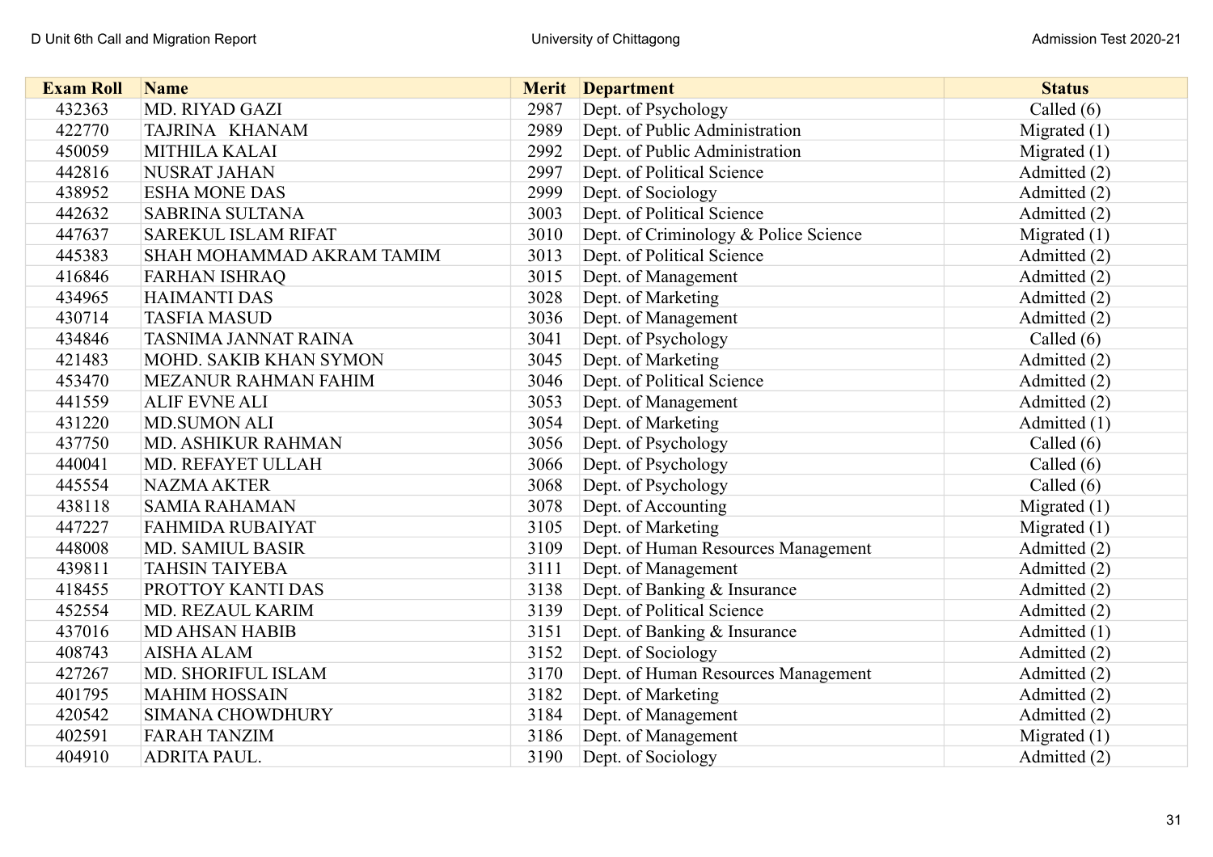| Exam Roll | Name | Merit | Department | Status |
|---|---|---|---|---|
| 432363 | MD. RIYAD GAZI | 2987 | Dept. of Psychology | Called (6) |
| 422770 | TAJRINA KHANAM | 2989 | Dept. of Public Administration | Migrated (1) |
| 450059 | MITHILA KALAI | 2992 | Dept. of Public Administration | Migrated (1) |
| 442816 | NUSRAT JAHAN | 2997 | Dept. of Political Science | Admitted (2) |
| 438952 | ESHA MONE DAS | 2999 | Dept. of Sociology | Admitted (2) |
| 442632 | SABRINA SULTANA | 3003 | Dept. of Political Science | Admitted (2) |
| 447637 | SAREKUL ISLAM RIFAT | 3010 | Dept. of Criminology & Police Science | Migrated (1) |
| 445383 | SHAH MOHAMMAD AKRAM TAMIM | 3013 | Dept. of Political Science | Admitted (2) |
| 416846 | FARHAN ISHRAQ | 3015 | Dept. of Management | Admitted (2) |
| 434965 | HAIMANTI DAS | 3028 | Dept. of Marketing | Admitted (2) |
| 430714 | TASFIA MASUD | 3036 | Dept. of Management | Admitted (2) |
| 434846 | TASNIMA JANNAT RAINA | 3041 | Dept. of Psychology | Called (6) |
| 421483 | MOHD. SAKIB KHAN SYMON | 3045 | Dept. of Marketing | Admitted (2) |
| 453470 | MEZANUR RAHMAN FAHIM | 3046 | Dept. of Political Science | Admitted (2) |
| 441559 | ALIF EVNE ALI | 3053 | Dept. of Management | Admitted (2) |
| 431220 | MD.SUMON ALI | 3054 | Dept. of Marketing | Admitted (1) |
| 437750 | MD. ASHIKUR RAHMAN | 3056 | Dept. of Psychology | Called (6) |
| 440041 | MD. REFAYET ULLAH | 3066 | Dept. of Psychology | Called (6) |
| 445554 | NAZMA AKTER | 3068 | Dept. of Psychology | Called (6) |
| 438118 | SAMIA RAHAMAN | 3078 | Dept. of Accounting | Migrated (1) |
| 447227 | FAHMIDA RUBAIYAT | 3105 | Dept. of Marketing | Migrated (1) |
| 448008 | MD. SAMIUL BASIR | 3109 | Dept. of Human Resources Management | Admitted (2) |
| 439811 | TAHSIN TAIYEBA | 3111 | Dept. of Management | Admitted (2) |
| 418455 | PROTTOY KANTI DAS | 3138 | Dept. of Banking & Insurance | Admitted (2) |
| 452554 | MD. REZAUL KARIM | 3139 | Dept. of Political Science | Admitted (2) |
| 437016 | MD AHSAN HABIB | 3151 | Dept. of Banking & Insurance | Admitted (1) |
| 408743 | AISHA ALAM | 3152 | Dept. of Sociology | Admitted (2) |
| 427267 | MD. SHORIFUL ISLAM | 3170 | Dept. of Human Resources Management | Admitted (2) |
| 401795 | MAHIM HOSSAIN | 3182 | Dept. of Marketing | Admitted (2) |
| 420542 | SIMANA CHOWDHURY | 3184 | Dept. of Management | Admitted (2) |
| 402591 | FARAH TANZIM | 3186 | Dept. of Management | Migrated (1) |
| 404910 | ADRITA PAUL. | 3190 | Dept. of Sociology | Admitted (2) |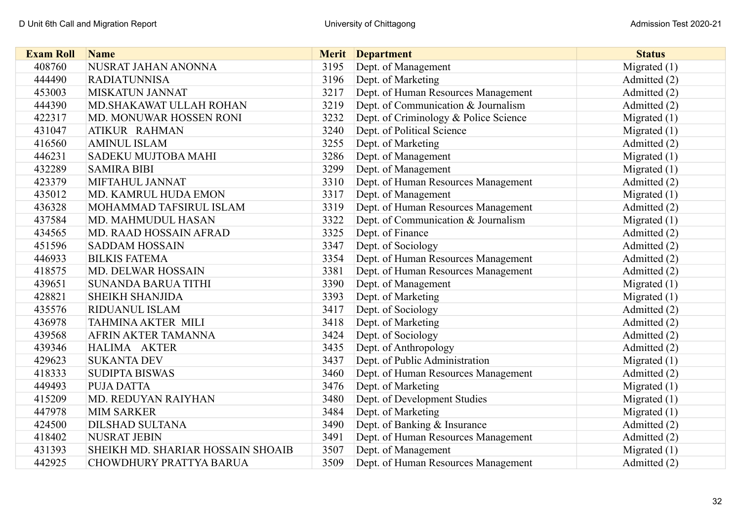| Exam Roll | Name | Merit | Department | Status |
|---|---|---|---|---|
| 408760 | NUSRAT JAHAN ANONNA | 3195 | Dept. of Management | Migrated (1) |
| 444490 | RADIATUNNISA | 3196 | Dept. of Marketing | Admitted (2) |
| 453003 | MISKATUN JANNAT | 3217 | Dept. of Human Resources Management | Admitted (2) |
| 444390 | MD.SHAKAWAT ULLAH ROHAN | 3219 | Dept. of Communication & Journalism | Admitted (2) |
| 422317 | MD. MONUWAR HOSSEN RONI | 3232 | Dept. of Criminology & Police Science | Migrated (1) |
| 431047 | ATIKUR RAHMAN | 3240 | Dept. of Political Science | Migrated (1) |
| 416560 | AMINUL ISLAM | 3255 | Dept. of Marketing | Admitted (2) |
| 446231 | SADEKU MUJTOBA MAHI | 3286 | Dept. of Management | Migrated (1) |
| 432289 | SAMIRA BIBI | 3299 | Dept. of Management | Migrated (1) |
| 423379 | MIFTAHUL JANNAT | 3310 | Dept. of Human Resources Management | Admitted (2) |
| 435012 | MD. KAMRUL HUDA EMON | 3317 | Dept. of Management | Migrated (1) |
| 436328 | MOHAMMAD TAFSIRUL ISLAM | 3319 | Dept. of Human Resources Management | Admitted (2) |
| 437584 | MD. MAHMUDUL HASAN | 3322 | Dept. of Communication & Journalism | Migrated (1) |
| 434565 | MD. RAAD HOSSAIN AFRAD | 3325 | Dept. of Finance | Admitted (2) |
| 451596 | SADDAM HOSSAIN | 3347 | Dept. of Sociology | Admitted (2) |
| 446933 | BILKIS FATEMA | 3354 | Dept. of Human Resources Management | Admitted (2) |
| 418575 | MD. DELWAR HOSSAIN | 3381 | Dept. of Human Resources Management | Admitted (2) |
| 439651 | SUNANDA BARUA TITHI | 3390 | Dept. of Management | Migrated (1) |
| 428821 | SHEIKH SHANJIDA | 3393 | Dept. of Marketing | Migrated (1) |
| 435576 | RIDUANUL ISLAM | 3417 | Dept. of Sociology | Admitted (2) |
| 436978 | TAHMINA AKTER MILI | 3418 | Dept. of Marketing | Admitted (2) |
| 439568 | AFRIN AKTER TAMANNA | 3424 | Dept. of Sociology | Admitted (2) |
| 439346 | HALIMA AKTER | 3435 | Dept. of Anthropology | Admitted (2) |
| 429623 | SUKANTA DEV | 3437 | Dept. of Public Administration | Migrated (1) |
| 418333 | SUDIPTA BISWAS | 3460 | Dept. of Human Resources Management | Admitted (2) |
| 449493 | PUJA DATTA | 3476 | Dept. of Marketing | Migrated (1) |
| 415209 | MD. REDUYAN RAIYHAN | 3480 | Dept. of Development Studies | Migrated (1) |
| 447978 | MIM SARKER | 3484 | Dept. of Marketing | Migrated (1) |
| 424500 | DILSHAD SULTANA | 3490 | Dept. of Banking & Insurance | Admitted (2) |
| 418402 | NUSRAT JEBIN | 3491 | Dept. of Human Resources Management | Admitted (2) |
| 431393 | SHEIKH MD. SHARIAR HOSSAIN SHOAIB | 3507 | Dept. of Management | Migrated (1) |
| 442925 | CHOWDHURY PRATTYA BARUA | 3509 | Dept. of Human Resources Management | Admitted (2) |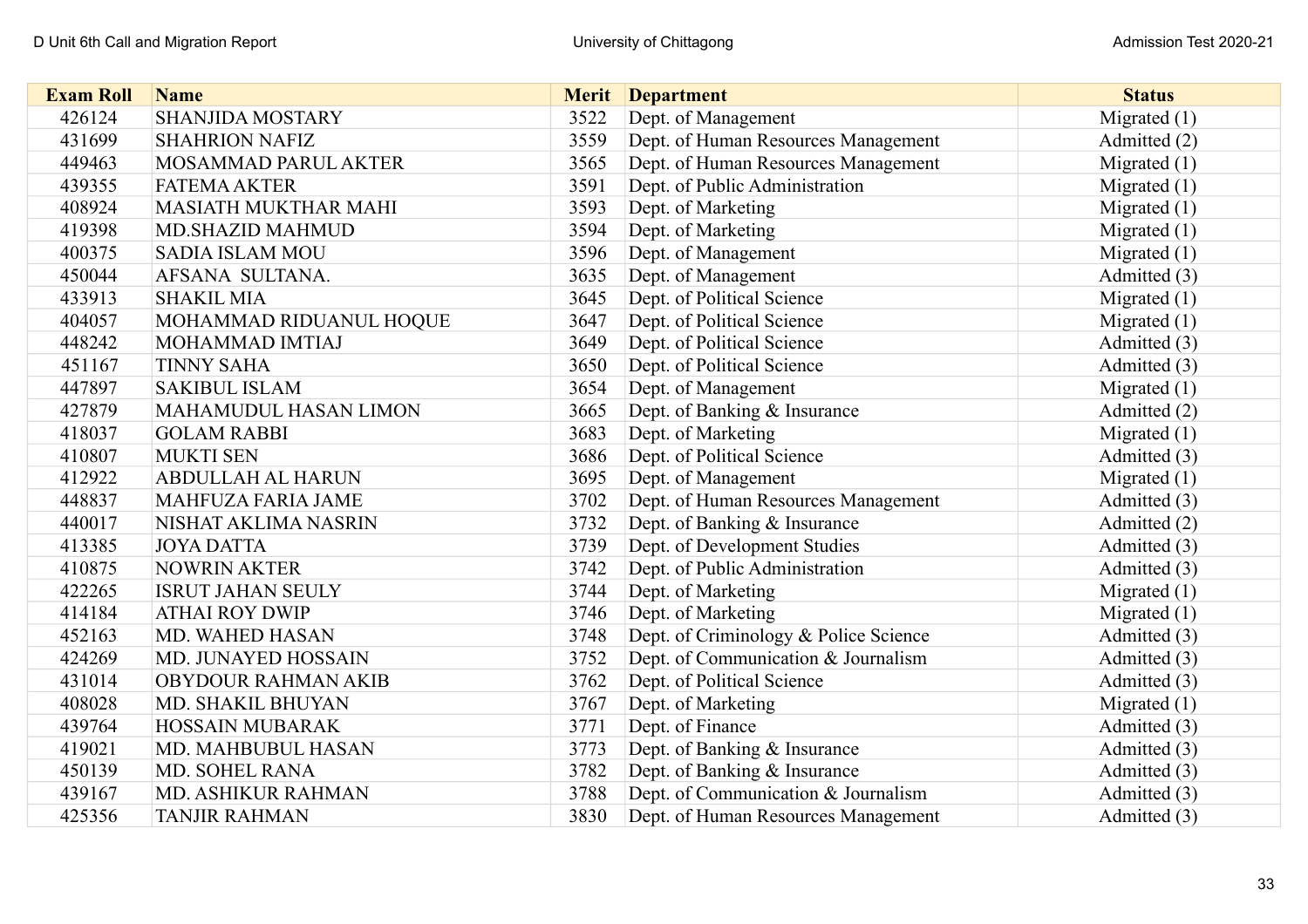| Exam Roll | Name | Merit | Department | Status |
|---|---|---|---|---|
| 426124 | SHANJIDA MOSTARY | 3522 | Dept. of Management | Migrated (1) |
| 431699 | SHAHRION NAFIZ | 3559 | Dept. of Human Resources Management | Admitted (2) |
| 449463 | MOSAMMAD PARUL AKTER | 3565 | Dept. of Human Resources Management | Migrated (1) |
| 439355 | FATEMA AKTER | 3591 | Dept. of Public Administration | Migrated (1) |
| 408924 | MASIATH MUKTHAR MAHI | 3593 | Dept. of Marketing | Migrated (1) |
| 419398 | MD.SHAZID MAHMUD | 3594 | Dept. of Marketing | Migrated (1) |
| 400375 | SADIA ISLAM MOU | 3596 | Dept. of Management | Migrated (1) |
| 450044 | AFSANA SULTANA. | 3635 | Dept. of Management | Admitted (3) |
| 433913 | SHAKIL MIA | 3645 | Dept. of Political Science | Migrated (1) |
| 404057 | MOHAMMAD RIDUANUL HOQUE | 3647 | Dept. of Political Science | Migrated (1) |
| 448242 | MOHAMMAD IMTIAJ | 3649 | Dept. of Political Science | Admitted (3) |
| 451167 | TINNY SAHA | 3650 | Dept. of Political Science | Admitted (3) |
| 447897 | SAKIBUL ISLAM | 3654 | Dept. of Management | Migrated (1) |
| 427879 | MAHAMUDUL HASAN LIMON | 3665 | Dept. of Banking & Insurance | Admitted (2) |
| 418037 | GOLAM RABBI | 3683 | Dept. of Marketing | Migrated (1) |
| 410807 | MUKTI SEN | 3686 | Dept. of Political Science | Admitted (3) |
| 412922 | ABDULLAH AL HARUN | 3695 | Dept. of Management | Migrated (1) |
| 448837 | MAHFUZA FARIA JAME | 3702 | Dept. of Human Resources Management | Admitted (3) |
| 440017 | NISHAT AKLIMA NASRIN | 3732 | Dept. of Banking & Insurance | Admitted (2) |
| 413385 | JOYA DATTA | 3739 | Dept. of Development Studies | Admitted (3) |
| 410875 | NOWRIN AKTER | 3742 | Dept. of Public Administration | Admitted (3) |
| 422265 | ISRUT JAHAN SEULY | 3744 | Dept. of Marketing | Migrated (1) |
| 414184 | ATHAI ROY DWIP | 3746 | Dept. of Marketing | Migrated (1) |
| 452163 | MD. WAHED HASAN | 3748 | Dept. of Criminology & Police Science | Admitted (3) |
| 424269 | MD. JUNAYED HOSSAIN | 3752 | Dept. of Communication & Journalism | Admitted (3) |
| 431014 | OBYDOUR RAHMAN AKIB | 3762 | Dept. of Political Science | Admitted (3) |
| 408028 | MD. SHAKIL BHUYAN | 3767 | Dept. of Marketing | Migrated (1) |
| 439764 | HOSSAIN MUBARAK | 3771 | Dept. of Finance | Admitted (3) |
| 419021 | MD. MAHBUBUL HASAN | 3773 | Dept. of Banking & Insurance | Admitted (3) |
| 450139 | MD. SOHEL RANA | 3782 | Dept. of Banking & Insurance | Admitted (3) |
| 439167 | MD. ASHIKUR RAHMAN | 3788 | Dept. of Communication & Journalism | Admitted (3) |
| 425356 | TANJIR RAHMAN | 3830 | Dept. of Human Resources Management | Admitted (3) |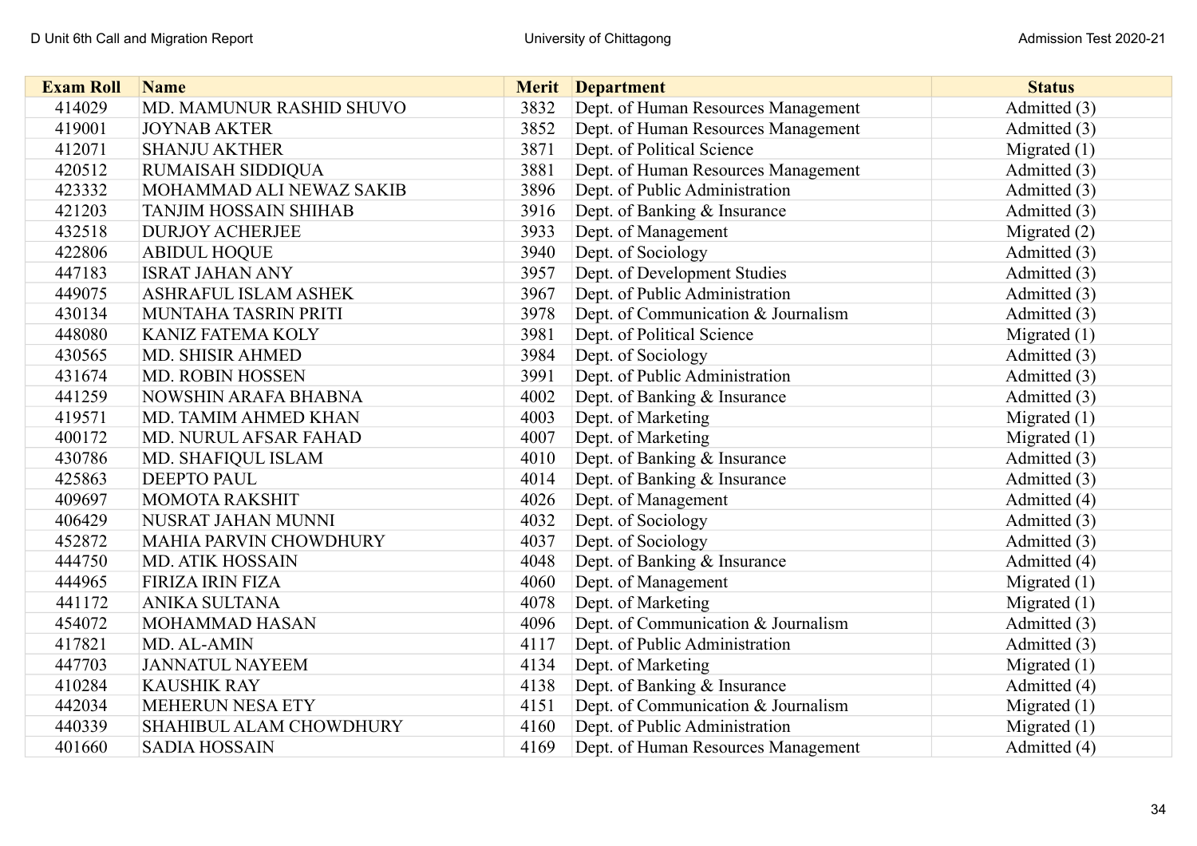| Exam Roll | Name | Merit | Department | Status |
|---|---|---|---|---|
| 414029 | MD. MAMUNUR RASHID SHUVO | 3832 | Dept. of Human Resources Management | Admitted (3) |
| 419001 | JOYNAB AKTER | 3852 | Dept. of Human Resources Management | Admitted (3) |
| 412071 | SHANJU AKTHER | 3871 | Dept. of Political Science | Migrated (1) |
| 420512 | RUMAISAH SIDDIQUA | 3881 | Dept. of Human Resources Management | Admitted (3) |
| 423332 | MOHAMMAD ALI NEWAZ SAKIB | 3896 | Dept. of Public Administration | Admitted (3) |
| 421203 | TANJIM HOSSAIN SHIHAB | 3916 | Dept. of Banking & Insurance | Admitted (3) |
| 432518 | DURJOY ACHERJEE | 3933 | Dept. of Management | Migrated (2) |
| 422806 | ABIDUL HOQUE | 3940 | Dept. of Sociology | Admitted (3) |
| 447183 | ISRAT JAHAN ANY | 3957 | Dept. of Development Studies | Admitted (3) |
| 449075 | ASHRAFUL ISLAM ASHEK | 3967 | Dept. of Public Administration | Admitted (3) |
| 430134 | MUNTAHA TASRIN PRITI | 3978 | Dept. of Communication & Journalism | Admitted (3) |
| 448080 | KANIZ FATEMA KOLY | 3981 | Dept. of Political Science | Migrated (1) |
| 430565 | MD. SHISIR AHMED | 3984 | Dept. of Sociology | Admitted (3) |
| 431674 | MD. ROBIN HOSSEN | 3991 | Dept. of Public Administration | Admitted (3) |
| 441259 | NOWSHIN ARAFA BHABNA | 4002 | Dept. of Banking & Insurance | Admitted (3) |
| 419571 | MD. TAMIM AHMED KHAN | 4003 | Dept. of Marketing | Migrated (1) |
| 400172 | MD. NURUL AFSAR FAHAD | 4007 | Dept. of Marketing | Migrated (1) |
| 430786 | MD. SHAFIQUL ISLAM | 4010 | Dept. of Banking & Insurance | Admitted (3) |
| 425863 | DEEPTO PAUL | 4014 | Dept. of Banking & Insurance | Admitted (3) |
| 409697 | MOMOTA RAKSHIT | 4026 | Dept. of Management | Admitted (4) |
| 406429 | NUSRAT JAHAN MUNNI | 4032 | Dept. of Sociology | Admitted (3) |
| 452872 | MAHIA PARVIN CHOWDHURY | 4037 | Dept. of Sociology | Admitted (3) |
| 444750 | MD. ATIK HOSSAIN | 4048 | Dept. of Banking & Insurance | Admitted (4) |
| 444965 | FIRIZA IRIN FIZA | 4060 | Dept. of Management | Migrated (1) |
| 441172 | ANIKA SULTANA | 4078 | Dept. of Marketing | Migrated (1) |
| 454072 | MOHAMMAD HASAN | 4096 | Dept. of Communication & Journalism | Admitted (3) |
| 417821 | MD. AL-AMIN | 4117 | Dept. of Public Administration | Admitted (3) |
| 447703 | JANNATUL NAYEEM | 4134 | Dept. of Marketing | Migrated (1) |
| 410284 | KAUSHIK RAY | 4138 | Dept. of Banking & Insurance | Admitted (4) |
| 442034 | MEHERUN NESA ETY | 4151 | Dept. of Communication & Journalism | Migrated (1) |
| 440339 | SHAHIBUL ALAM CHOWDHURY | 4160 | Dept. of Public Administration | Migrated (1) |
| 401660 | SADIA HOSSAIN | 4169 | Dept. of Human Resources Management | Admitted (4) |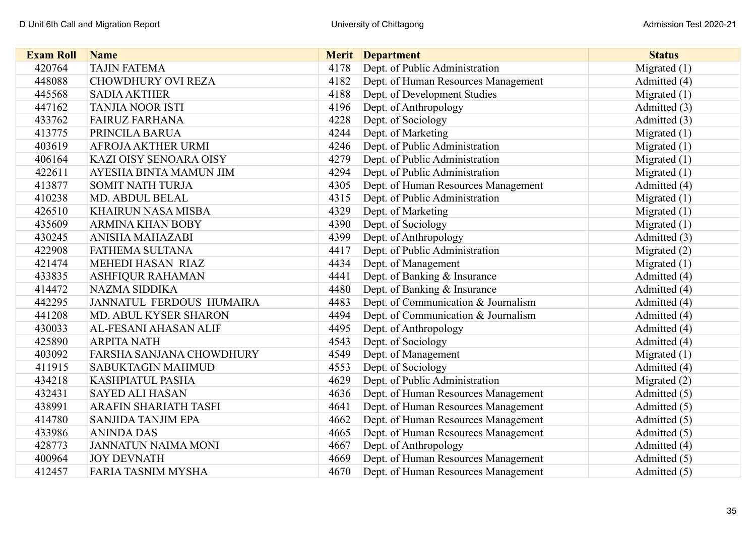| Exam Roll | Name | Merit | Department | Status |
|---|---|---|---|---|
| 420764 | TAJIN FATEMA | 4178 | Dept. of Public Administration | Migrated (1) |
| 448088 | CHOWDHURY OVI REZA | 4182 | Dept. of Human Resources Management | Admitted (4) |
| 445568 | SADIA AKTHER | 4188 | Dept. of Development Studies | Migrated (1) |
| 447162 | TANJIA NOOR ISTI | 4196 | Dept. of Anthropology | Admitted (3) |
| 433762 | FAIRUZ FARHANA | 4228 | Dept. of Sociology | Admitted (3) |
| 413775 | PRINCILA BARUA | 4244 | Dept. of Marketing | Migrated (1) |
| 403619 | AFROJA AKTHER URMI | 4246 | Dept. of Public Administration | Migrated (1) |
| 406164 | KAZI OISY SENOARA OISY | 4279 | Dept. of Public Administration | Migrated (1) |
| 422611 | AYESHA BINTA MAMUN JIM | 4294 | Dept. of Public Administration | Migrated (1) |
| 413877 | SOMIT NATH TURJA | 4305 | Dept. of Human Resources Management | Admitted (4) |
| 410238 | MD. ABDUL BELAL | 4315 | Dept. of Public Administration | Migrated (1) |
| 426510 | KHAIRUN NASA MISBA | 4329 | Dept. of Marketing | Migrated (1) |
| 435609 | ARMINA KHAN BOBY | 4390 | Dept. of Sociology | Migrated (1) |
| 430245 | ANISHA MAHAZABI | 4399 | Dept. of Anthropology | Admitted (3) |
| 422908 | FATHEMA SULTANA | 4417 | Dept. of Public Administration | Migrated (2) |
| 421474 | MEHEDI HASAN RIAZ | 4434 | Dept. of Management | Migrated (1) |
| 433835 | ASHFIQUR RAHAMAN | 4441 | Dept. of Banking & Insurance | Admitted (4) |
| 414472 | NAZMA SIDDIKA | 4480 | Dept. of Banking & Insurance | Admitted (4) |
| 442295 | JANNATUL FERDOUS HUMAIRA | 4483 | Dept. of Communication & Journalism | Admitted (4) |
| 441208 | MD. ABUL KYSER SHARON | 4494 | Dept. of Communication & Journalism | Admitted (4) |
| 430033 | AL-FESANI AHASAN ALIF | 4495 | Dept. of Anthropology | Admitted (4) |
| 425890 | ARPITA NATH | 4543 | Dept. of Sociology | Admitted (4) |
| 403092 | FARSHA SANJANA CHOWDHURY | 4549 | Dept. of Management | Migrated (1) |
| 411915 | SABUKTAGIN MAHMUD | 4553 | Dept. of Sociology | Admitted (4) |
| 434218 | KASHPIATUL PASHA | 4629 | Dept. of Public Administration | Migrated (2) |
| 432431 | SAYED ALI HASAN | 4636 | Dept. of Human Resources Management | Admitted (5) |
| 438991 | ARAFIN SHARIATH TASFI | 4641 | Dept. of Human Resources Management | Admitted (5) |
| 414780 | SANJIDA TANJIM EPA | 4662 | Dept. of Human Resources Management | Admitted (5) |
| 433986 | ANINDA DAS | 4665 | Dept. of Human Resources Management | Admitted (5) |
| 428773 | JANNATUN NAIMA MONI | 4667 | Dept. of Anthropology | Admitted (4) |
| 400964 | JOY DEVNATH | 4669 | Dept. of Human Resources Management | Admitted (5) |
| 412457 | FARIA TASNIM MYSHA | 4670 | Dept. of Human Resources Management | Admitted (5) |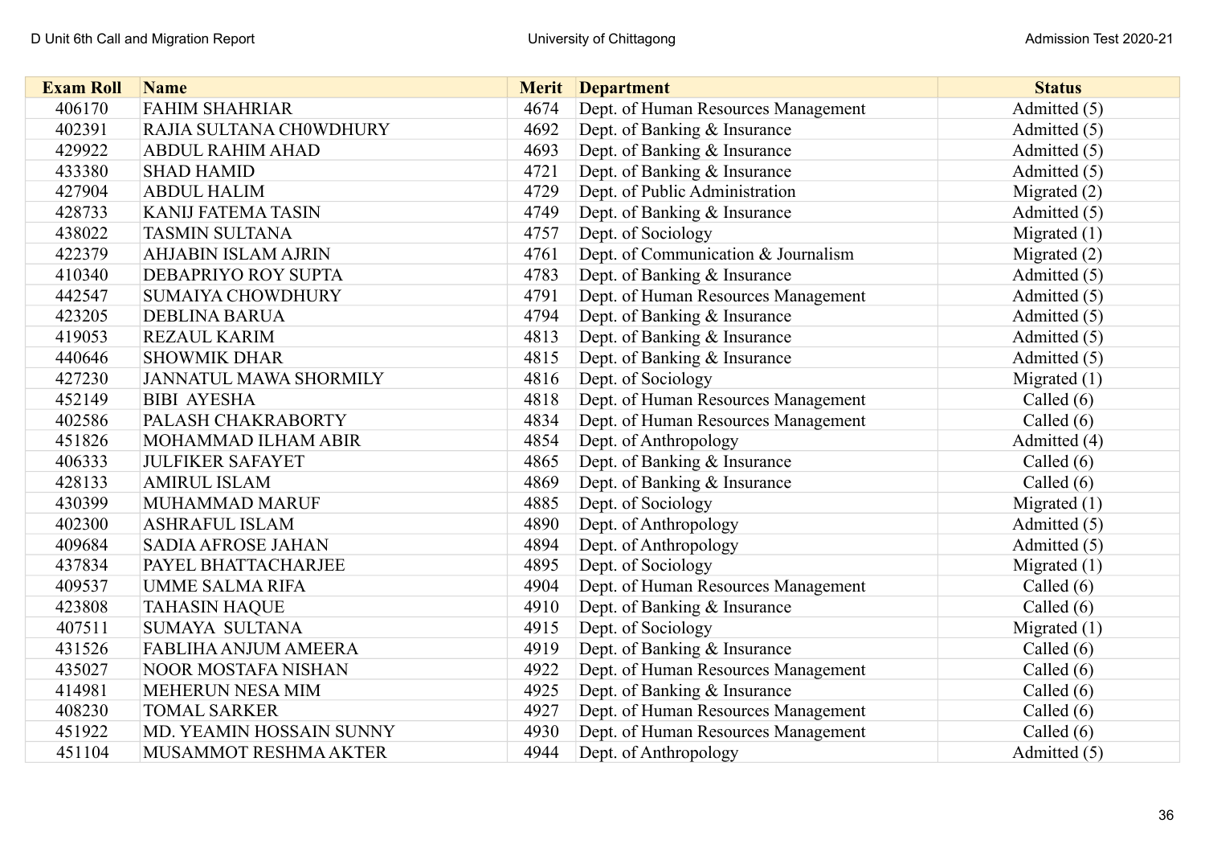| Exam Roll | Name | Merit | Department | Status |
|---|---|---|---|---|
| 406170 | FAHIM SHAHRIAR | 4674 | Dept. of Human Resources Management | Admitted (5) |
| 402391 | RAJIA SULTANA CH0WDHURY | 4692 | Dept. of Banking & Insurance | Admitted (5) |
| 429922 | ABDUL RAHIM AHAD | 4693 | Dept. of Banking & Insurance | Admitted (5) |
| 433380 | SHAD HAMID | 4721 | Dept. of Banking & Insurance | Admitted (5) |
| 427904 | ABDUL HALIM | 4729 | Dept. of Public Administration | Migrated (2) |
| 428733 | KANIJ FATEMA TASIN | 4749 | Dept. of Banking & Insurance | Admitted (5) |
| 438022 | TASMIN SULTANA | 4757 | Dept. of Sociology | Migrated (1) |
| 422379 | AHJABIN ISLAM AJRIN | 4761 | Dept. of Communication & Journalism | Migrated (2) |
| 410340 | DEBAPRIYO ROY SUPTA | 4783 | Dept. of Banking & Insurance | Admitted (5) |
| 442547 | SUMAIYA CHOWDHURY | 4791 | Dept. of Human Resources Management | Admitted (5) |
| 423205 | DEBLINA BARUA | 4794 | Dept. of Banking & Insurance | Admitted (5) |
| 419053 | REZAUL KARIM | 4813 | Dept. of Banking & Insurance | Admitted (5) |
| 440646 | SHOWMIK DHAR | 4815 | Dept. of Banking & Insurance | Admitted (5) |
| 427230 | JANNATUL MAWA SHORMILY | 4816 | Dept. of Sociology | Migrated (1) |
| 452149 | BIBI AYESHA | 4818 | Dept. of Human Resources Management | Called (6) |
| 402586 | PALASH CHAKRABORTY | 4834 | Dept. of Human Resources Management | Called (6) |
| 451826 | MOHAMMAD ILHAM ABIR | 4854 | Dept. of Anthropology | Admitted (4) |
| 406333 | JULFIKER SAFAYET | 4865 | Dept. of Banking & Insurance | Called (6) |
| 428133 | AMIRUL ISLAM | 4869 | Dept. of Banking & Insurance | Called (6) |
| 430399 | MUHAMMAD MARUF | 4885 | Dept. of Sociology | Migrated (1) |
| 402300 | ASHRAFUL ISLAM | 4890 | Dept. of Anthropology | Admitted (5) |
| 409684 | SADIA AFROSE JAHAN | 4894 | Dept. of Anthropology | Admitted (5) |
| 437834 | PAYEL BHATTACHARJEE | 4895 | Dept. of Sociology | Migrated (1) |
| 409537 | UMME SALMA RIFA | 4904 | Dept. of Human Resources Management | Called (6) |
| 423808 | TAHASIN HAQUE | 4910 | Dept. of Banking & Insurance | Called (6) |
| 407511 | SUMAYA SULTANA | 4915 | Dept. of Sociology | Migrated (1) |
| 431526 | FABLIHA ANJUM AMEERA | 4919 | Dept. of Banking & Insurance | Called (6) |
| 435027 | NOOR MOSTAFA NISHAN | 4922 | Dept. of Human Resources Management | Called (6) |
| 414981 | MEHERUN NESA MIM | 4925 | Dept. of Banking & Insurance | Called (6) |
| 408230 | TOMAL SARKER | 4927 | Dept. of Human Resources Management | Called (6) |
| 451922 | MD. YEAMIN HOSSAIN SUNNY | 4930 | Dept. of Human Resources Management | Called (6) |
| 451104 | MUSAMMOT RESHMA AKTER | 4944 | Dept. of Anthropology | Admitted (5) |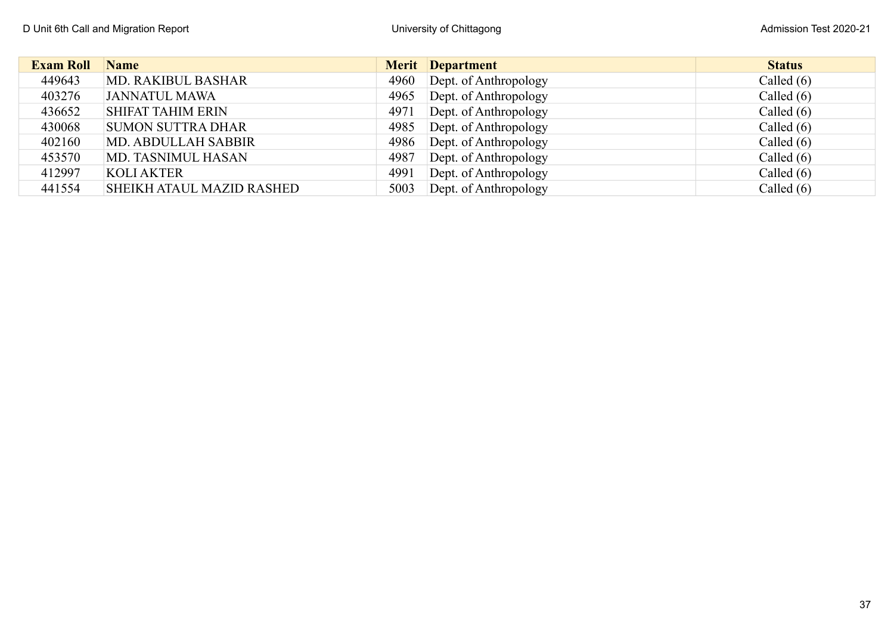| Exam Roll | Name | Merit | Department | Status |
|---|---|---|---|---|
| 449643 | MD. RAKIBUL BASHAR | 4960 | Dept. of Anthropology | Called (6) |
| 403276 | JANNATUL MAWA | 4965 | Dept. of Anthropology | Called (6) |
| 436652 | SHIFAT TAHIM ERIN | 4971 | Dept. of Anthropology | Called (6) |
| 430068 | SUMON SUTTRA DHAR | 4985 | Dept. of Anthropology | Called (6) |
| 402160 | MD. ABDULLAH SABBIR | 4986 | Dept. of Anthropology | Called (6) |
| 453570 | MD. TASNIMUL HASAN | 4987 | Dept. of Anthropology | Called (6) |
| 412997 | KOLI AKTER | 4991 | Dept. of Anthropology | Called (6) |
| 441554 | SHEIKH ATAUL MAZID RASHED | 5003 | Dept. of Anthropology | Called (6) |